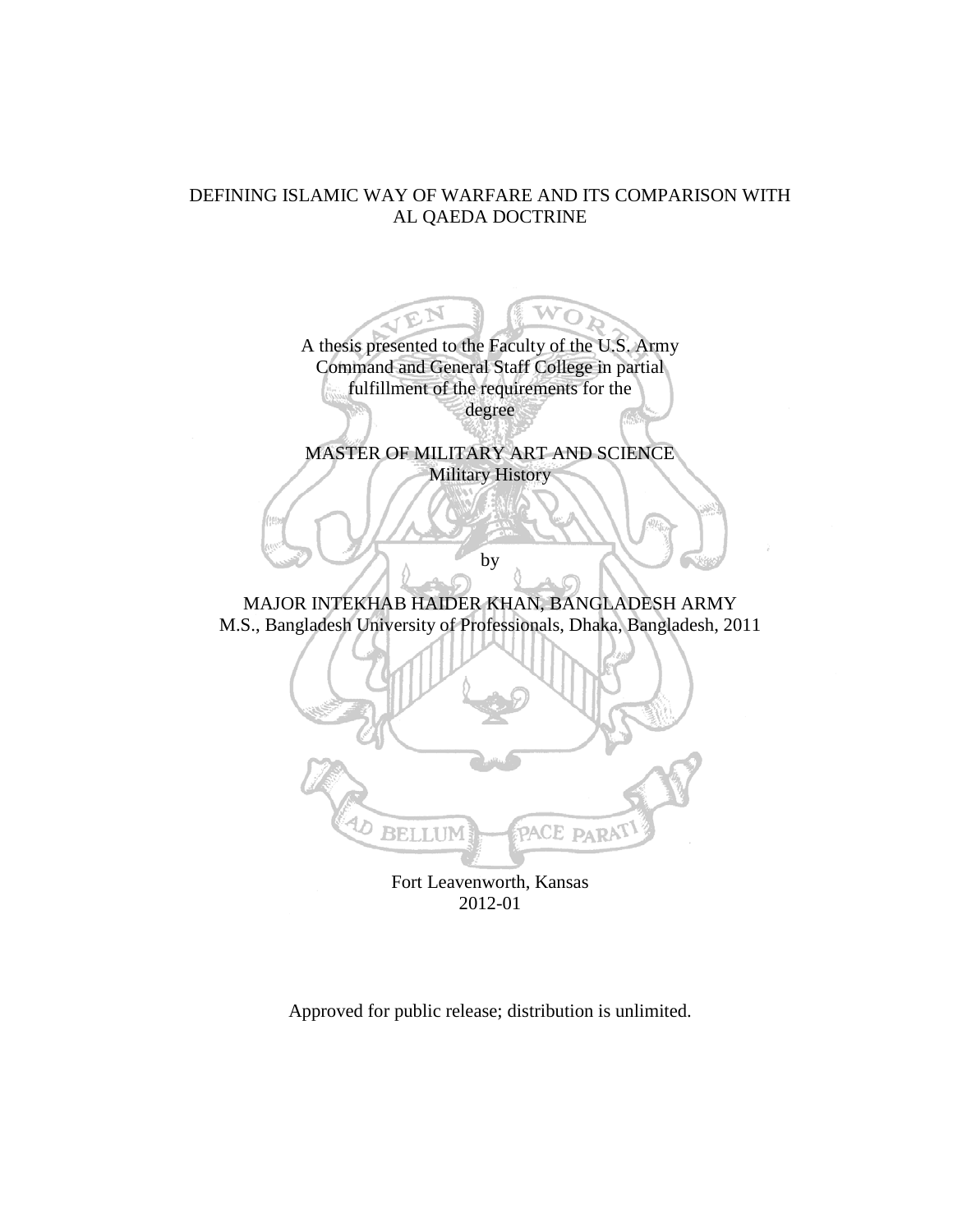# DEFINING ISLAMIC WAY OF WARFARE AND ITS COMPARISON WITH AL QAEDA DOCTRINE

A thesis presented to the Faculty of the U.S. Army Command and General Staff College in partial fulfillment of the requirements for the degree

MASTER OF MILITARY ART AND SCIENCE
Military History

by

MAJOR INTEKHAB HAIDER KHAN, BANGLADESH ARMY
M.S., Bangladesh University of Professionals, Dhaka, Bangladesh, 2011

AD BELLUM PACE PARATI

Fort Leavenworth, Kansas
2012-01

Approved for public release; distribution is unlimited.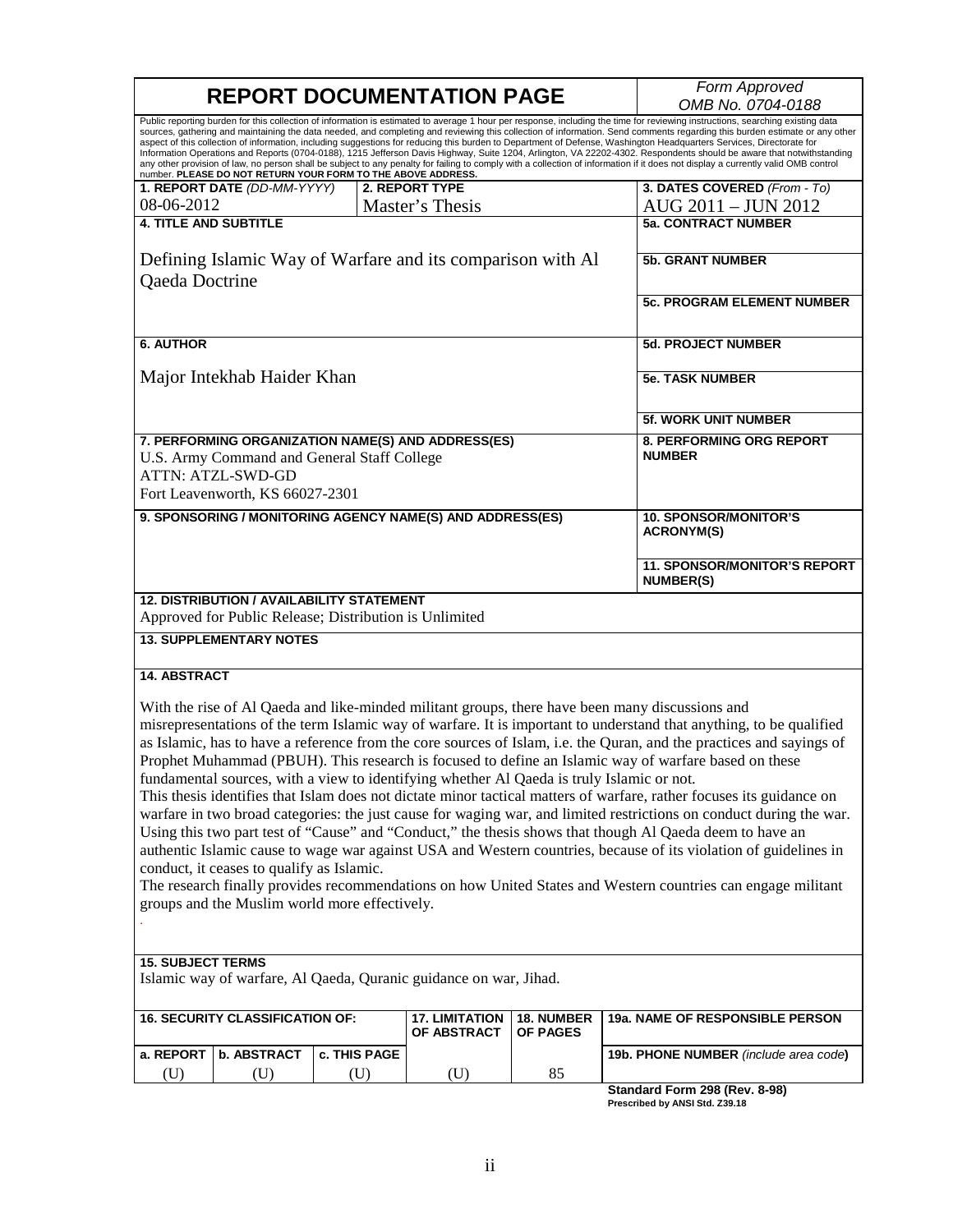# REPORT DOCUMENTATION PAGE

*Form Approved*
*OMB No. 0704-0188*

Public reporting burden for this collection of information is estimated to average 1 hour per response, including the time for reviewing instructions, searching existing data sources, gathering and maintaining the data needed, and completing and reviewing this collection of information. Send comments regarding this burden estimate or any other aspect of this collection of information, including suggestions for reducing this burden to Department of Defense, Washington Headquarters Services, Directorate for Information Operations and Reports (0704-0188), 1215 Jefferson Davis Highway, Suite 1204, Arlington, VA 22202-4302. Respondents should be aware that notwithstanding any other provision of law, no person shall be subject to any penalty for failing to comply with a collection of information if it does not display a currently valid OMB control number. **PLEASE DO NOT RETURN YOUR FORM TO THE ABOVE ADDRESS.**

| **1. REPORT DATE** *(DD-MM-YYYY)* | **2. REPORT TYPE** | **3. DATES COVERED** *(From - To)* |
|---|---|---|
| 08-06-2012 | Master's Thesis | AUG 2011 – JUN 2012 |

**4. TITLE AND SUBTITLE**

Defining Islamic Way of Warfare and its comparison with Al Qaeda Doctrine

**5a. CONTRACT NUMBER**

**5b. GRANT NUMBER**

**5c. PROGRAM ELEMENT NUMBER**

**6. AUTHOR**

Major Intekhab Haider Khan

**5d. PROJECT NUMBER**

**5e. TASK NUMBER**

**5f. WORK UNIT NUMBER**

**7. PERFORMING ORGANIZATION NAME(S) AND ADDRESS(ES)**

U.S. Army Command and General Staff College
ATTN: ATZL-SWD-GD
Fort Leavenworth, KS 66027-2301

**8. PERFORMING ORG REPORT NUMBER**

**9. SPONSORING / MONITORING AGENCY NAME(S) AND ADDRESS(ES)**

**10. SPONSOR/MONITOR'S ACRONYM(S)**

**11. SPONSOR/MONITOR'S REPORT NUMBER(S)**

**12. DISTRIBUTION / AVAILABILITY STATEMENT**

Approved for Public Release; Distribution is Unlimited

**13. SUPPLEMENTARY NOTES**

**14. ABSTRACT**

With the rise of Al Qaeda and like-minded militant groups, there have been many discussions and misrepresentations of the term Islamic way of warfare. It is important to understand that anything, to be qualified as Islamic, has to have a reference from the core sources of Islam, i.e. the Quran, and the practices and sayings of Prophet Muhammad (PBUH). This research is focused to define an Islamic way of warfare based on these fundamental sources, with a view to identifying whether Al Qaeda is truly Islamic or not.

This thesis identifies that Islam does not dictate minor tactical matters of warfare, rather focuses its guidance on warfare in two broad categories: the just cause for waging war, and limited restrictions on conduct during the war. Using this two part test of "Cause" and "Conduct," the thesis shows that though Al Qaeda deem to have an authentic Islamic cause to wage war against USA and Western countries, because of its violation of guidelines in conduct, it ceases to qualify as Islamic.

The research finally provides recommendations on how United States and Western countries can engage militant groups and the Muslim world more effectively.

**15. SUBJECT TERMS**

Islamic way of warfare, Al Qaeda, Quranic guidance on war, Jihad.

| **16. SECURITY CLASSIFICATION OF:** | | | **17. LIMITATION OF ABSTRACT** | **18. NUMBER OF PAGES** | **19a. NAME OF RESPONSIBLE PERSON** |
|---|---|---|---|---|---|
| **a. REPORT** | **b. ABSTRACT** | **c. THIS PAGE** | | | **19b. PHONE NUMBER** *(include area code)* |
| (U) | (U) | (U) | (U) | 85 | |

**Standard Form 298 (Rev. 8-98)**
**Prescribed by ANSI Std. Z39.18**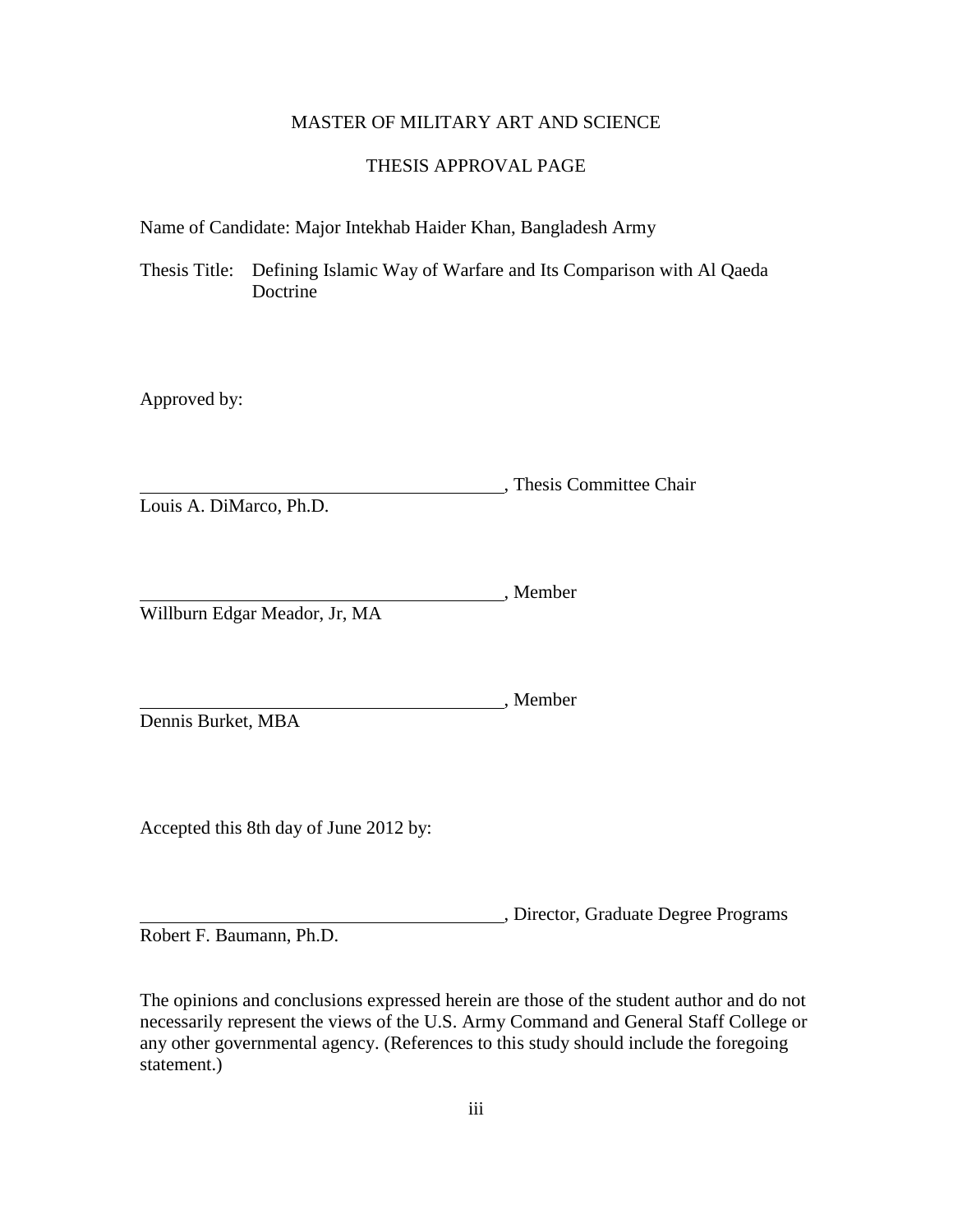MASTER OF MILITARY ART AND SCIENCE

THESIS APPROVAL PAGE

Name of Candidate: Major Intekhab Haider Khan, Bangladesh Army

Thesis Title: Defining Islamic Way of Warfare and Its Comparison with Al Qaeda Doctrine

Approved by:

\_\_\_\_\_\_\_\_\_\_\_\_\_\_\_\_\_\_\_\_\_\_\_\_\_\_\_\_\_\_\_\_\_\_\_\_\_\_\_\_, Thesis Committee Chair
Louis A. DiMarco, Ph.D.

\_\_\_\_\_\_\_\_\_\_\_\_\_\_\_\_\_\_\_\_\_\_\_\_\_\_\_\_\_\_\_\_\_\_\_\_\_\_\_\_, Member
Willburn Edgar Meador, Jr, MA

\_\_\_\_\_\_\_\_\_\_\_\_\_\_\_\_\_\_\_\_\_\_\_\_\_\_\_\_\_\_\_\_\_\_\_\_\_\_\_\_, Member
Dennis Burket, MBA

Accepted this 8th day of June 2012 by:

\_\_\_\_\_\_\_\_\_\_\_\_\_\_\_\_\_\_\_\_\_\_\_\_\_\_\_\_\_\_\_\_\_\_\_\_\_\_\_\_, Director, Graduate Degree Programs
Robert F. Baumann, Ph.D.

The opinions and conclusions expressed herein are those of the student author and do not necessarily represent the views of the U.S. Army Command and General Staff College or any other governmental agency. (References to this study should include the foregoing statement.)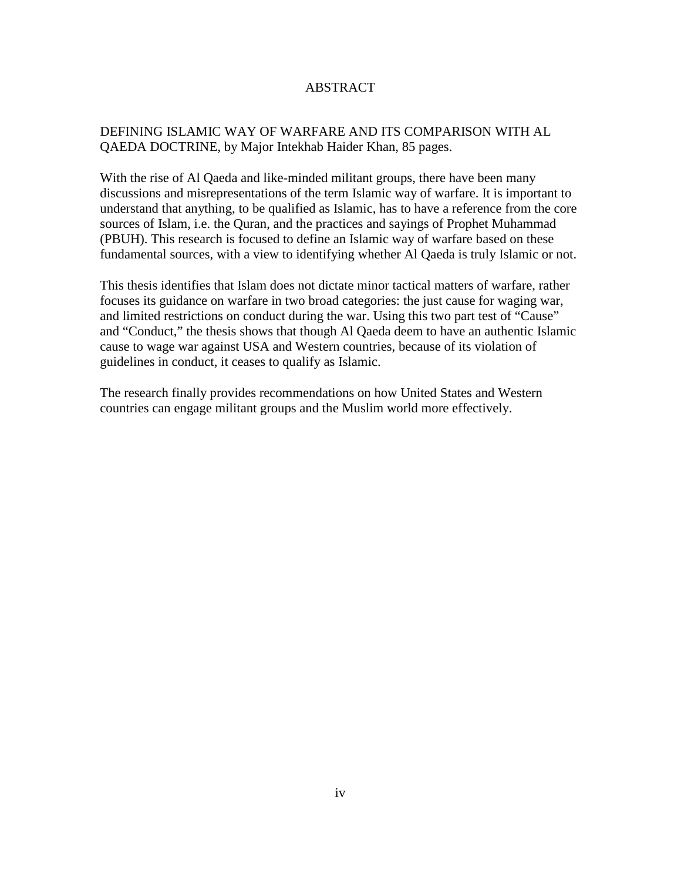# ABSTRACT

DEFINING ISLAMIC WAY OF WARFARE AND ITS COMPARISON WITH AL QAEDA DOCTRINE, by Major Intekhab Haider Khan, 85 pages.

With the rise of Al Qaeda and like-minded militant groups, there have been many discussions and misrepresentations of the term Islamic way of warfare. It is important to understand that anything, to be qualified as Islamic, has to have a reference from the core sources of Islam, i.e. the Quran, and the practices and sayings of Prophet Muhammad (PBUH). This research is focused to define an Islamic way of warfare based on these fundamental sources, with a view to identifying whether Al Qaeda is truly Islamic or not.

This thesis identifies that Islam does not dictate minor tactical matters of warfare, rather focuses its guidance on warfare in two broad categories: the just cause for waging war, and limited restrictions on conduct during the war. Using this two part test of "Cause" and "Conduct," the thesis shows that though Al Qaeda deem to have an authentic Islamic cause to wage war against USA and Western countries, because of its violation of guidelines in conduct, it ceases to qualify as Islamic.

The research finally provides recommendations on how United States and Western countries can engage militant groups and the Muslim world more effectively.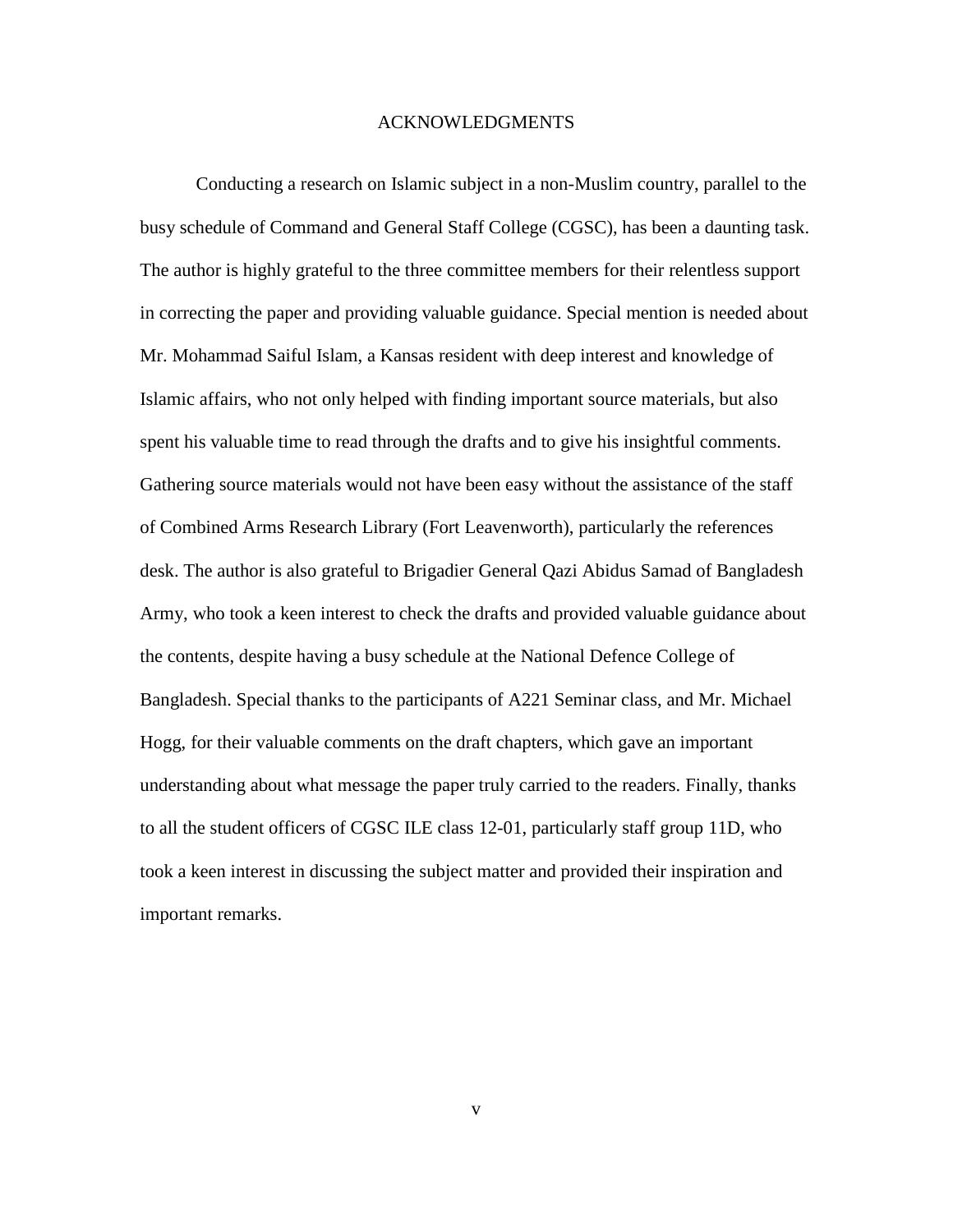# ACKNOWLEDGMENTS

Conducting a research on Islamic subject in a non-Muslim country, parallel to the busy schedule of Command and General Staff College (CGSC), has been a daunting task. The author is highly grateful to the three committee members for their relentless support in correcting the paper and providing valuable guidance. Special mention is needed about Mr. Mohammad Saiful Islam, a Kansas resident with deep interest and knowledge of Islamic affairs, who not only helped with finding important source materials, but also spent his valuable time to read through the drafts and to give his insightful comments. Gathering source materials would not have been easy without the assistance of the staff of Combined Arms Research Library (Fort Leavenworth), particularly the references desk. The author is also grateful to Brigadier General Qazi Abidus Samad of Bangladesh Army, who took a keen interest to check the drafts and provided valuable guidance about the contents, despite having a busy schedule at the National Defence College of Bangladesh. Special thanks to the participants of A221 Seminar class, and Mr. Michael Hogg, for their valuable comments on the draft chapters, which gave an important understanding about what message the paper truly carried to the readers. Finally, thanks to all the student officers of CGSC ILE class 12-01, particularly staff group 11D, who took a keen interest in discussing the subject matter and provided their inspiration and important remarks.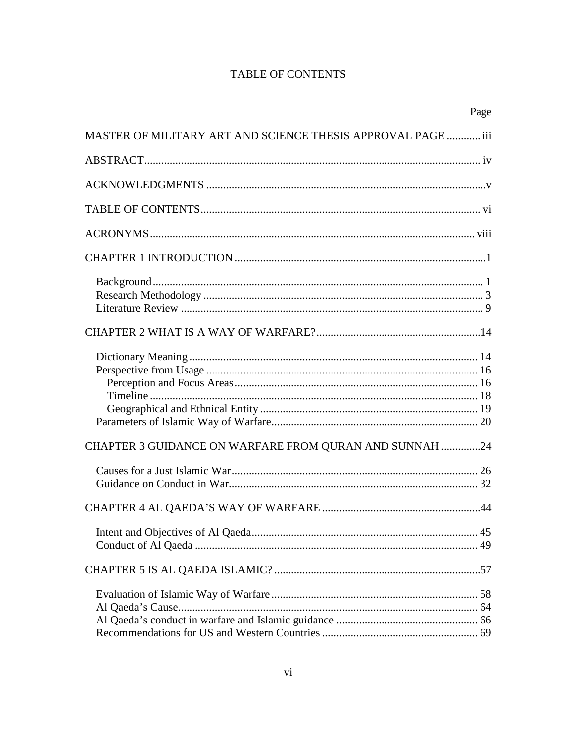# TABLE OF CONTENTS

Page

MASTER OF MILITARY ART AND SCIENCE THESIS APPROVAL PAGE ............ iii

ABSTRACT....................................................................................................................... iv

ACKNOWLEDGMENTS ..................................................................................................v

TABLE OF CONTENTS................................................................................................... vi

ACRONYMS................................................................................................................... viii

CHAPTER 1 INTRODUCTION ........................................................................................1

- Background.................................................................................................................... 1
- Research Methodology .................................................................................................. 3
- Literature Review .......................................................................................................... 9

CHAPTER 2 WHAT IS A WAY OF WARFARE?..........................................................14

- Dictionary Meaning ..................................................................................................... 14
- Perspective from Usage ............................................................................................... 16
  - Perception and Focus Areas..................................................................................... 16
  - Timeline .................................................................................................................. 18
  - Geographical and Ethnical Entity ............................................................................ 19
- Parameters of Islamic Way of Warfare........................................................................ 20

CHAPTER 3 GUIDANCE ON WARFARE FROM QURAN AND SUNNAH ..............24

- Causes for a Just Islamic War...................................................................................... 26
- Guidance on Conduct in War....................................................................................... 32

CHAPTER 4 AL QAEDA'S WAY OF WARFARE ........................................................44

- Intent and Objectives of Al Qaeda............................................................................... 45
- Conduct of Al Qaeda ................................................................................................... 49

CHAPTER 5 IS AL QAEDA ISLAMIC? ........................................................................57

- Evaluation of Islamic Way of Warfare........................................................................ 58
- Al Qaeda's Cause......................................................................................................... 64
- Al Qaeda's conduct in warfare and Islamic guidance .................................................. 66
- Recommendations for US and Western Countries ....................................................... 69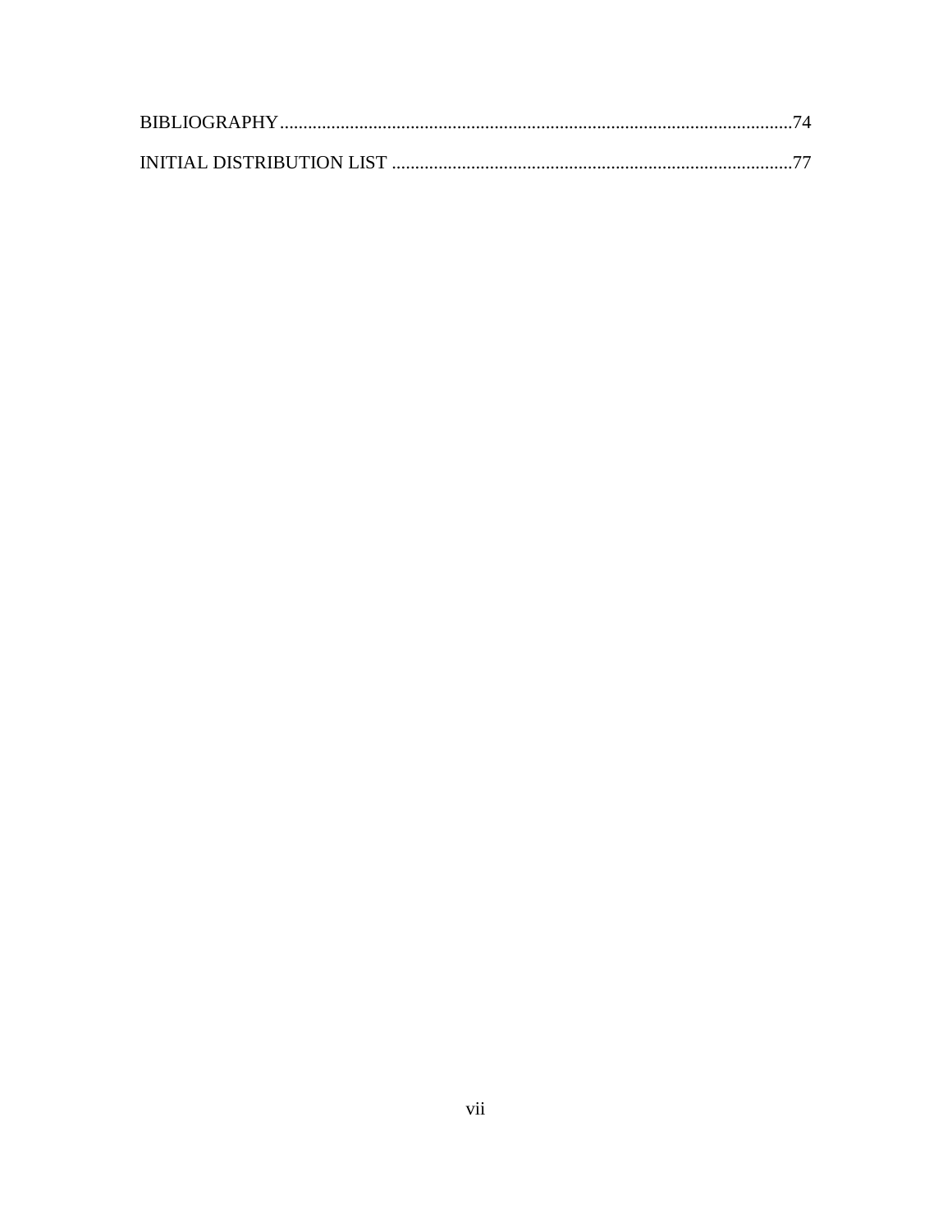BIBLIOGRAPHY.............................................................................................................74

INITIAL DISTRIBUTION LIST .......................................................................................77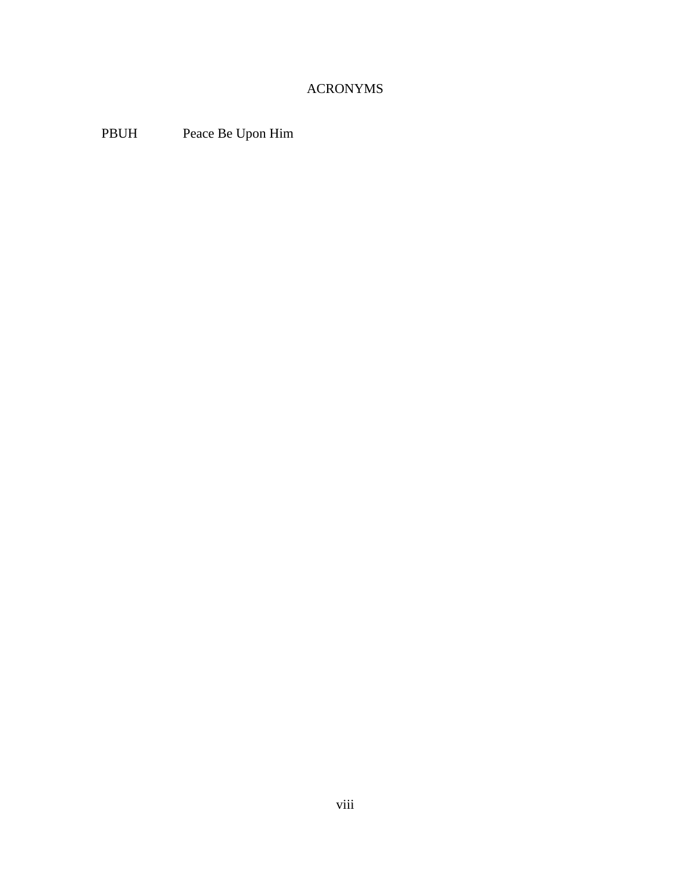# ACRONYMS

| | |
|---|---|
| PBUH | Peace Be Upon Him |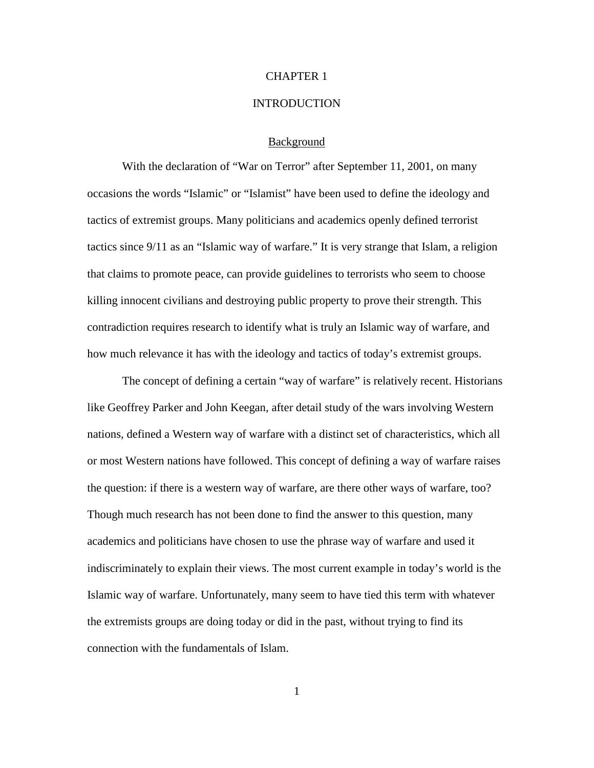# CHAPTER 1

# INTRODUCTION

## Background

With the declaration of "War on Terror" after September 11, 2001, on many occasions the words "Islamic" or "Islamist" have been used to define the ideology and tactics of extremist groups. Many politicians and academics openly defined terrorist tactics since 9/11 as an "Islamic way of warfare." It is very strange that Islam, a religion that claims to promote peace, can provide guidelines to terrorists who seem to choose killing innocent civilians and destroying public property to prove their strength. This contradiction requires research to identify what is truly an Islamic way of warfare, and how much relevance it has with the ideology and tactics of today's extremist groups.

The concept of defining a certain "way of warfare" is relatively recent. Historians like Geoffrey Parker and John Keegan, after detail study of the wars involving Western nations, defined a Western way of warfare with a distinct set of characteristics, which all or most Western nations have followed. This concept of defining a way of warfare raises the question: if there is a western way of warfare, are there other ways of warfare, too? Though much research has not been done to find the answer to this question, many academics and politicians have chosen to use the phrase way of warfare and used it indiscriminately to explain their views. The most current example in today's world is the Islamic way of warfare. Unfortunately, many seem to have tied this term with whatever the extremists groups are doing today or did in the past, without trying to find its connection with the fundamentals of Islam.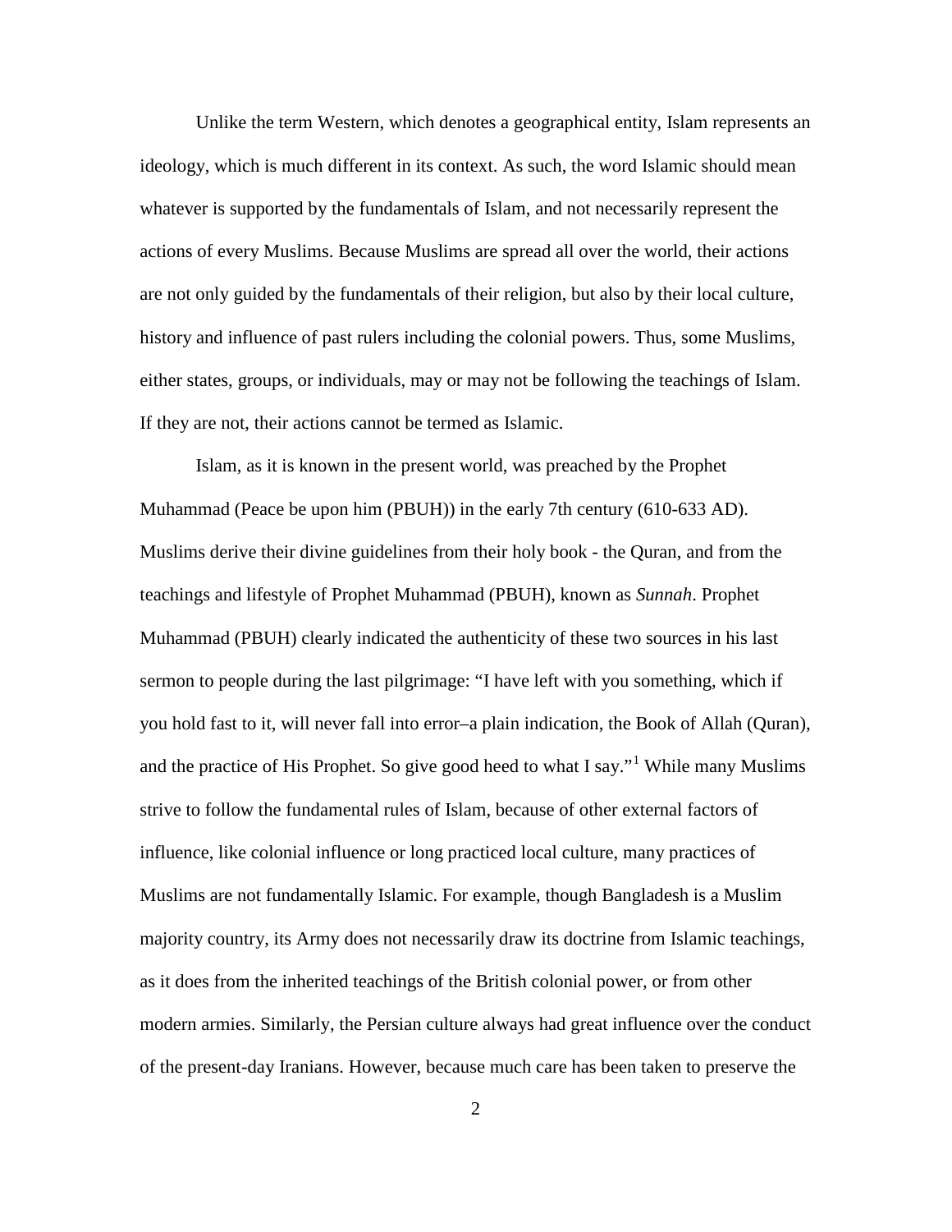Unlike the term Western, which denotes a geographical entity, Islam represents an ideology, which is much different in its context. As such, the word Islamic should mean whatever is supported by the fundamentals of Islam, and not necessarily represent the actions of every Muslims. Because Muslims are spread all over the world, their actions are not only guided by the fundamentals of their religion, but also by their local culture, history and influence of past rulers including the colonial powers. Thus, some Muslims, either states, groups, or individuals, may or may not be following the teachings of Islam. If they are not, their actions cannot be termed as Islamic.

Islam, as it is known in the present world, was preached by the Prophet Muhammad (Peace be upon him (PBUH)) in the early 7th century (610-633 AD). Muslims derive their divine guidelines from their holy book - the Quran, and from the teachings and lifestyle of Prophet Muhammad (PBUH), known as *Sunnah*. Prophet Muhammad (PBUH) clearly indicated the authenticity of these two sources in his last sermon to people during the last pilgrimage: "I have left with you something, which if you hold fast to it, will never fall into error–a plain indication, the Book of Allah (Quran), and the practice of His Prophet. So give good heed to what I say."[1] While many Muslims strive to follow the fundamental rules of Islam, because of other external factors of influence, like colonial influence or long practiced local culture, many practices of Muslims are not fundamentally Islamic. For example, though Bangladesh is a Muslim majority country, its Army does not necessarily draw its doctrine from Islamic teachings, as it does from the inherited teachings of the British colonial power, or from other modern armies. Similarly, the Persian culture always had great influence over the conduct of the present-day Iranians. However, because much care has been taken to preserve the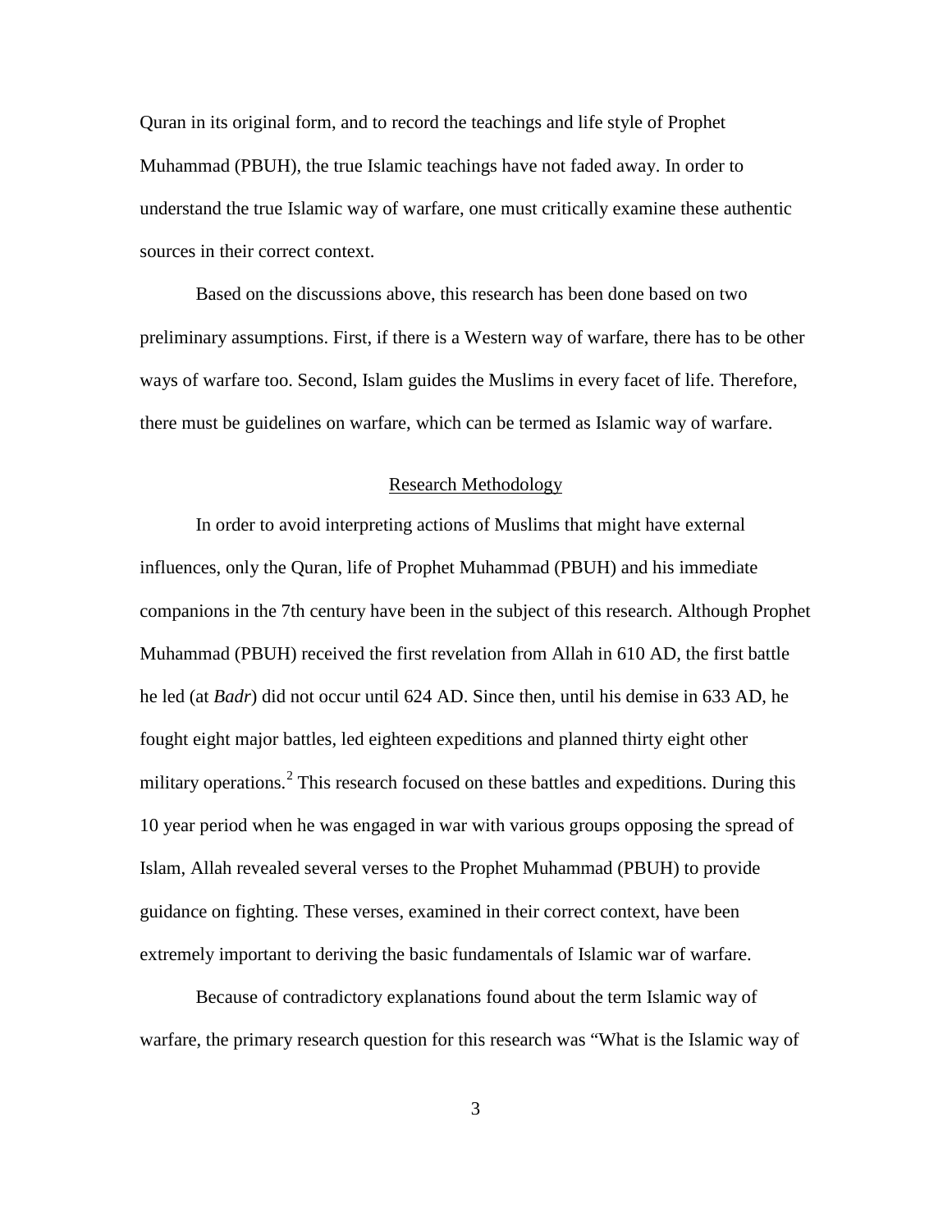Quran in its original form, and to record the teachings and life style of Prophet Muhammad (PBUH), the true Islamic teachings have not faded away. In order to understand the true Islamic way of warfare, one must critically examine these authentic sources in their correct context.

Based on the discussions above, this research has been done based on two preliminary assumptions. First, if there is a Western way of warfare, there has to be other ways of warfare too. Second, Islam guides the Muslims in every facet of life. Therefore, there must be guidelines on warfare, which can be termed as Islamic way of warfare.

## Research Methodology

In order to avoid interpreting actions of Muslims that might have external influences, only the Quran, life of Prophet Muhammad (PBUH) and his immediate companions in the 7th century have been in the subject of this research. Although Prophet Muhammad (PBUH) received the first revelation from Allah in 610 AD, the first battle he led (at *Badr*) did not occur until 624 AD. Since then, until his demise in 633 AD, he fought eight major battles, led eighteen expeditions and planned thirty eight other military operations.[2] This research focused on these battles and expeditions. During this 10 year period when he was engaged in war with various groups opposing the spread of Islam, Allah revealed several verses to the Prophet Muhammad (PBUH) to provide guidance on fighting. These verses, examined in their correct context, have been extremely important to deriving the basic fundamentals of Islamic war of warfare.

Because of contradictory explanations found about the term Islamic way of warfare, the primary research question for this research was "What is the Islamic way of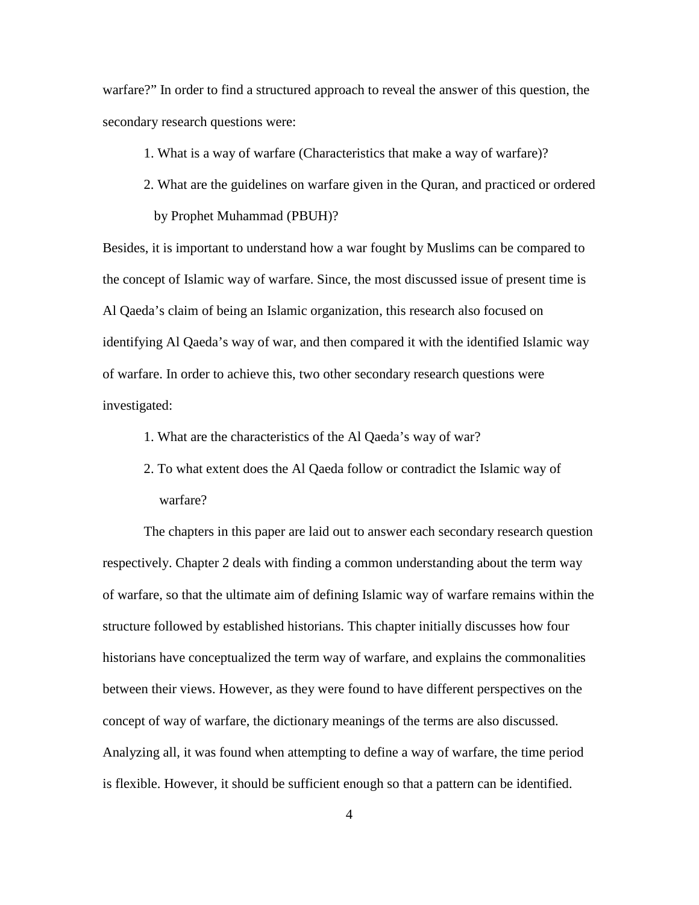warfare?" In order to find a structured approach to reveal the answer of this question, the secondary research questions were:

1. What is a way of warfare (Characteristics that make a way of warfare)?
2. What are the guidelines on warfare given in the Quran, and practiced or ordered by Prophet Muhammad (PBUH)?

Besides, it is important to understand how a war fought by Muslims can be compared to the concept of Islamic way of warfare. Since, the most discussed issue of present time is Al Qaeda's claim of being an Islamic organization, this research also focused on identifying Al Qaeda's way of war, and then compared it with the identified Islamic way of warfare. In order to achieve this, two other secondary research questions were investigated:

1. What are the characteristics of the Al Qaeda's way of war?
2. To what extent does the Al Qaeda follow or contradict the Islamic way of warfare?

The chapters in this paper are laid out to answer each secondary research question respectively. Chapter 2 deals with finding a common understanding about the term way of warfare, so that the ultimate aim of defining Islamic way of warfare remains within the structure followed by established historians. This chapter initially discusses how four historians have conceptualized the term way of warfare, and explains the commonalities between their views. However, as they were found to have different perspectives on the concept of way of warfare, the dictionary meanings of the terms are also discussed. Analyzing all, it was found when attempting to define a way of warfare, the time period is flexible. However, it should be sufficient enough so that a pattern can be identified.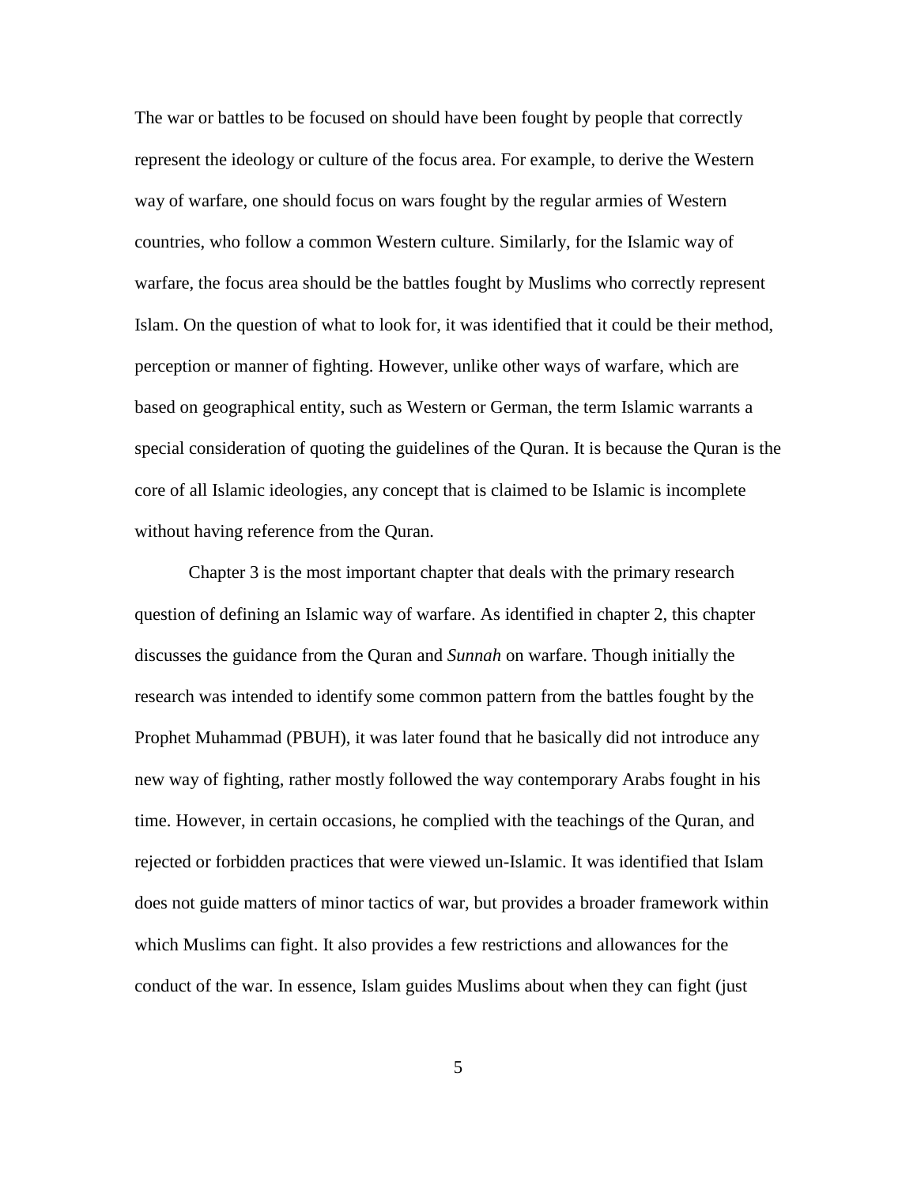The war or battles to be focused on should have been fought by people that correctly represent the ideology or culture of the focus area. For example, to derive the Western way of warfare, one should focus on wars fought by the regular armies of Western countries, who follow a common Western culture. Similarly, for the Islamic way of warfare, the focus area should be the battles fought by Muslims who correctly represent Islam. On the question of what to look for, it was identified that it could be their method, perception or manner of fighting. However, unlike other ways of warfare, which are based on geographical entity, such as Western or German, the term Islamic warrants a special consideration of quoting the guidelines of the Quran. It is because the Quran is the core of all Islamic ideologies, any concept that is claimed to be Islamic is incomplete without having reference from the Quran.

Chapter 3 is the most important chapter that deals with the primary research question of defining an Islamic way of warfare. As identified in chapter 2, this chapter discusses the guidance from the Quran and *Sunnah* on warfare. Though initially the research was intended to identify some common pattern from the battles fought by the Prophet Muhammad (PBUH), it was later found that he basically did not introduce any new way of fighting, rather mostly followed the way contemporary Arabs fought in his time. However, in certain occasions, he complied with the teachings of the Quran, and rejected or forbidden practices that were viewed un-Islamic. It was identified that Islam does not guide matters of minor tactics of war, but provides a broader framework within which Muslims can fight. It also provides a few restrictions and allowances for the conduct of the war. In essence, Islam guides Muslims about when they can fight (just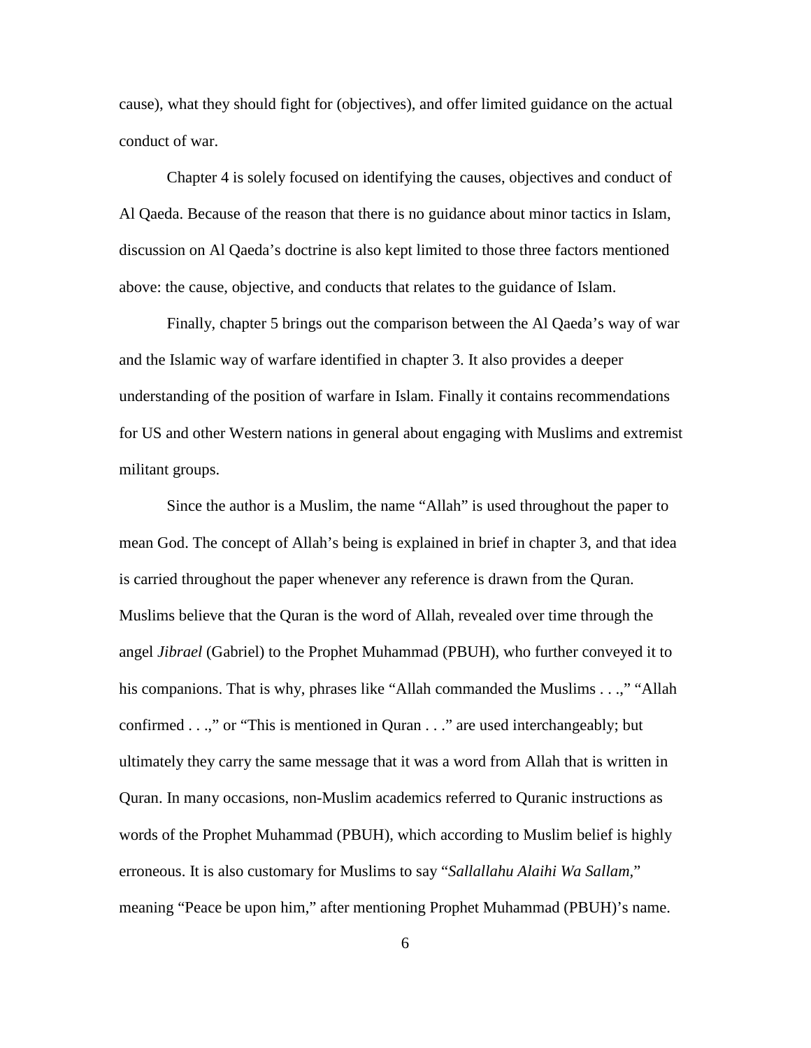cause), what they should fight for (objectives), and offer limited guidance on the actual conduct of war.

Chapter 4 is solely focused on identifying the causes, objectives and conduct of Al Qaeda. Because of the reason that there is no guidance about minor tactics in Islam, discussion on Al Qaeda's doctrine is also kept limited to those three factors mentioned above: the cause, objective, and conducts that relates to the guidance of Islam.

Finally, chapter 5 brings out the comparison between the Al Qaeda's way of war and the Islamic way of warfare identified in chapter 3. It also provides a deeper understanding of the position of warfare in Islam. Finally it contains recommendations for US and other Western nations in general about engaging with Muslims and extremist militant groups.

Since the author is a Muslim, the name "Allah" is used throughout the paper to mean God. The concept of Allah's being is explained in brief in chapter 3, and that idea is carried throughout the paper whenever any reference is drawn from the Quran. Muslims believe that the Quran is the word of Allah, revealed over time through the angel *Jibrael* (Gabriel) to the Prophet Muhammad (PBUH), who further conveyed it to his companions. That is why, phrases like "Allah commanded the Muslims . . .," "Allah confirmed . . .," or "This is mentioned in Quran . . ." are used interchangeably; but ultimately they carry the same message that it was a word from Allah that is written in Quran. In many occasions, non-Muslim academics referred to Quranic instructions as words of the Prophet Muhammad (PBUH), which according to Muslim belief is highly erroneous. It is also customary for Muslims to say "*Sallallahu Alaihi Wa Sallam*," meaning "Peace be upon him," after mentioning Prophet Muhammad (PBUH)'s name.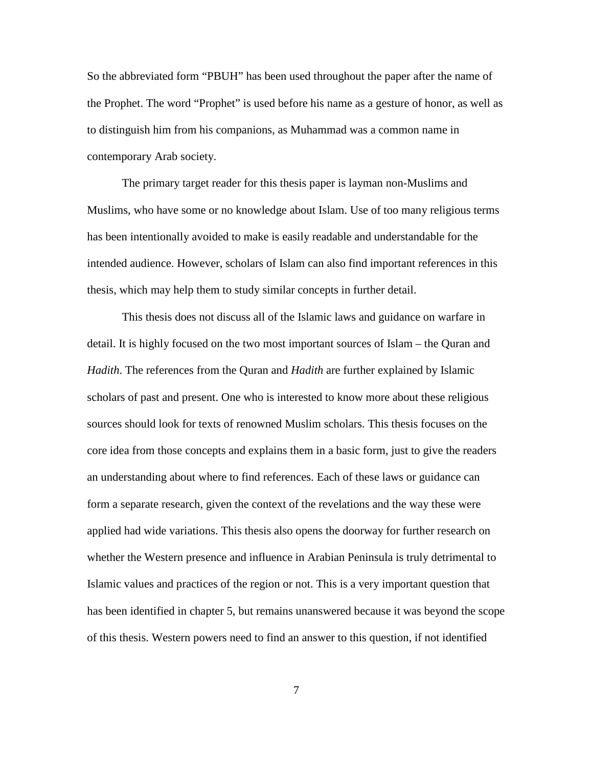So the abbreviated form "PBUH" has been used throughout the paper after the name of the Prophet. The word "Prophet" is used before his name as a gesture of honor, as well as to distinguish him from his companions, as Muhammad was a common name in contemporary Arab society.

The primary target reader for this thesis paper is layman non-Muslims and Muslims, who have some or no knowledge about Islam. Use of too many religious terms has been intentionally avoided to make is easily readable and understandable for the intended audience. However, scholars of Islam can also find important references in this thesis, which may help them to study similar concepts in further detail.

This thesis does not discuss all of the Islamic laws and guidance on warfare in detail. It is highly focused on the two most important sources of Islam – the Quran and *Hadith*. The references from the Quran and *Hadith* are further explained by Islamic scholars of past and present. One who is interested to know more about these religious sources should look for texts of renowned Muslim scholars. This thesis focuses on the core idea from those concepts and explains them in a basic form, just to give the readers an understanding about where to find references. Each of these laws or guidance can form a separate research, given the context of the revelations and the way these were applied had wide variations. This thesis also opens the doorway for further research on whether the Western presence and influence in Arabian Peninsula is truly detrimental to Islamic values and practices of the region or not. This is a very important question that has been identified in chapter 5, but remains unanswered because it was beyond the scope of this thesis. Western powers need to find an answer to this question, if not identified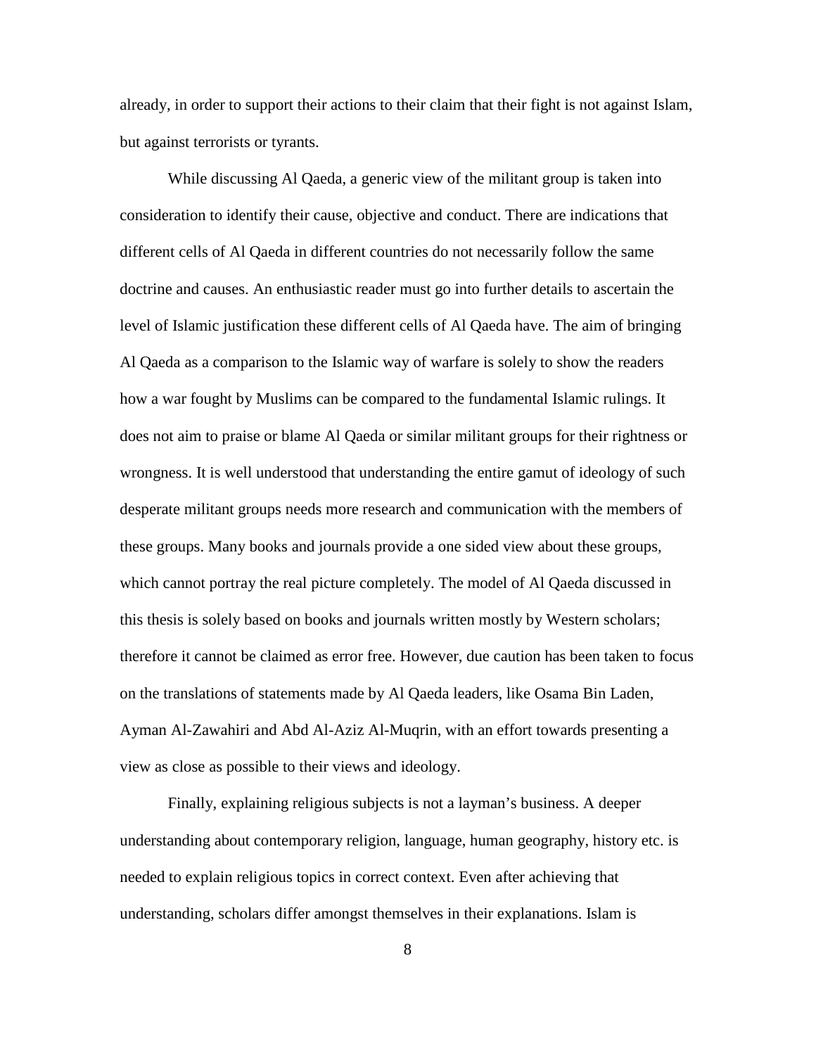already, in order to support their actions to their claim that their fight is not against Islam, but against terrorists or tyrants.

While discussing Al Qaeda, a generic view of the militant group is taken into consideration to identify their cause, objective and conduct. There are indications that different cells of Al Qaeda in different countries do not necessarily follow the same doctrine and causes. An enthusiastic reader must go into further details to ascertain the level of Islamic justification these different cells of Al Qaeda have. The aim of bringing Al Qaeda as a comparison to the Islamic way of warfare is solely to show the readers how a war fought by Muslims can be compared to the fundamental Islamic rulings. It does not aim to praise or blame Al Qaeda or similar militant groups for their rightness or wrongness. It is well understood that understanding the entire gamut of ideology of such desperate militant groups needs more research and communication with the members of these groups. Many books and journals provide a one sided view about these groups, which cannot portray the real picture completely. The model of Al Qaeda discussed in this thesis is solely based on books and journals written mostly by Western scholars; therefore it cannot be claimed as error free. However, due caution has been taken to focus on the translations of statements made by Al Qaeda leaders, like Osama Bin Laden, Ayman Al-Zawahiri and Abd Al-Aziz Al-Muqrin, with an effort towards presenting a view as close as possible to their views and ideology.

Finally, explaining religious subjects is not a layman's business. A deeper understanding about contemporary religion, language, human geography, history etc. is needed to explain religious topics in correct context. Even after achieving that understanding, scholars differ amongst themselves in their explanations. Islam is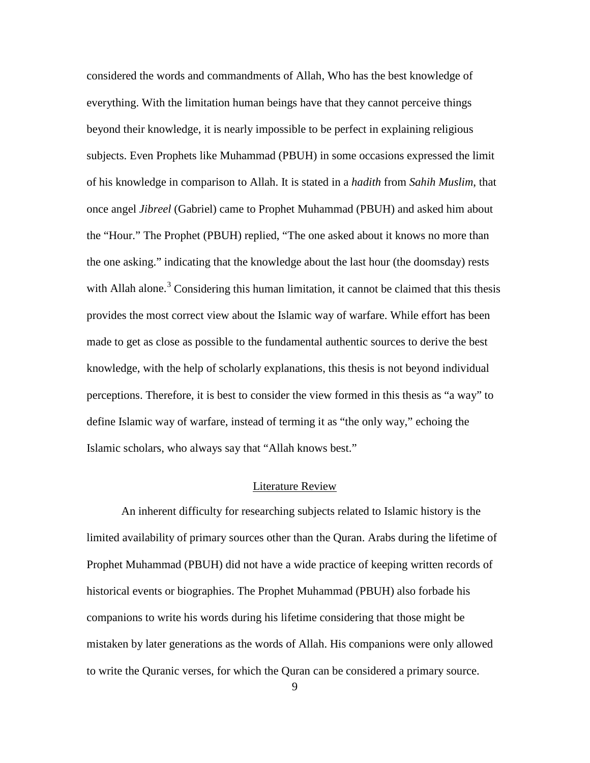considered the words and commandments of Allah, Who has the best knowledge of everything. With the limitation human beings have that they cannot perceive things beyond their knowledge, it is nearly impossible to be perfect in explaining religious subjects. Even Prophets like Muhammad (PBUH) in some occasions expressed the limit of his knowledge in comparison to Allah. It is stated in a *hadith* from *Sahih Muslim*, that once angel *Jibreel* (Gabriel) came to Prophet Muhammad (PBUH) and asked him about the "Hour." The Prophet (PBUH) replied, "The one asked about it knows no more than the one asking." indicating that the knowledge about the last hour (the doomsday) rests with Allah alone.[3] Considering this human limitation, it cannot be claimed that this thesis provides the most correct view about the Islamic way of warfare. While effort has been made to get as close as possible to the fundamental authentic sources to derive the best knowledge, with the help of scholarly explanations, this thesis is not beyond individual perceptions. Therefore, it is best to consider the view formed in this thesis as "a way" to define Islamic way of warfare, instead of terming it as "the only way," echoing the Islamic scholars, who always say that "Allah knows best."

## Literature Review

An inherent difficulty for researching subjects related to Islamic history is the limited availability of primary sources other than the Quran. Arabs during the lifetime of Prophet Muhammad (PBUH) did not have a wide practice of keeping written records of historical events or biographies. The Prophet Muhammad (PBUH) also forbade his companions to write his words during his lifetime considering that those might be mistaken by later generations as the words of Allah. His companions were only allowed to write the Quranic verses, for which the Quran can be considered a primary source.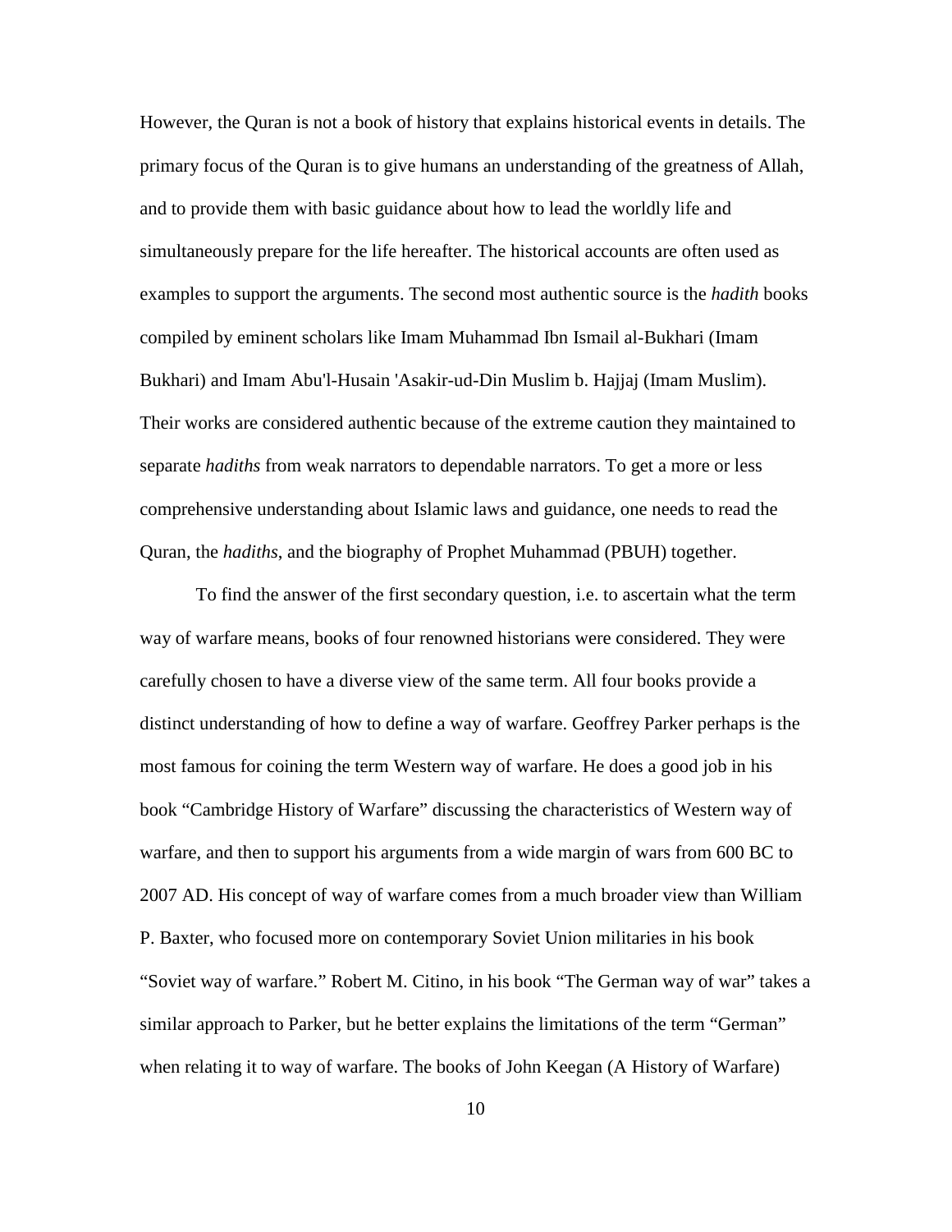However, the Quran is not a book of history that explains historical events in details. The primary focus of the Quran is to give humans an understanding of the greatness of Allah, and to provide them with basic guidance about how to lead the worldly life and simultaneously prepare for the life hereafter. The historical accounts are often used as examples to support the arguments. The second most authentic source is the *hadith* books compiled by eminent scholars like Imam Muhammad Ibn Ismail al-Bukhari (Imam Bukhari) and Imam Abu'l-Husain 'Asakir-ud-Din Muslim b. Hajjaj (Imam Muslim). Their works are considered authentic because of the extreme caution they maintained to separate *hadiths* from weak narrators to dependable narrators. To get a more or less comprehensive understanding about Islamic laws and guidance, one needs to read the Quran, the *hadiths*, and the biography of Prophet Muhammad (PBUH) together.

To find the answer of the first secondary question, i.e. to ascertain what the term way of warfare means, books of four renowned historians were considered. They were carefully chosen to have a diverse view of the same term. All four books provide a distinct understanding of how to define a way of warfare. Geoffrey Parker perhaps is the most famous for coining the term Western way of warfare. He does a good job in his book "Cambridge History of Warfare" discussing the characteristics of Western way of warfare, and then to support his arguments from a wide margin of wars from 600 BC to 2007 AD. His concept of way of warfare comes from a much broader view than William P. Baxter, who focused more on contemporary Soviet Union militaries in his book "Soviet way of warfare." Robert M. Citino, in his book "The German way of war" takes a similar approach to Parker, but he better explains the limitations of the term "German" when relating it to way of warfare. The books of John Keegan (A History of Warfare)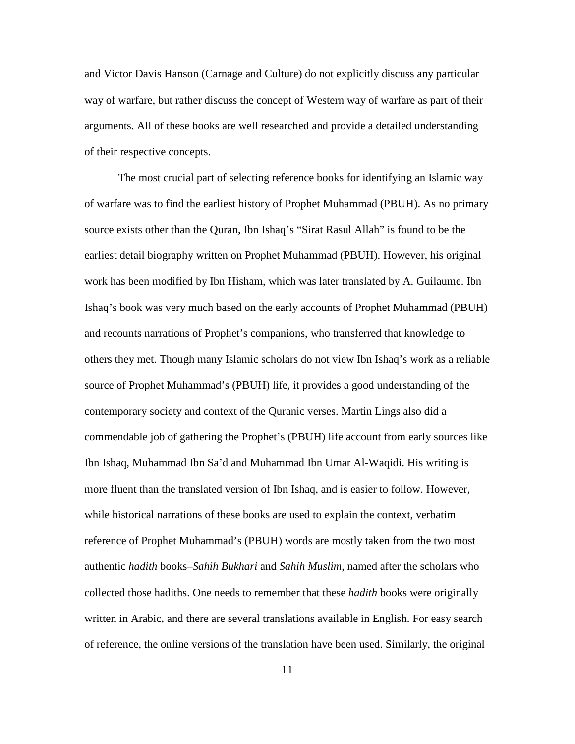and Victor Davis Hanson (Carnage and Culture) do not explicitly discuss any particular way of warfare, but rather discuss the concept of Western way of warfare as part of their arguments. All of these books are well researched and provide a detailed understanding of their respective concepts.

The most crucial part of selecting reference books for identifying an Islamic way of warfare was to find the earliest history of Prophet Muhammad (PBUH). As no primary source exists other than the Quran, Ibn Ishaq's "Sirat Rasul Allah" is found to be the earliest detail biography written on Prophet Muhammad (PBUH). However, his original work has been modified by Ibn Hisham, which was later translated by A. Guilaume. Ibn Ishaq's book was very much based on the early accounts of Prophet Muhammad (PBUH) and recounts narrations of Prophet's companions, who transferred that knowledge to others they met. Though many Islamic scholars do not view Ibn Ishaq's work as a reliable source of Prophet Muhammad's (PBUH) life, it provides a good understanding of the contemporary society and context of the Quranic verses. Martin Lings also did a commendable job of gathering the Prophet's (PBUH) life account from early sources like Ibn Ishaq, Muhammad Ibn Sa'd and Muhammad Ibn Umar Al-Waqidi. His writing is more fluent than the translated version of Ibn Ishaq, and is easier to follow. However, while historical narrations of these books are used to explain the context, verbatim reference of Prophet Muhammad's (PBUH) words are mostly taken from the two most authentic *hadith* books–*Sahih Bukhari* and *Sahih Muslim,* named after the scholars who collected those hadiths. One needs to remember that these *hadith* books were originally written in Arabic, and there are several translations available in English. For easy search of reference, the online versions of the translation have been used. Similarly, the original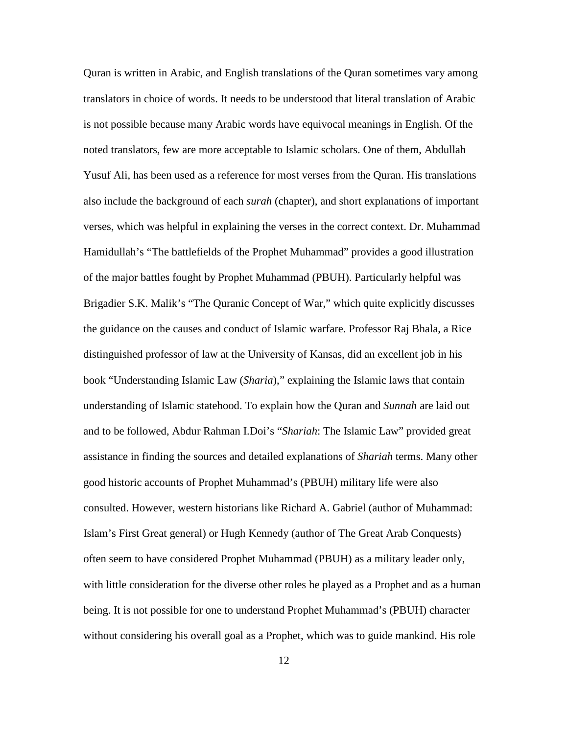Quran is written in Arabic, and English translations of the Quran sometimes vary among translators in choice of words. It needs to be understood that literal translation of Arabic is not possible because many Arabic words have equivocal meanings in English. Of the noted translators, few are more acceptable to Islamic scholars. One of them, Abdullah Yusuf Ali, has been used as a reference for most verses from the Quran. His translations also include the background of each *surah* (chapter), and short explanations of important verses, which was helpful in explaining the verses in the correct context. Dr. Muhammad Hamidullah's "The battlefields of the Prophet Muhammad" provides a good illustration of the major battles fought by Prophet Muhammad (PBUH). Particularly helpful was Brigadier S.K. Malik's "The Quranic Concept of War," which quite explicitly discusses the guidance on the causes and conduct of Islamic warfare. Professor Raj Bhala, a Rice distinguished professor of law at the University of Kansas, did an excellent job in his book "Understanding Islamic Law (*Sharia*)," explaining the Islamic laws that contain understanding of Islamic statehood. To explain how the Quran and *Sunnah* are laid out and to be followed, Abdur Rahman I.Doi's "*Shariah*: The Islamic Law" provided great assistance in finding the sources and detailed explanations of *Shariah* terms. Many other good historic accounts of Prophet Muhammad's (PBUH) military life were also consulted. However, western historians like Richard A. Gabriel (author of Muhammad: Islam's First Great general) or Hugh Kennedy (author of The Great Arab Conquests) often seem to have considered Prophet Muhammad (PBUH) as a military leader only, with little consideration for the diverse other roles he played as a Prophet and as a human being. It is not possible for one to understand Prophet Muhammad's (PBUH) character without considering his overall goal as a Prophet, which was to guide mankind. His role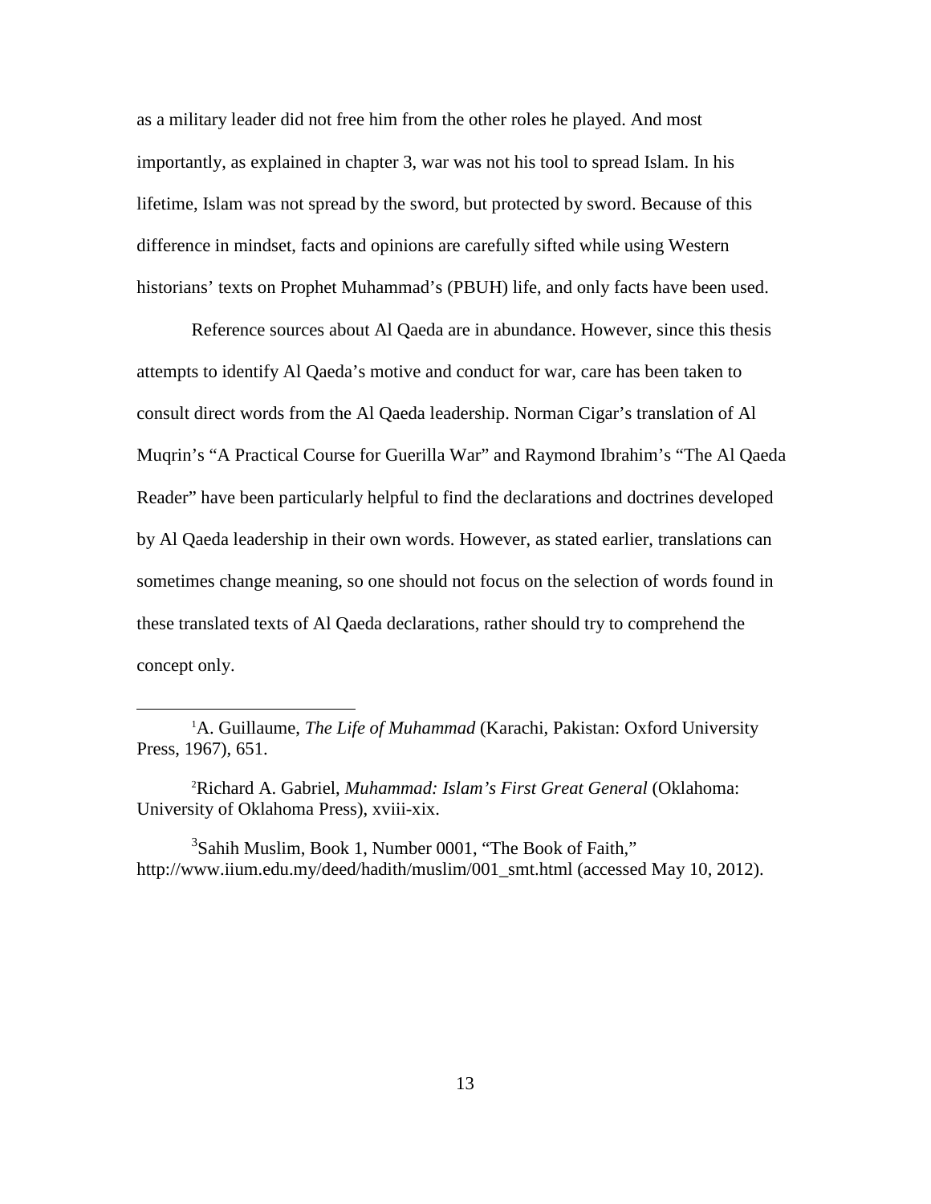as a military leader did not free him from the other roles he played. And most importantly, as explained in chapter 3, war was not his tool to spread Islam. In his lifetime, Islam was not spread by the sword, but protected by sword. Because of this difference in mindset, facts and opinions are carefully sifted while using Western historians' texts on Prophet Muhammad's (PBUH) life, and only facts have been used.

Reference sources about Al Qaeda are in abundance. However, since this thesis attempts to identify Al Qaeda's motive and conduct for war, care has been taken to consult direct words from the Al Qaeda leadership. Norman Cigar's translation of Al Muqrin's "A Practical Course for Guerilla War" and Raymond Ibrahim's "The Al Qaeda Reader" have been particularly helpful to find the declarations and doctrines developed by Al Qaeda leadership in their own words. However, as stated earlier, translations can sometimes change meaning, so one should not focus on the selection of words found in these translated texts of Al Qaeda declarations, rather should try to comprehend the concept only.

---

[1]A. Guillaume, *The Life of Muhammad* (Karachi, Pakistan: Oxford University Press, 1967), 651.

[2]Richard A. Gabriel, *Muhammad: Islam's First Great General* (Oklahoma: University of Oklahoma Press), xviii-xix.

[3]Sahih Muslim, Book 1, Number 0001, "The Book of Faith," http://www.iium.edu.my/deed/hadith/muslim/001_smt.html (accessed May 10, 2012).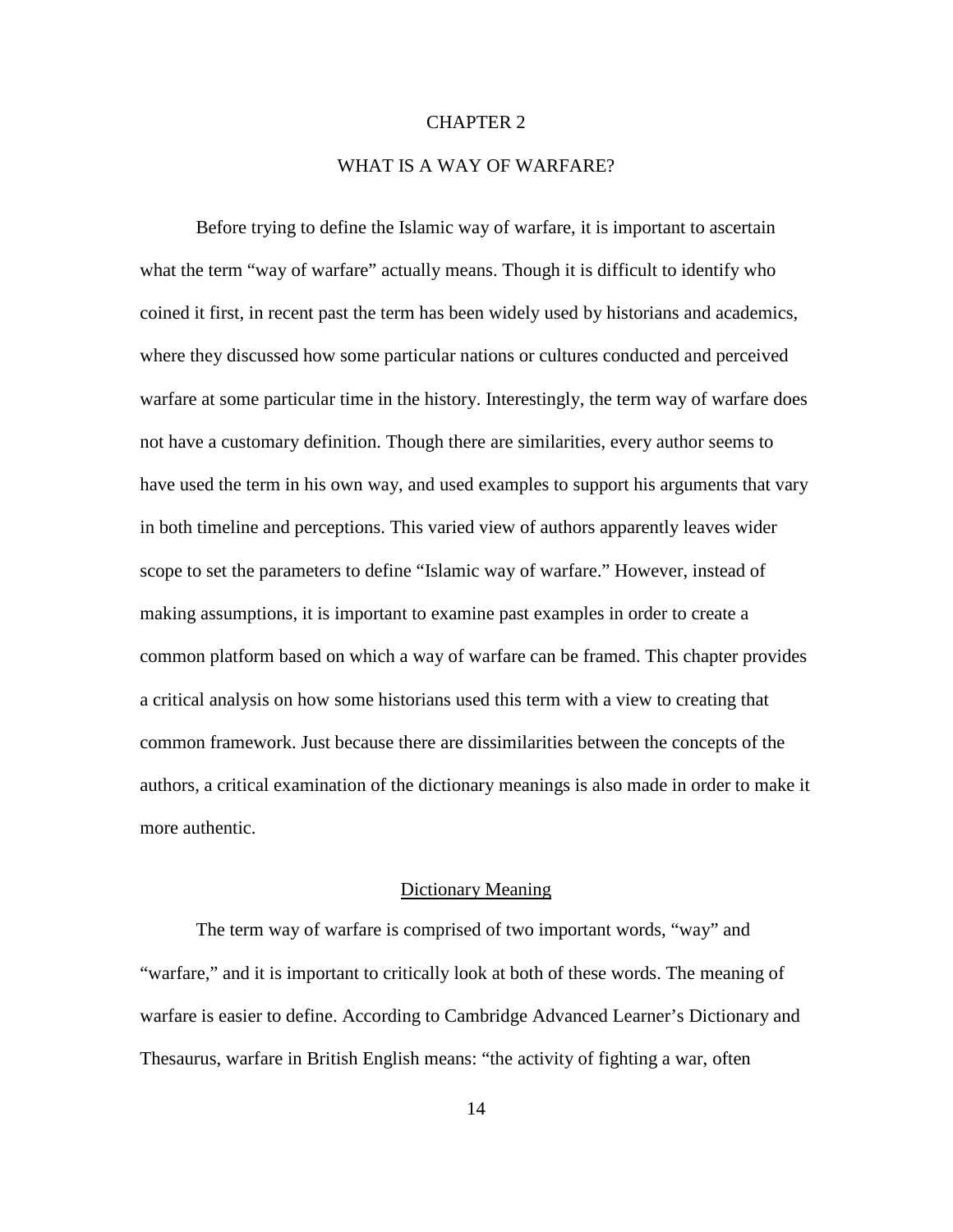# CHAPTER 2

# WHAT IS A WAY OF WARFARE?

Before trying to define the Islamic way of warfare, it is important to ascertain what the term "way of warfare" actually means. Though it is difficult to identify who coined it first, in recent past the term has been widely used by historians and academics, where they discussed how some particular nations or cultures conducted and perceived warfare at some particular time in the history. Interestingly, the term way of warfare does not have a customary definition. Though there are similarities, every author seems to have used the term in his own way, and used examples to support his arguments that vary in both timeline and perceptions. This varied view of authors apparently leaves wider scope to set the parameters to define "Islamic way of warfare." However, instead of making assumptions, it is important to examine past examples in order to create a common platform based on which a way of warfare can be framed. This chapter provides a critical analysis on how some historians used this term with a view to creating that common framework. Just because there are dissimilarities between the concepts of the authors, a critical examination of the dictionary meanings is also made in order to make it more authentic.

## Dictionary Meaning

The term way of warfare is comprised of two important words, "way" and "warfare," and it is important to critically look at both of these words. The meaning of warfare is easier to define. According to Cambridge Advanced Learner's Dictionary and Thesaurus, warfare in British English means: "the activity of fighting a war, often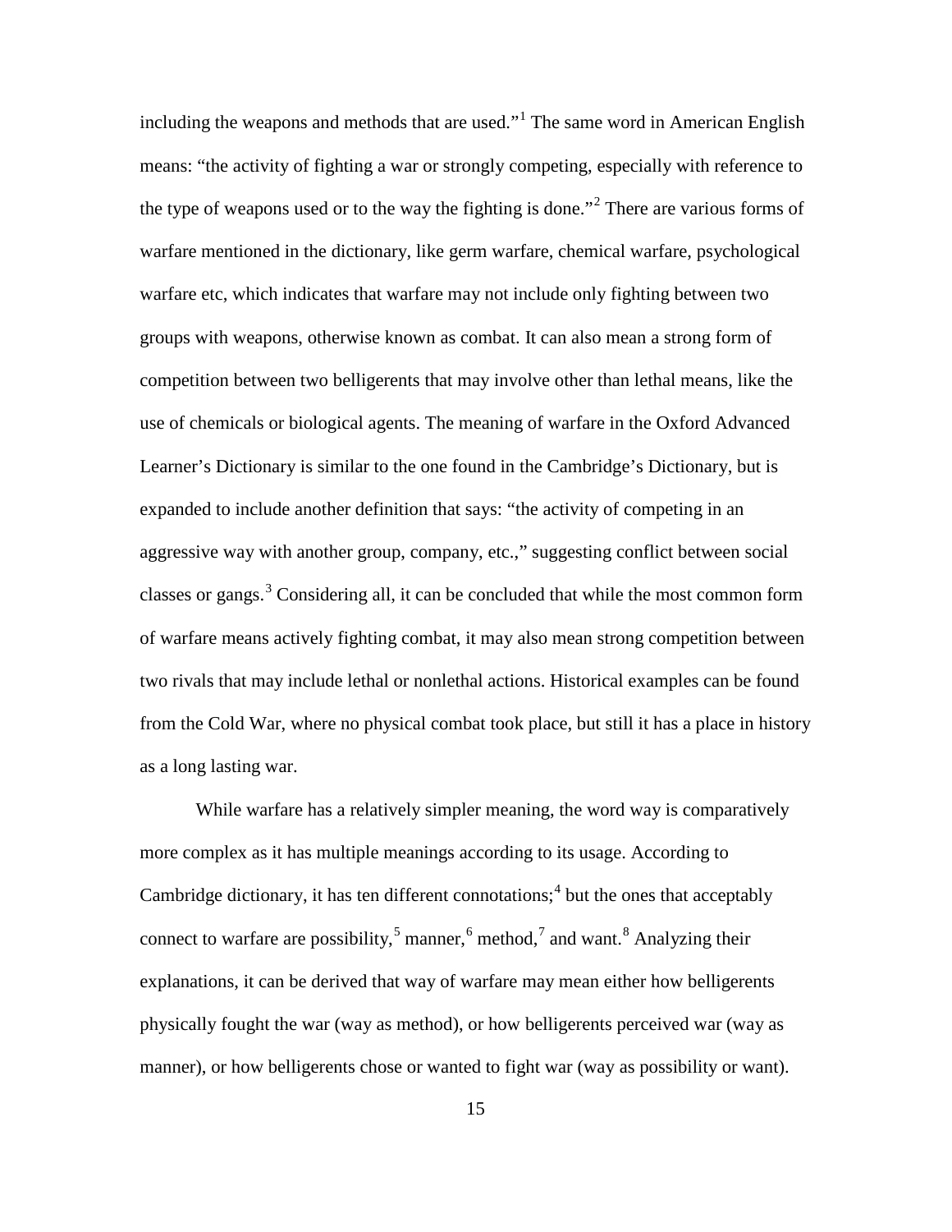including the weapons and methods that are used."[1] The same word in American English means: "the activity of fighting a war or strongly competing, especially with reference to the type of weapons used or to the way the fighting is done."[2] There are various forms of warfare mentioned in the dictionary, like germ warfare, chemical warfare, psychological warfare etc, which indicates that warfare may not include only fighting between two groups with weapons, otherwise known as combat. It can also mean a strong form of competition between two belligerents that may involve other than lethal means, like the use of chemicals or biological agents. The meaning of warfare in the Oxford Advanced Learner's Dictionary is similar to the one found in the Cambridge's Dictionary, but is expanded to include another definition that says: "the activity of competing in an aggressive way with another group, company, etc.," suggesting conflict between social classes or gangs.[3] Considering all, it can be concluded that while the most common form of warfare means actively fighting combat, it may also mean strong competition between two rivals that may include lethal or nonlethal actions. Historical examples can be found from the Cold War, where no physical combat took place, but still it has a place in history as a long lasting war.

While warfare has a relatively simpler meaning, the word way is comparatively more complex as it has multiple meanings according to its usage. According to Cambridge dictionary, it has ten different connotations;[4] but the ones that acceptably connect to warfare are possibility,[5] manner,[6] method,[7] and want.[8] Analyzing their explanations, it can be derived that way of warfare may mean either how belligerents physically fought the war (way as method), or how belligerents perceived war (way as manner), or how belligerents chose or wanted to fight war (way as possibility or want).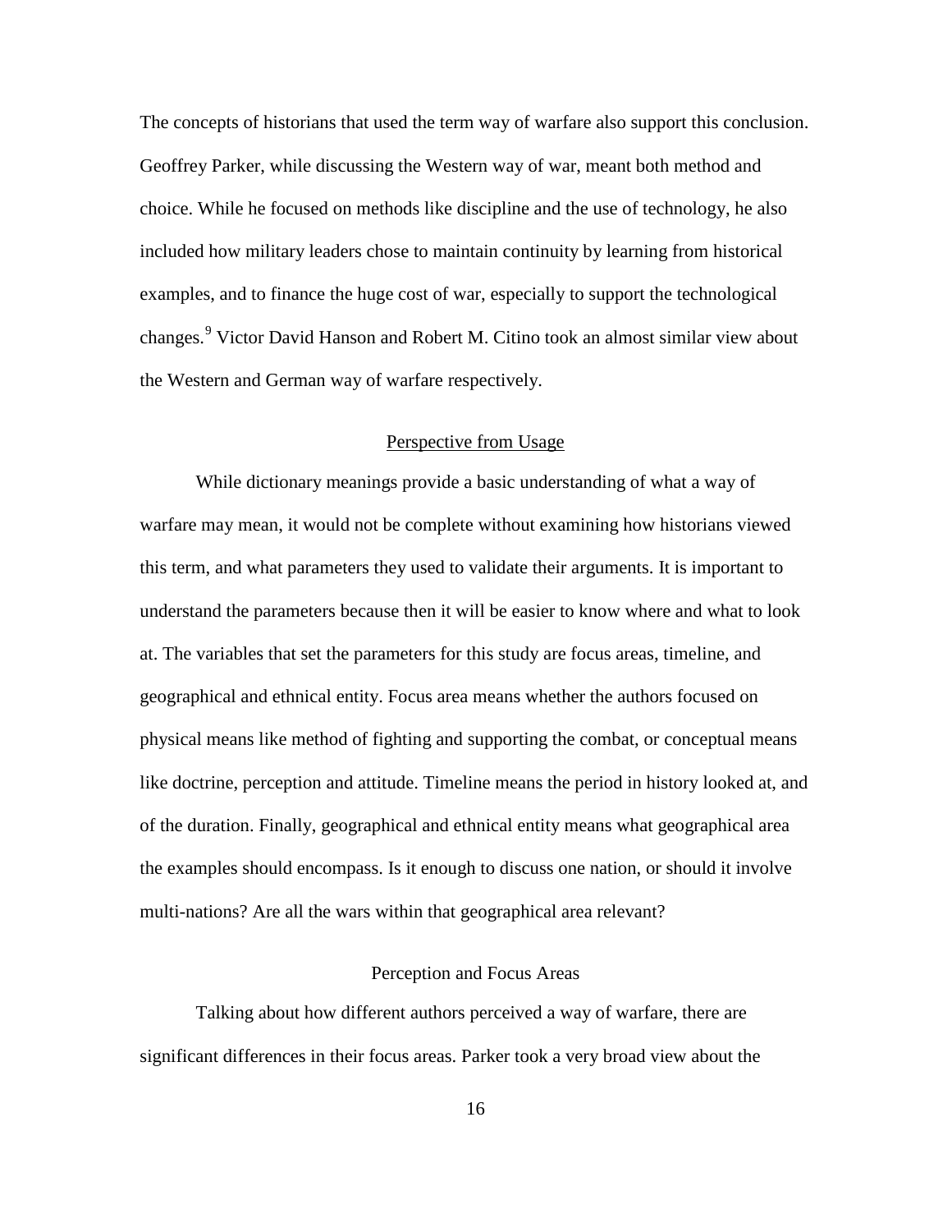The concepts of historians that used the term way of warfare also support this conclusion. Geoffrey Parker, while discussing the Western way of war, meant both method and choice. While he focused on methods like discipline and the use of technology, he also included how military leaders chose to maintain continuity by learning from historical examples, and to finance the huge cost of war, especially to support the technological changes.[9] Victor David Hanson and Robert M. Citino took an almost similar view about the Western and German way of warfare respectively.

## Perspective from Usage

While dictionary meanings provide a basic understanding of what a way of warfare may mean, it would not be complete without examining how historians viewed this term, and what parameters they used to validate their arguments. It is important to understand the parameters because then it will be easier to know where and what to look at. The variables that set the parameters for this study are focus areas, timeline, and geographical and ethnical entity. Focus area means whether the authors focused on physical means like method of fighting and supporting the combat, or conceptual means like doctrine, perception and attitude. Timeline means the period in history looked at, and of the duration. Finally, geographical and ethnical entity means what geographical area the examples should encompass. Is it enough to discuss one nation, or should it involve multi-nations? Are all the wars within that geographical area relevant?

### Perception and Focus Areas

Talking about how different authors perceived a way of warfare, there are significant differences in their focus areas. Parker took a very broad view about the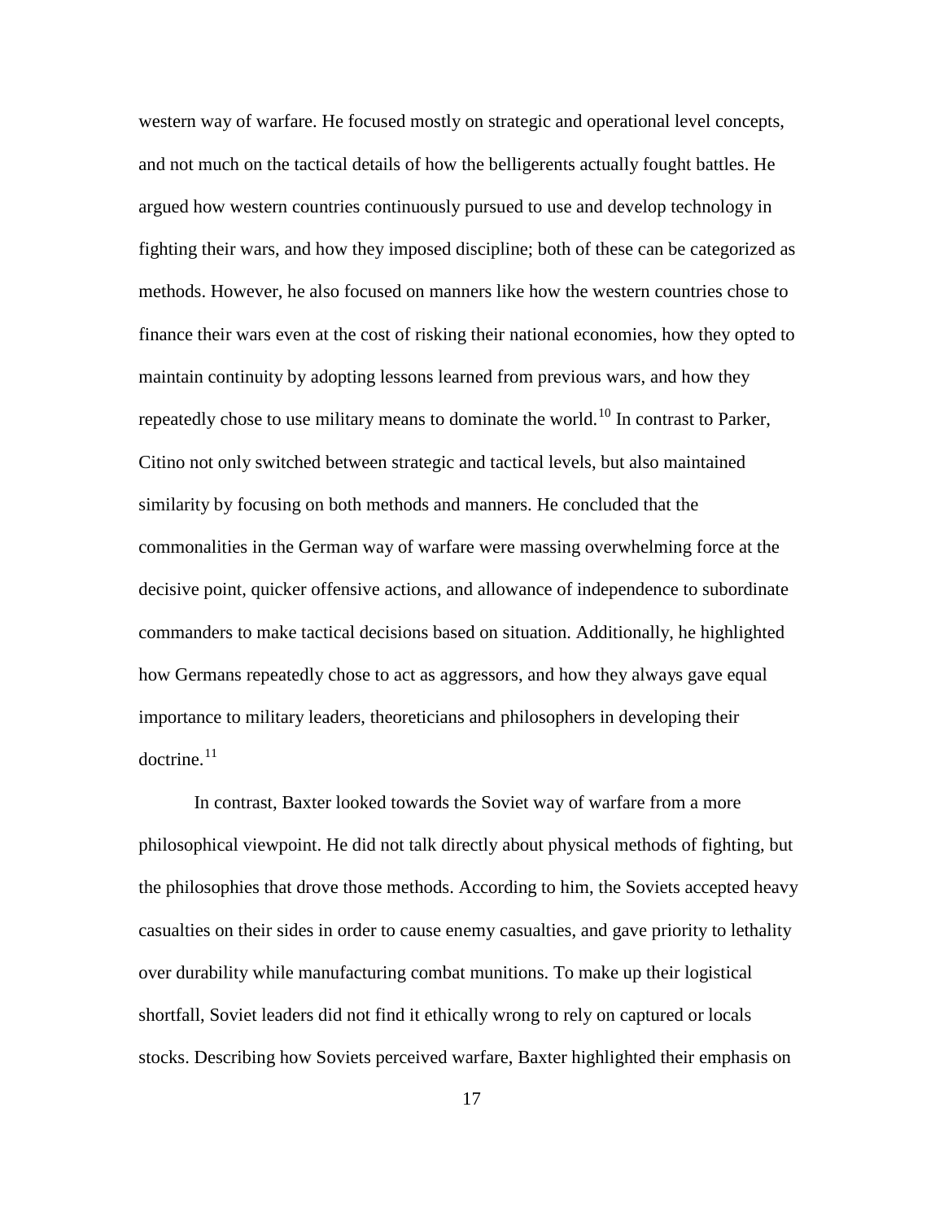western way of warfare. He focused mostly on strategic and operational level concepts, and not much on the tactical details of how the belligerents actually fought battles. He argued how western countries continuously pursued to use and develop technology in fighting their wars, and how they imposed discipline; both of these can be categorized as methods. However, he also focused on manners like how the western countries chose to finance their wars even at the cost of risking their national economies, how they opted to maintain continuity by adopting lessons learned from previous wars, and how they repeatedly chose to use military means to dominate the world.[10] In contrast to Parker, Citino not only switched between strategic and tactical levels, but also maintained similarity by focusing on both methods and manners. He concluded that the commonalities in the German way of warfare were massing overwhelming force at the decisive point, quicker offensive actions, and allowance of independence to subordinate commanders to make tactical decisions based on situation. Additionally, he highlighted how Germans repeatedly chose to act as aggressors, and how they always gave equal importance to military leaders, theoreticians and philosophers in developing their doctrine.[11]

In contrast, Baxter looked towards the Soviet way of warfare from a more philosophical viewpoint. He did not talk directly about physical methods of fighting, but the philosophies that drove those methods. According to him, the Soviets accepted heavy casualties on their sides in order to cause enemy casualties, and gave priority to lethality over durability while manufacturing combat munitions. To make up their logistical shortfall, Soviet leaders did not find it ethically wrong to rely on captured or locals stocks. Describing how Soviets perceived warfare, Baxter highlighted their emphasis on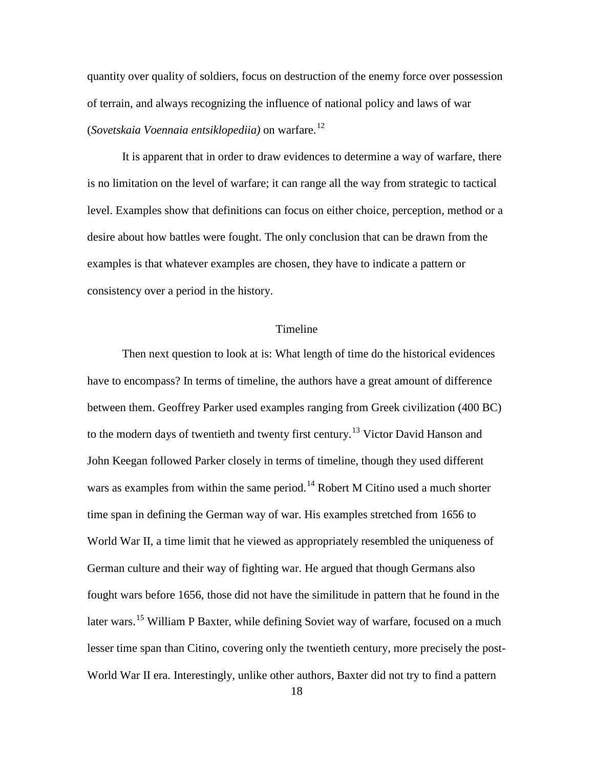quantity over quality of soldiers, focus on destruction of the enemy force over possession of terrain, and always recognizing the influence of national policy and laws of war (*Sovetskaia Voennaia entsiklopediia)* on warfare.[12]

It is apparent that in order to draw evidences to determine a way of warfare, there is no limitation on the level of warfare; it can range all the way from strategic to tactical level. Examples show that definitions can focus on either choice, perception, method or a desire about how battles were fought. The only conclusion that can be drawn from the examples is that whatever examples are chosen, they have to indicate a pattern or consistency over a period in the history.

## Timeline

Then next question to look at is: What length of time do the historical evidences have to encompass? In terms of timeline, the authors have a great amount of difference between them. Geoffrey Parker used examples ranging from Greek civilization (400 BC) to the modern days of twentieth and twenty first century.[13] Victor David Hanson and John Keegan followed Parker closely in terms of timeline, though they used different wars as examples from within the same period.[14] Robert M Citino used a much shorter time span in defining the German way of war. His examples stretched from 1656 to World War II, a time limit that he viewed as appropriately resembled the uniqueness of German culture and their way of fighting war. He argued that though Germans also fought wars before 1656, those did not have the similitude in pattern that he found in the later wars.[15] William P Baxter, while defining Soviet way of warfare, focused on a much lesser time span than Citino, covering only the twentieth century, more precisely the post-World War II era. Interestingly, unlike other authors, Baxter did not try to find a pattern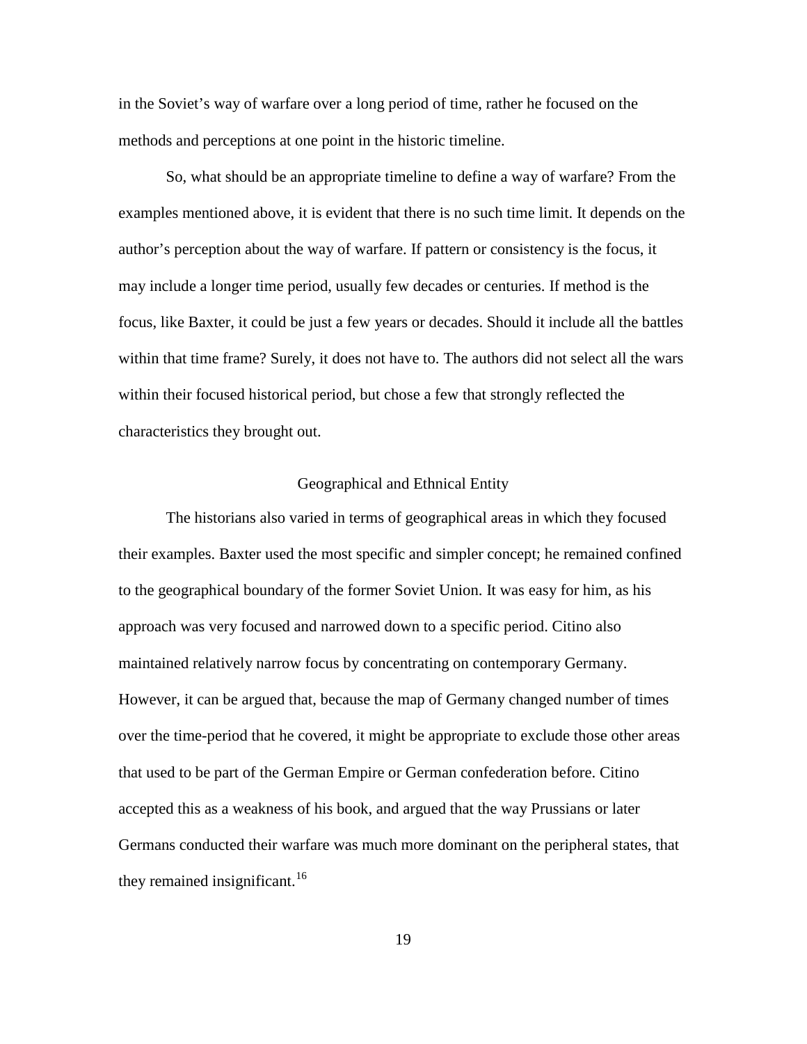in the Soviet's way of warfare over a long period of time, rather he focused on the methods and perceptions at one point in the historic timeline.

So, what should be an appropriate timeline to define a way of warfare? From the examples mentioned above, it is evident that there is no such time limit. It depends on the author's perception about the way of warfare. If pattern or consistency is the focus, it may include a longer time period, usually few decades or centuries. If method is the focus, like Baxter, it could be just a few years or decades. Should it include all the battles within that time frame? Surely, it does not have to. The authors did not select all the wars within their focused historical period, but chose a few that strongly reflected the characteristics they brought out.

## Geographical and Ethnical Entity

The historians also varied in terms of geographical areas in which they focused their examples. Baxter used the most specific and simpler concept; he remained confined to the geographical boundary of the former Soviet Union. It was easy for him, as his approach was very focused and narrowed down to a specific period. Citino also maintained relatively narrow focus by concentrating on contemporary Germany. However, it can be argued that, because the map of Germany changed number of times over the time-period that he covered, it might be appropriate to exclude those other areas that used to be part of the German Empire or German confederation before. Citino accepted this as a weakness of his book, and argued that the way Prussians or later Germans conducted their warfare was much more dominant on the peripheral states, that they remained insignificant.[16]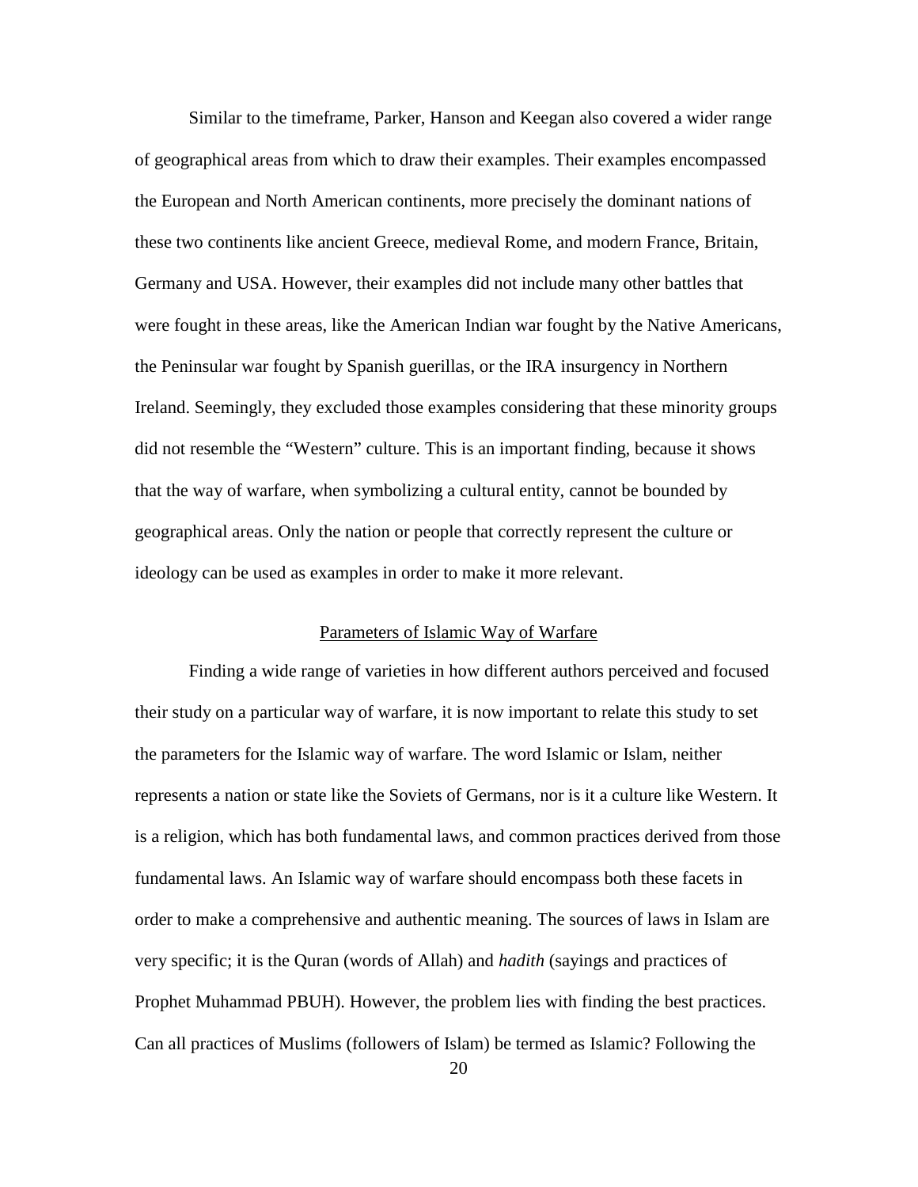Similar to the timeframe, Parker, Hanson and Keegan also covered a wider range of geographical areas from which to draw their examples. Their examples encompassed the European and North American continents, more precisely the dominant nations of these two continents like ancient Greece, medieval Rome, and modern France, Britain, Germany and USA. However, their examples did not include many other battles that were fought in these areas, like the American Indian war fought by the Native Americans, the Peninsular war fought by Spanish guerillas, or the IRA insurgency in Northern Ireland. Seemingly, they excluded those examples considering that these minority groups did not resemble the "Western" culture. This is an important finding, because it shows that the way of warfare, when symbolizing a cultural entity, cannot be bounded by geographical areas. Only the nation or people that correctly represent the culture or ideology can be used as examples in order to make it more relevant.

## Parameters of Islamic Way of Warfare

Finding a wide range of varieties in how different authors perceived and focused their study on a particular way of warfare, it is now important to relate this study to set the parameters for the Islamic way of warfare. The word Islamic or Islam, neither represents a nation or state like the Soviets of Germans, nor is it a culture like Western. It is a religion, which has both fundamental laws, and common practices derived from those fundamental laws. An Islamic way of warfare should encompass both these facets in order to make a comprehensive and authentic meaning. The sources of laws in Islam are very specific; it is the Quran (words of Allah) and *hadith* (sayings and practices of Prophet Muhammad PBUH). However, the problem lies with finding the best practices. Can all practices of Muslims (followers of Islam) be termed as Islamic? Following the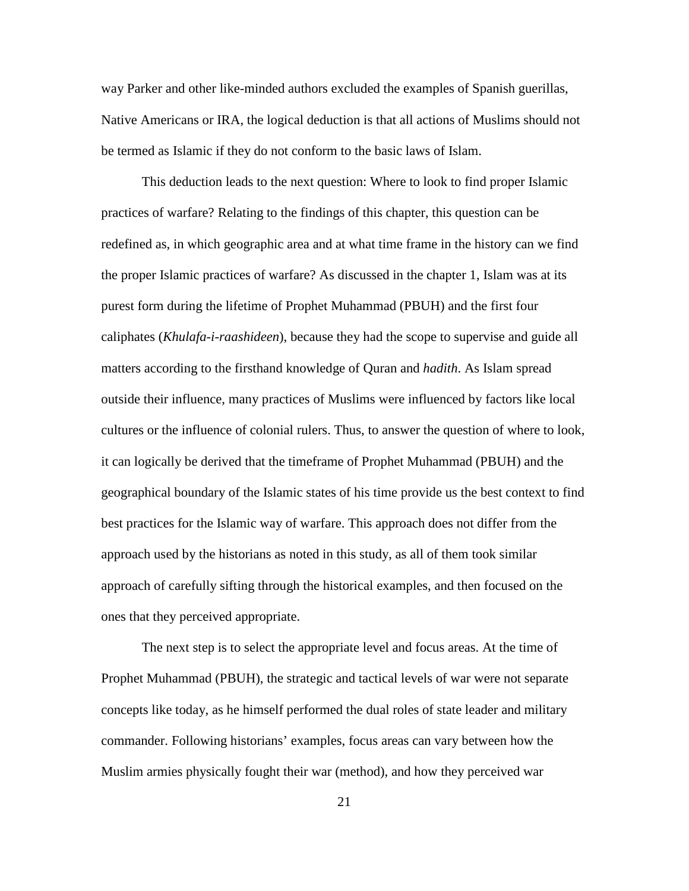way Parker and other like-minded authors excluded the examples of Spanish guerillas, Native Americans or IRA, the logical deduction is that all actions of Muslims should not be termed as Islamic if they do not conform to the basic laws of Islam.

This deduction leads to the next question: Where to look to find proper Islamic practices of warfare? Relating to the findings of this chapter, this question can be redefined as, in which geographic area and at what time frame in the history can we find the proper Islamic practices of warfare? As discussed in the chapter 1, Islam was at its purest form during the lifetime of Prophet Muhammad (PBUH) and the first four caliphates (*Khulafa-i-raashideen*), because they had the scope to supervise and guide all matters according to the firsthand knowledge of Quran and *hadith*. As Islam spread outside their influence, many practices of Muslims were influenced by factors like local cultures or the influence of colonial rulers. Thus, to answer the question of where to look, it can logically be derived that the timeframe of Prophet Muhammad (PBUH) and the geographical boundary of the Islamic states of his time provide us the best context to find best practices for the Islamic way of warfare. This approach does not differ from the approach used by the historians as noted in this study, as all of them took similar approach of carefully sifting through the historical examples, and then focused on the ones that they perceived appropriate.

The next step is to select the appropriate level and focus areas. At the time of Prophet Muhammad (PBUH), the strategic and tactical levels of war were not separate concepts like today, as he himself performed the dual roles of state leader and military commander. Following historians' examples, focus areas can vary between how the Muslim armies physically fought their war (method), and how they perceived war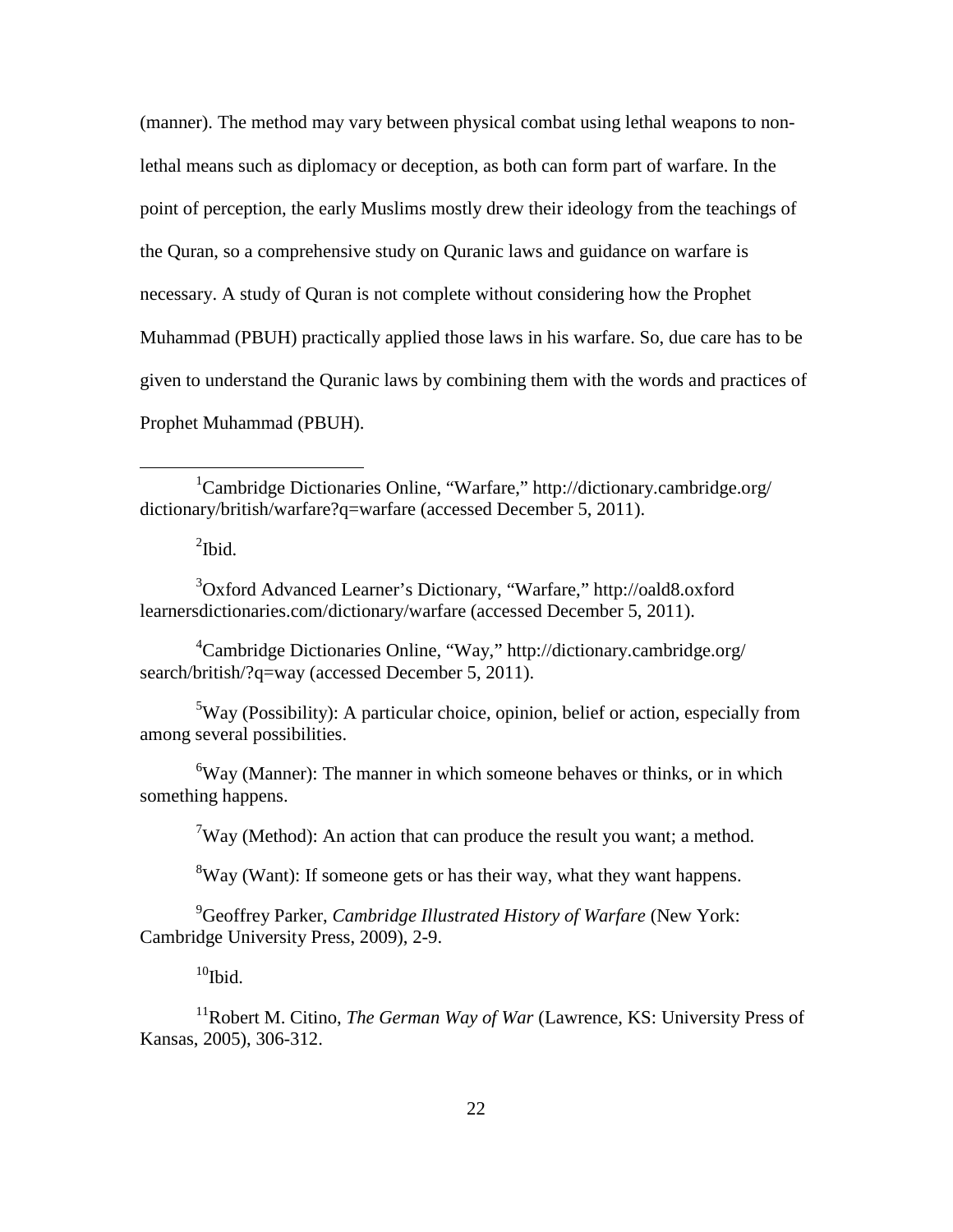(manner). The method may vary between physical combat using lethal weapons to non-lethal means such as diplomacy or deception, as both can form part of warfare. In the point of perception, the early Muslims mostly drew their ideology from the teachings of the Quran, so a comprehensive study on Quranic laws and guidance on warfare is necessary. A study of Quran is not complete without considering how the Prophet Muhammad (PBUH) practically applied those laws in his warfare. So, due care has to be given to understand the Quranic laws by combining them with the words and practices of Prophet Muhammad (PBUH).

---

[1]Cambridge Dictionaries Online, "Warfare," http://dictionary.cambridge.org/dictionary/british/warfare?q=warfare (accessed December 5, 2011).

[2]Ibid.

[3]Oxford Advanced Learner's Dictionary, "Warfare," http://oald8.oxfordlearnersdictionaries.com/dictionary/warfare (accessed December 5, 2011).

[4]Cambridge Dictionaries Online, "Way," http://dictionary.cambridge.org/search/british/?q=way (accessed December 5, 2011).

[5]Way (Possibility): A particular choice, opinion, belief or action, especially from among several possibilities.

[6]Way (Manner): The manner in which someone behaves or thinks, or in which something happens.

[7]Way (Method): An action that can produce the result you want; a method.

[8]Way (Want): If someone gets or has their way, what they want happens.

[9]Geoffrey Parker, *Cambridge Illustrated History of Warfare* (New York: Cambridge University Press, 2009), 2-9.

[10]Ibid.

[11]Robert M. Citino, *The German Way of War* (Lawrence, KS: University Press of Kansas, 2005), 306-312.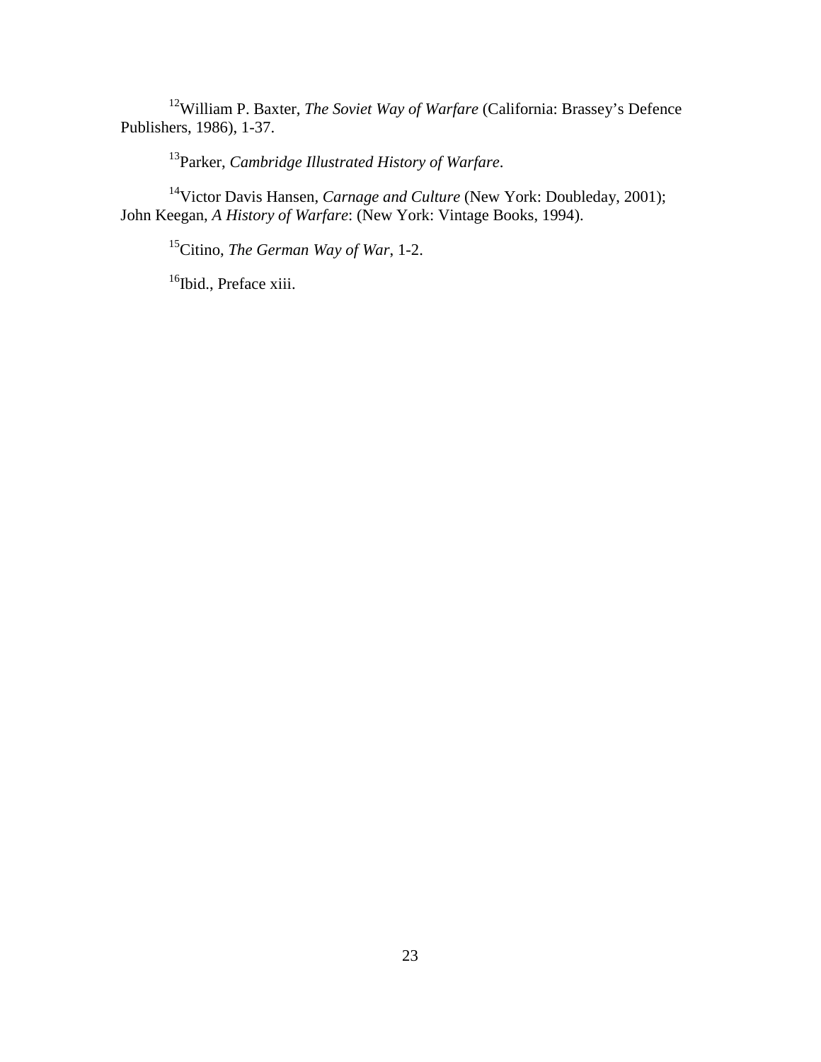[12]William P. Baxter, *The Soviet Way of Warfare* (California: Brassey's Defence Publishers, 1986), 1-37.

[13]Parker, *Cambridge Illustrated History of Warfare*.

[14]Victor Davis Hansen, *Carnage and Culture* (New York: Doubleday, 2001); John Keegan, *A History of Warfare*: (New York: Vintage Books, 1994).

[15]Citino, *The German Way of War*, 1-2.

[16]Ibid., Preface xiii.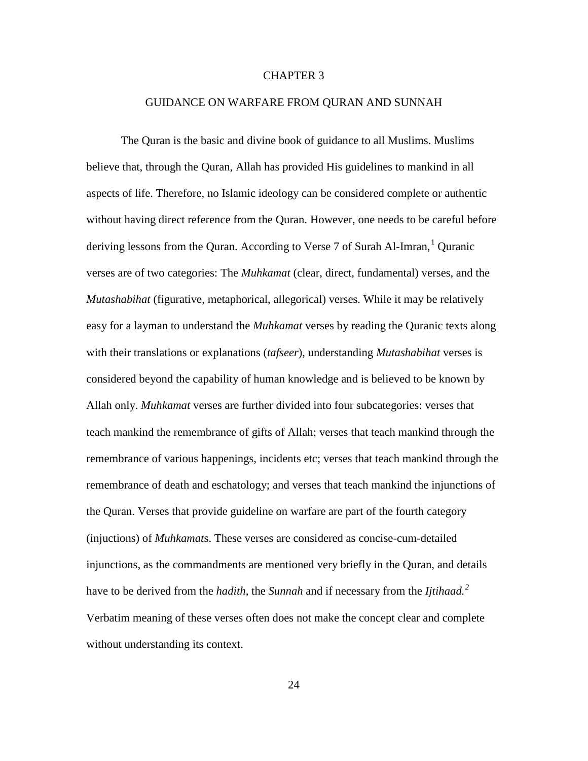# CHAPTER 3

## GUIDANCE ON WARFARE FROM QURAN AND SUNNAH

The Quran is the basic and divine book of guidance to all Muslims. Muslims believe that, through the Quran, Allah has provided His guidelines to mankind in all aspects of life. Therefore, no Islamic ideology can be considered complete or authentic without having direct reference from the Quran. However, one needs to be careful before deriving lessons from the Quran. According to Verse 7 of Surah Al-Imran,[1] Quranic verses are of two categories: The *Muhkamat* (clear, direct, fundamental) verses, and the *Mutashabihat* (figurative, metaphorical, allegorical) verses. While it may be relatively easy for a layman to understand the *Muhkamat* verses by reading the Quranic texts along with their translations or explanations (*tafseer*), understanding *Mutashabihat* verses is considered beyond the capability of human knowledge and is believed to be known by Allah only. *Muhkamat* verses are further divided into four subcategories: verses that teach mankind the remembrance of gifts of Allah; verses that teach mankind through the remembrance of various happenings, incidents etc; verses that teach mankind through the remembrance of death and eschatology; and verses that teach mankind the injunctions of the Quran. Verses that provide guideline on warfare are part of the fourth category (injuctions) of *Muhkamat*s. These verses are considered as concise-cum-detailed injunctions, as the commandments are mentioned very briefly in the Quran, and details have to be derived from the *hadith*, the *Sunnah* and if necessary from the *Ijtihaad.*[2] Verbatim meaning of these verses often does not make the concept clear and complete without understanding its context.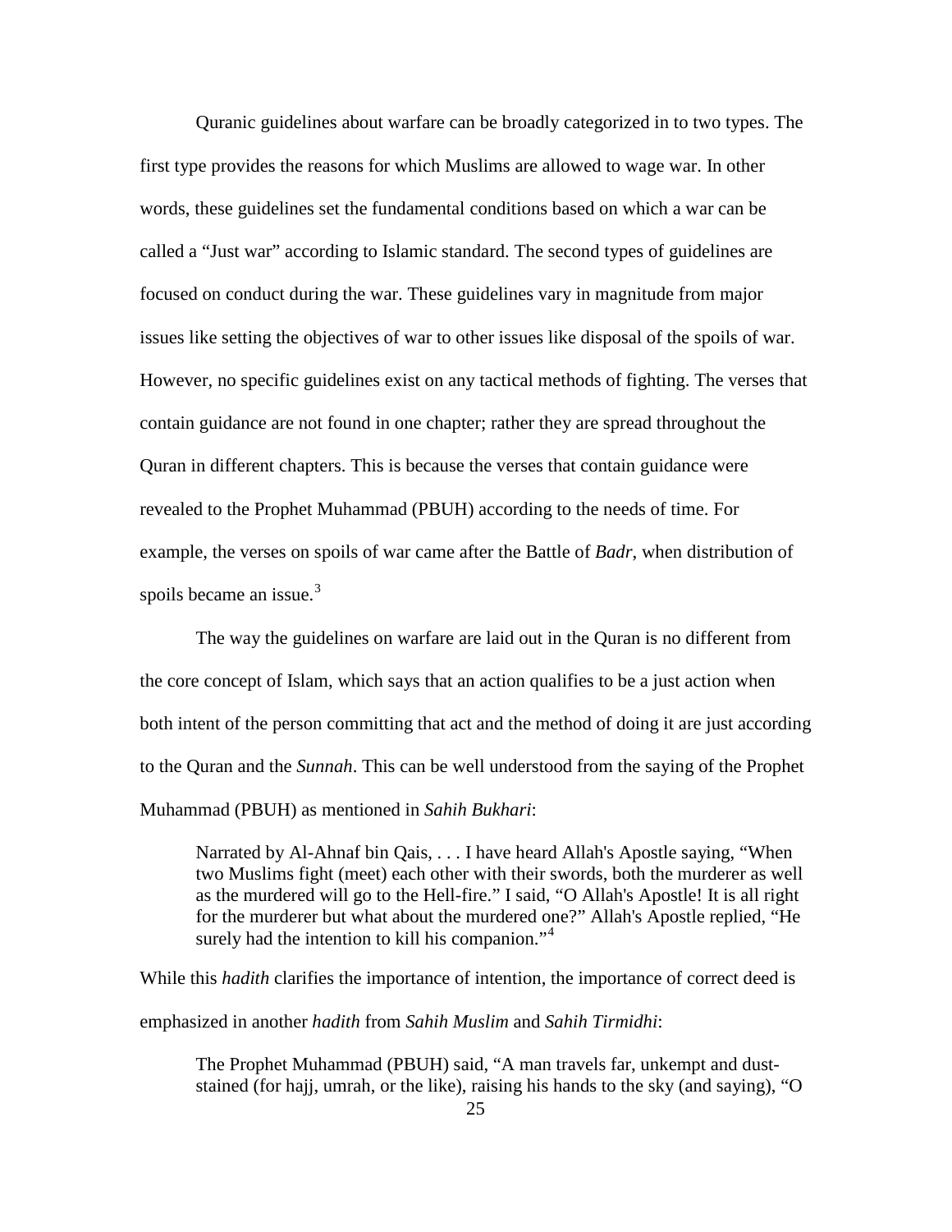Quranic guidelines about warfare can be broadly categorized in to two types. The first type provides the reasons for which Muslims are allowed to wage war. In other words, these guidelines set the fundamental conditions based on which a war can be called a "Just war" according to Islamic standard. The second types of guidelines are focused on conduct during the war. These guidelines vary in magnitude from major issues like setting the objectives of war to other issues like disposal of the spoils of war. However, no specific guidelines exist on any tactical methods of fighting. The verses that contain guidance are not found in one chapter; rather they are spread throughout the Quran in different chapters. This is because the verses that contain guidance were revealed to the Prophet Muhammad (PBUH) according to the needs of time. For example, the verses on spoils of war came after the Battle of *Badr*, when distribution of spoils became an issue.[3]

The way the guidelines on warfare are laid out in the Quran is no different from the core concept of Islam, which says that an action qualifies to be a just action when both intent of the person committing that act and the method of doing it are just according to the Quran and the *Sunnah*. This can be well understood from the saying of the Prophet Muhammad (PBUH) as mentioned in *Sahih Bukhari*:

> Narrated by Al-Ahnaf bin Qais, . . . I have heard Allah's Apostle saying, "When two Muslims fight (meet) each other with their swords, both the murderer as well as the murdered will go to the Hell-fire." I said, "O Allah's Apostle! It is all right for the murderer but what about the murdered one?" Allah's Apostle replied, "He surely had the intention to kill his companion."[4]

While this *hadith* clarifies the importance of intention, the importance of correct deed is emphasized in another *hadith* from *Sahih Muslim* and *Sahih Tirmidhi*:

> The Prophet Muhammad (PBUH) said, "A man travels far, unkempt and dust-stained (for hajj, umrah, or the like), raising his hands to the sky (and saying), "O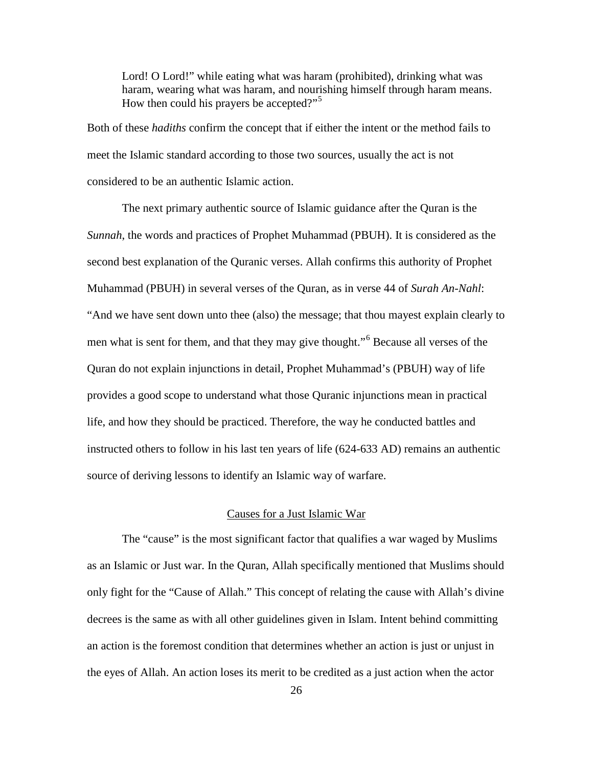> Lord! O Lord!" while eating what was haram (prohibited), drinking what was haram, wearing what was haram, and nourishing himself through haram means. How then could his prayers be accepted?"[5]

Both of these *hadiths* confirm the concept that if either the intent or the method fails to meet the Islamic standard according to those two sources, usually the act is not considered to be an authentic Islamic action.

The next primary authentic source of Islamic guidance after the Quran is the *Sunnah*, the words and practices of Prophet Muhammad (PBUH). It is considered as the second best explanation of the Quranic verses. Allah confirms this authority of Prophet Muhammad (PBUH) in several verses of the Quran, as in verse 44 of *Surah An-Nahl*: "And we have sent down unto thee (also) the message; that thou mayest explain clearly to men what is sent for them, and that they may give thought."[6] Because all verses of the Quran do not explain injunctions in detail, Prophet Muhammad's (PBUH) way of life provides a good scope to understand what those Quranic injunctions mean in practical life, and how they should be practiced. Therefore, the way he conducted battles and instructed others to follow in his last ten years of life (624-633 AD) remains an authentic source of deriving lessons to identify an Islamic way of warfare.

## Causes for a Just Islamic War

The "cause" is the most significant factor that qualifies a war waged by Muslims as an Islamic or Just war. In the Quran, Allah specifically mentioned that Muslims should only fight for the "Cause of Allah." This concept of relating the cause with Allah's divine decrees is the same as with all other guidelines given in Islam. Intent behind committing an action is the foremost condition that determines whether an action is just or unjust in the eyes of Allah. An action loses its merit to be credited as a just action when the actor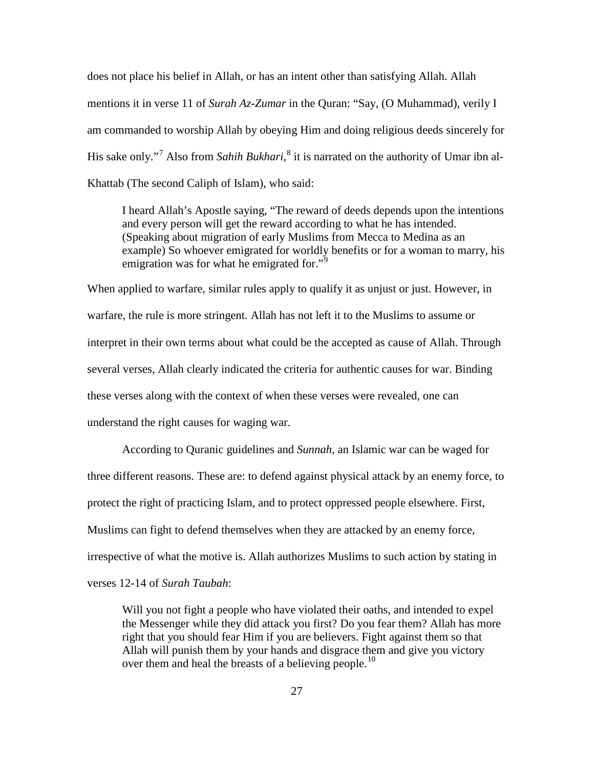does not place his belief in Allah, or has an intent other than satisfying Allah. Allah mentions it in verse 11 of *Surah Az-Zumar* in the Quran: "Say, (O Muhammad), verily I am commanded to worship Allah by obeying Him and doing religious deeds sincerely for His sake only."[7] Also from *Sahih Bukhari*,[8] it is narrated on the authority of Umar ibn al-Khattab (The second Caliph of Islam), who said:

> I heard Allah's Apostle saying, "The reward of deeds depends upon the intentions and every person will get the reward according to what he has intended. (Speaking about migration of early Muslims from Mecca to Medina as an example) So whoever emigrated for worldly benefits or for a woman to marry, his emigration was for what he emigrated for."[9]

When applied to warfare, similar rules apply to qualify it as unjust or just. However, in warfare, the rule is more stringent. Allah has not left it to the Muslims to assume or interpret in their own terms about what could be the accepted as cause of Allah. Through several verses, Allah clearly indicated the criteria for authentic causes for war. Binding these verses along with the context of when these verses were revealed, one can understand the right causes for waging war.

According to Quranic guidelines and *Sunnah*, an Islamic war can be waged for three different reasons. These are: to defend against physical attack by an enemy force, to protect the right of practicing Islam, and to protect oppressed people elsewhere. First, Muslims can fight to defend themselves when they are attacked by an enemy force, irrespective of what the motive is. Allah authorizes Muslims to such action by stating in verses 12-14 of *Surah Taubah*:

> Will you not fight a people who have violated their oaths, and intended to expel the Messenger while they did attack you first? Do you fear them? Allah has more right that you should fear Him if you are believers. Fight against them so that Allah will punish them by your hands and disgrace them and give you victory over them and heal the breasts of a believing people.[10]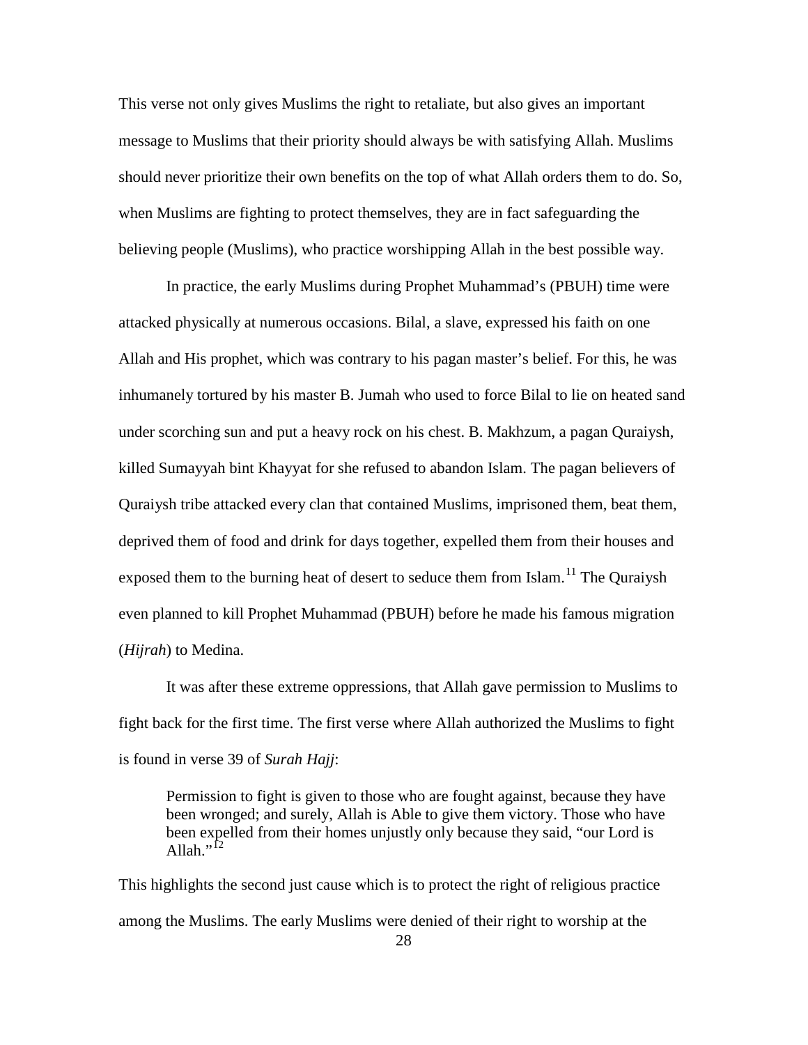This verse not only gives Muslims the right to retaliate, but also gives an important message to Muslims that their priority should always be with satisfying Allah. Muslims should never prioritize their own benefits on the top of what Allah orders them to do. So, when Muslims are fighting to protect themselves, they are in fact safeguarding the believing people (Muslims), who practice worshipping Allah in the best possible way.

In practice, the early Muslims during Prophet Muhammad's (PBUH) time were attacked physically at numerous occasions. Bilal, a slave, expressed his faith on one Allah and His prophet, which was contrary to his pagan master's belief. For this, he was inhumanely tortured by his master B. Jumah who used to force Bilal to lie on heated sand under scorching sun and put a heavy rock on his chest. B. Makhzum, a pagan Quraiysh, killed Sumayyah bint Khayyat for she refused to abandon Islam. The pagan believers of Quraiysh tribe attacked every clan that contained Muslims, imprisoned them, beat them, deprived them of food and drink for days together, expelled them from their houses and exposed them to the burning heat of desert to seduce them from Islam.[11] The Quraiysh even planned to kill Prophet Muhammad (PBUH) before he made his famous migration (*Hijrah*) to Medina.

It was after these extreme oppressions, that Allah gave permission to Muslims to fight back for the first time. The first verse where Allah authorized the Muslims to fight is found in verse 39 of *Surah Hajj*:

> Permission to fight is given to those who are fought against, because they have been wronged; and surely, Allah is Able to give them victory. Those who have been expelled from their homes unjustly only because they said, "our Lord is Allah."[12]

This highlights the second just cause which is to protect the right of religious practice among the Muslims. The early Muslims were denied of their right to worship at the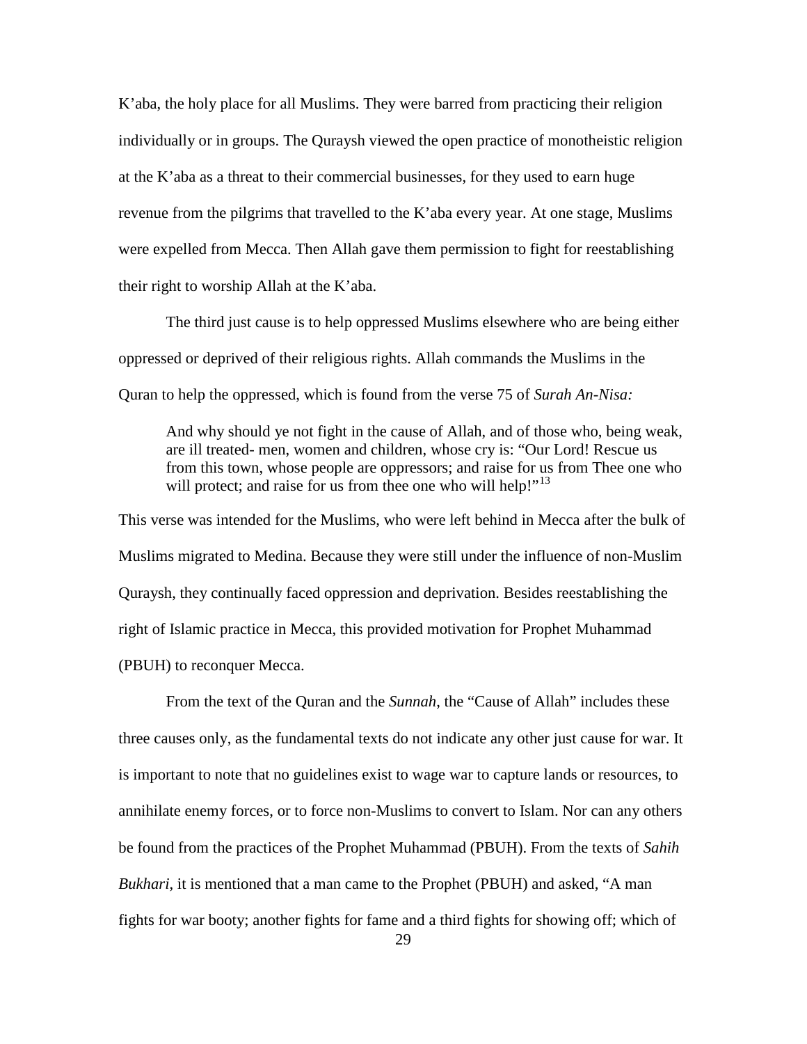K'aba, the holy place for all Muslims. They were barred from practicing their religion individually or in groups. The Quraysh viewed the open practice of monotheistic religion at the K'aba as a threat to their commercial businesses, for they used to earn huge revenue from the pilgrims that travelled to the K'aba every year. At one stage, Muslims were expelled from Mecca. Then Allah gave them permission to fight for reestablishing their right to worship Allah at the K'aba.

The third just cause is to help oppressed Muslims elsewhere who are being either oppressed or deprived of their religious rights. Allah commands the Muslims in the Quran to help the oppressed, which is found from the verse 75 of *Surah An-Nisa:*

> And why should ye not fight in the cause of Allah, and of those who, being weak, are ill treated- men, women and children, whose cry is: "Our Lord! Rescue us from this town, whose people are oppressors; and raise for us from Thee one who will protect; and raise for us from thee one who will help!"[13]

This verse was intended for the Muslims, who were left behind in Mecca after the bulk of Muslims migrated to Medina. Because they were still under the influence of non-Muslim Quraysh, they continually faced oppression and deprivation. Besides reestablishing the right of Islamic practice in Mecca, this provided motivation for Prophet Muhammad (PBUH) to reconquer Mecca.

From the text of the Quran and the *Sunnah*, the "Cause of Allah" includes these three causes only, as the fundamental texts do not indicate any other just cause for war. It is important to note that no guidelines exist to wage war to capture lands or resources, to annihilate enemy forces, or to force non-Muslims to convert to Islam. Nor can any others be found from the practices of the Prophet Muhammad (PBUH). From the texts of *Sahih Bukhari*, it is mentioned that a man came to the Prophet (PBUH) and asked, "A man fights for war booty; another fights for fame and a third fights for showing off; which of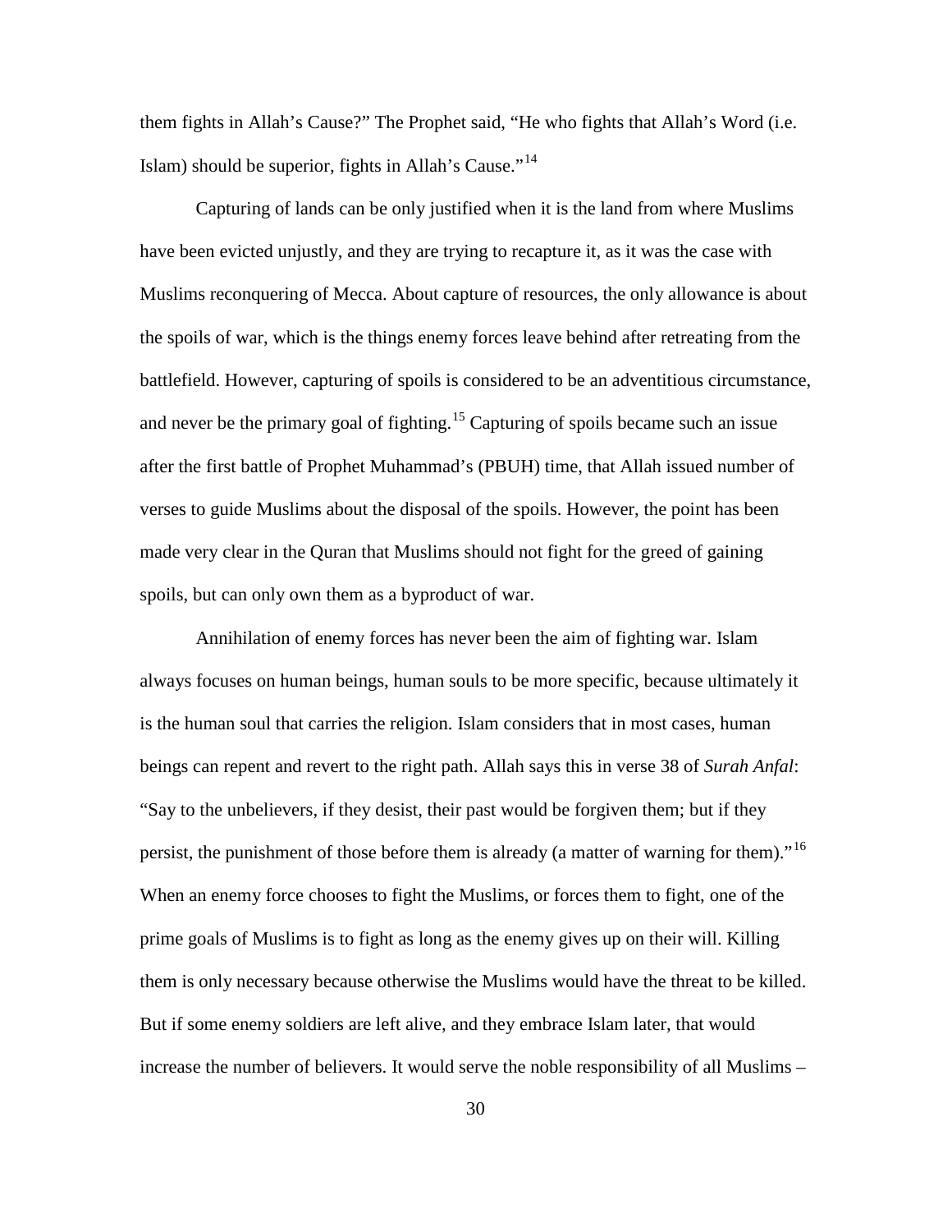them fights in Allah's Cause?" The Prophet said, "He who fights that Allah's Word (i.e. Islam) should be superior, fights in Allah's Cause."[14]

Capturing of lands can be only justified when it is the land from where Muslims have been evicted unjustly, and they are trying to recapture it, as it was the case with Muslims reconquering of Mecca. About capture of resources, the only allowance is about the spoils of war, which is the things enemy forces leave behind after retreating from the battlefield. However, capturing of spoils is considered to be an adventitious circumstance, and never be the primary goal of fighting.[15] Capturing of spoils became such an issue after the first battle of Prophet Muhammad's (PBUH) time, that Allah issued number of verses to guide Muslims about the disposal of the spoils. However, the point has been made very clear in the Quran that Muslims should not fight for the greed of gaining spoils, but can only own them as a byproduct of war.

Annihilation of enemy forces has never been the aim of fighting war. Islam always focuses on human beings, human souls to be more specific, because ultimately it is the human soul that carries the religion. Islam considers that in most cases, human beings can repent and revert to the right path. Allah says this in verse 38 of *Surah Anfal*: "Say to the unbelievers, if they desist, their past would be forgiven them; but if they persist, the punishment of those before them is already (a matter of warning for them)."[16] When an enemy force chooses to fight the Muslims, or forces them to fight, one of the prime goals of Muslims is to fight as long as the enemy gives up on their will. Killing them is only necessary because otherwise the Muslims would have the threat to be killed. But if some enemy soldiers are left alive, and they embrace Islam later, that would increase the number of believers. It would serve the noble responsibility of all Muslims –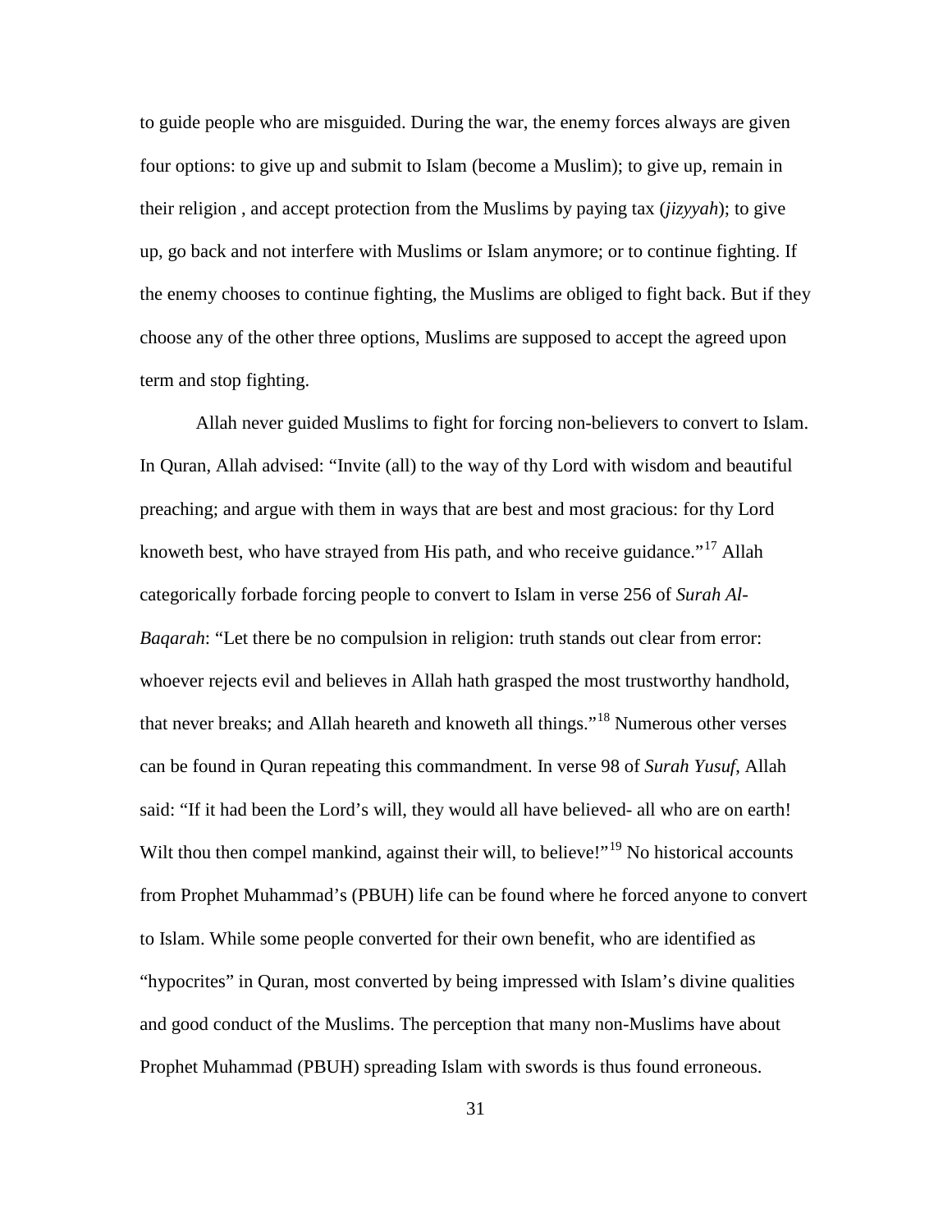to guide people who are misguided. During the war, the enemy forces always are given four options: to give up and submit to Islam (become a Muslim); to give up, remain in their religion , and accept protection from the Muslims by paying tax (*jizyyah*); to give up, go back and not interfere with Muslims or Islam anymore; or to continue fighting. If the enemy chooses to continue fighting, the Muslims are obliged to fight back. But if they choose any of the other three options, Muslims are supposed to accept the agreed upon term and stop fighting.

Allah never guided Muslims to fight for forcing non-believers to convert to Islam. In Quran, Allah advised: "Invite (all) to the way of thy Lord with wisdom and beautiful preaching; and argue with them in ways that are best and most gracious: for thy Lord knoweth best, who have strayed from His path, and who receive guidance."[17] Allah categorically forbade forcing people to convert to Islam in verse 256 of *Surah Al-Baqarah*: "Let there be no compulsion in religion: truth stands out clear from error: whoever rejects evil and believes in Allah hath grasped the most trustworthy handhold, that never breaks; and Allah heareth and knoweth all things."[18] Numerous other verses can be found in Quran repeating this commandment. In verse 98 of *Surah Yusuf*, Allah said: "If it had been the Lord's will, they would all have believed- all who are on earth! Wilt thou then compel mankind, against their will, to believe!"[19] No historical accounts from Prophet Muhammad's (PBUH) life can be found where he forced anyone to convert to Islam. While some people converted for their own benefit, who are identified as "hypocrites" in Quran, most converted by being impressed with Islam's divine qualities and good conduct of the Muslims. The perception that many non-Muslims have about Prophet Muhammad (PBUH) spreading Islam with swords is thus found erroneous.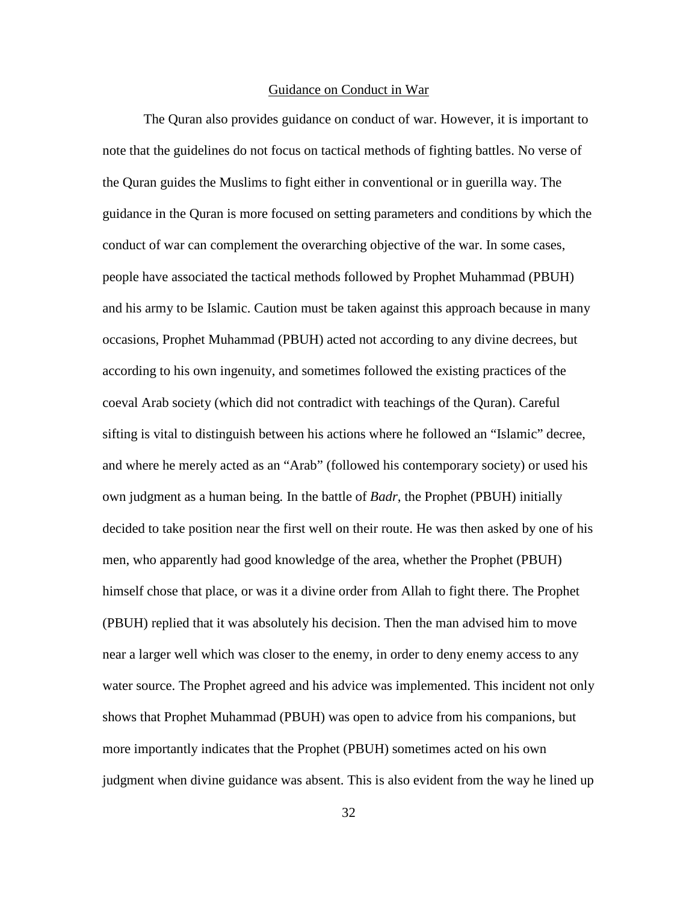## Guidance on Conduct in War

The Quran also provides guidance on conduct of war. However, it is important to note that the guidelines do not focus on tactical methods of fighting battles. No verse of the Quran guides the Muslims to fight either in conventional or in guerilla way. The guidance in the Quran is more focused on setting parameters and conditions by which the conduct of war can complement the overarching objective of the war. In some cases, people have associated the tactical methods followed by Prophet Muhammad (PBUH) and his army to be Islamic. Caution must be taken against this approach because in many occasions, Prophet Muhammad (PBUH) acted not according to any divine decrees, but according to his own ingenuity, and sometimes followed the existing practices of the coeval Arab society (which did not contradict with teachings of the Quran). Careful sifting is vital to distinguish between his actions where he followed an "Islamic" decree, and where he merely acted as an "Arab" (followed his contemporary society) or used his own judgment as a human being. In the battle of *Badr*, the Prophet (PBUH) initially decided to take position near the first well on their route. He was then asked by one of his men, who apparently had good knowledge of the area, whether the Prophet (PBUH) himself chose that place, or was it a divine order from Allah to fight there. The Prophet (PBUH) replied that it was absolutely his decision. Then the man advised him to move near a larger well which was closer to the enemy, in order to deny enemy access to any water source. The Prophet agreed and his advice was implemented. This incident not only shows that Prophet Muhammad (PBUH) was open to advice from his companions, but more importantly indicates that the Prophet (PBUH) sometimes acted on his own judgment when divine guidance was absent. This is also evident from the way he lined up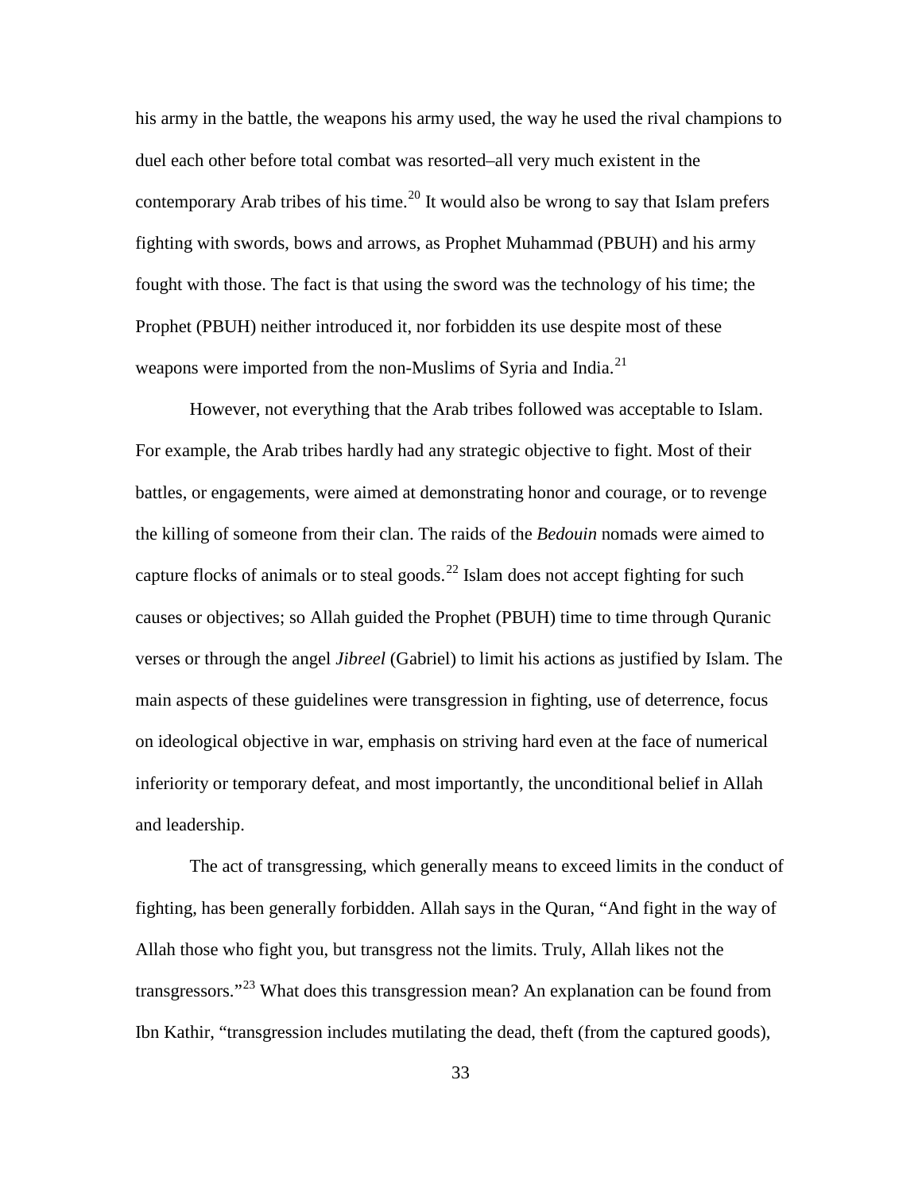his army in the battle, the weapons his army used, the way he used the rival champions to duel each other before total combat was resorted–all very much existent in the contemporary Arab tribes of his time.[20] It would also be wrong to say that Islam prefers fighting with swords, bows and arrows, as Prophet Muhammad (PBUH) and his army fought with those. The fact is that using the sword was the technology of his time; the Prophet (PBUH) neither introduced it, nor forbidden its use despite most of these weapons were imported from the non-Muslims of Syria and India.[21]

However, not everything that the Arab tribes followed was acceptable to Islam. For example, the Arab tribes hardly had any strategic objective to fight. Most of their battles, or engagements, were aimed at demonstrating honor and courage, or to revenge the killing of someone from their clan. The raids of the *Bedouin* nomads were aimed to capture flocks of animals or to steal goods.[22] Islam does not accept fighting for such causes or objectives; so Allah guided the Prophet (PBUH) time to time through Quranic verses or through the angel *Jibreel* (Gabriel) to limit his actions as justified by Islam. The main aspects of these guidelines were transgression in fighting, use of deterrence, focus on ideological objective in war, emphasis on striving hard even at the face of numerical inferiority or temporary defeat, and most importantly, the unconditional belief in Allah and leadership.

The act of transgressing, which generally means to exceed limits in the conduct of fighting, has been generally forbidden. Allah says in the Quran, "And fight in the way of Allah those who fight you, but transgress not the limits. Truly, Allah likes not the transgressors."[23] What does this transgression mean? An explanation can be found from Ibn Kathir, "transgression includes mutilating the dead, theft (from the captured goods),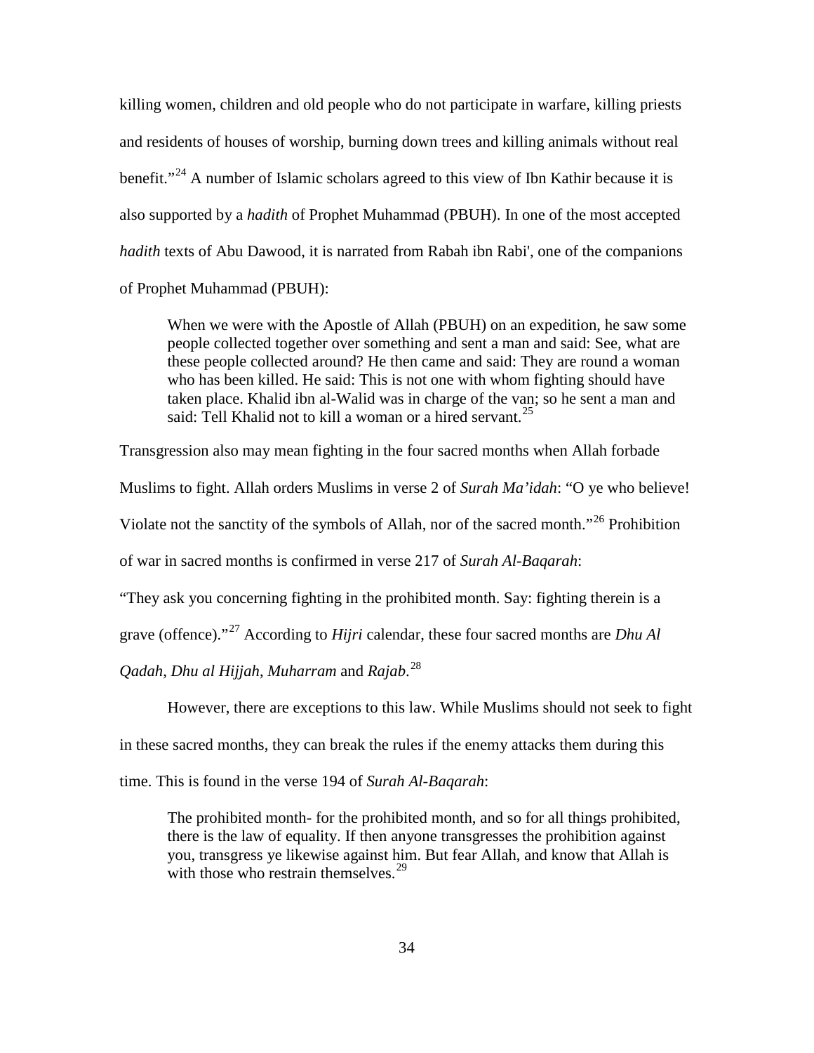killing women, children and old people who do not participate in warfare, killing priests and residents of houses of worship, burning down trees and killing animals without real benefit."[24] A number of Islamic scholars agreed to this view of Ibn Kathir because it is also supported by a *hadith* of Prophet Muhammad (PBUH). In one of the most accepted *hadith* texts of Abu Dawood, it is narrated from Rabah ibn Rabi', one of the companions of Prophet Muhammad (PBUH):

> When we were with the Apostle of Allah (PBUH) on an expedition, he saw some people collected together over something and sent a man and said: See, what are these people collected around? He then came and said: They are round a woman who has been killed. He said: This is not one with whom fighting should have taken place. Khalid ibn al-Walid was in charge of the van; so he sent a man and said: Tell Khalid not to kill a woman or a hired servant.[25]

Transgression also may mean fighting in the four sacred months when Allah forbade Muslims to fight. Allah orders Muslims in verse 2 of *Surah Ma'idah*: "O ye who believe! Violate not the sanctity of the symbols of Allah, nor of the sacred month."[26] Prohibition of war in sacred months is confirmed in verse 217 of *Surah Al-Baqarah*: "They ask you concerning fighting in the prohibited month. Say: fighting therein is a grave (offence)."[27] According to *Hijri* calendar, these four sacred months are *Dhu Al Qadah*, *Dhu al Hijjah*, *Muharram* and *Rajab*.[28]

However, there are exceptions to this law. While Muslims should not seek to fight in these sacred months, they can break the rules if the enemy attacks them during this time. This is found in the verse 194 of *Surah Al-Baqarah*:

> The prohibited month- for the prohibited month, and so for all things prohibited, there is the law of equality. If then anyone transgresses the prohibition against you, transgress ye likewise against him. But fear Allah, and know that Allah is with those who restrain themselves.[29]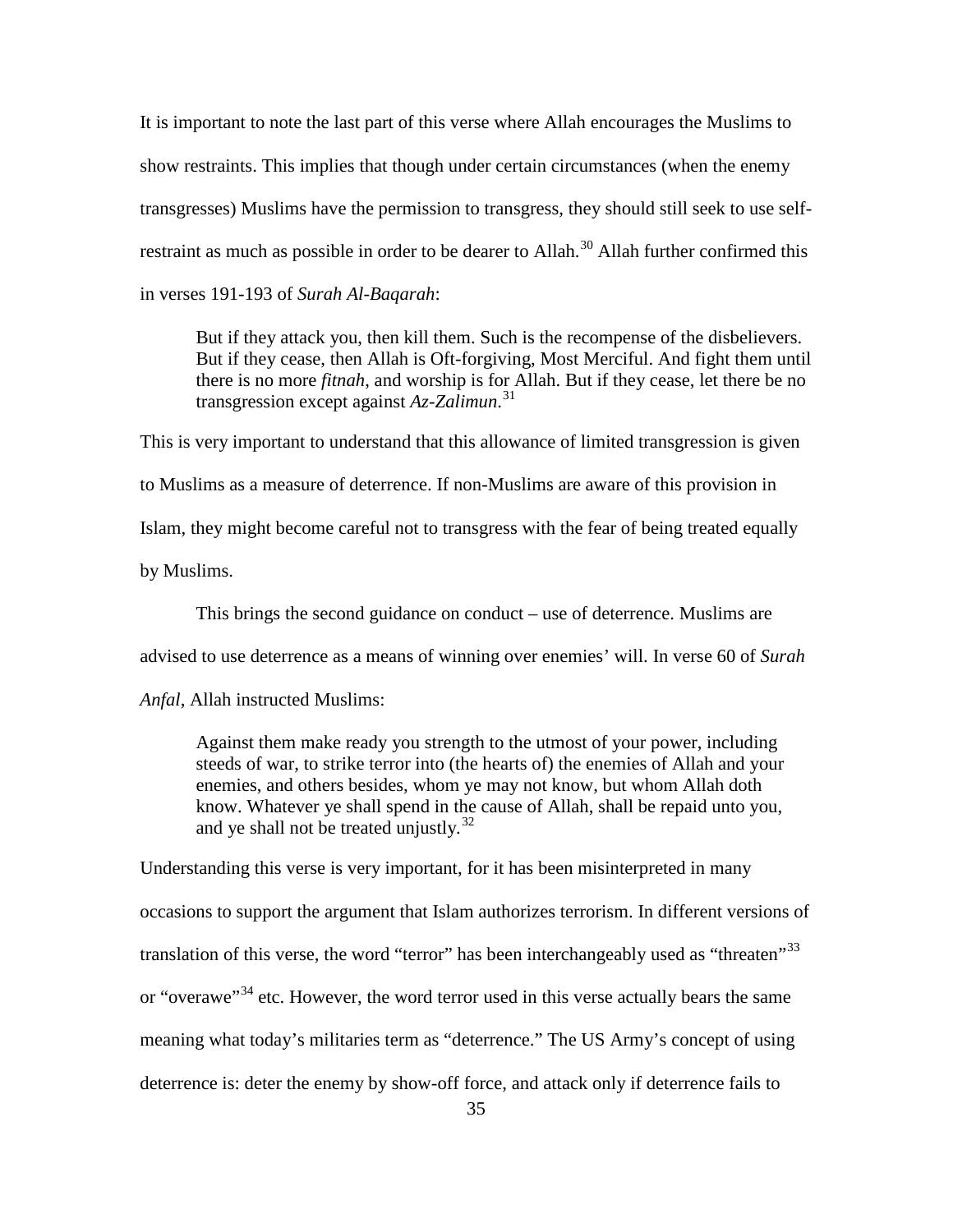It is important to note the last part of this verse where Allah encourages the Muslims to show restraints. This implies that though under certain circumstances (when the enemy transgresses) Muslims have the permission to transgress, they should still seek to use self-restraint as much as possible in order to be dearer to Allah.[30] Allah further confirmed this in verses 191-193 of *Surah Al-Baqarah*:

> But if they attack you, then kill them. Such is the recompense of the disbelievers. But if they cease, then Allah is Oft-forgiving, Most Merciful. And fight them until there is no more *fitnah*, and worship is for Allah. But if they cease, let there be no transgression except against *Az-Zalimun*.[31]

This is very important to understand that this allowance of limited transgression is given to Muslims as a measure of deterrence. If non-Muslims are aware of this provision in Islam, they might become careful not to transgress with the fear of being treated equally by Muslims.

This brings the second guidance on conduct – use of deterrence. Muslims are advised to use deterrence as a means of winning over enemies' will. In verse 60 of *Surah Anfal*, Allah instructed Muslims:

> Against them make ready you strength to the utmost of your power, including steeds of war, to strike terror into (the hearts of) the enemies of Allah and your enemies, and others besides, whom ye may not know, but whom Allah doth know. Whatever ye shall spend in the cause of Allah, shall be repaid unto you, and ye shall not be treated unjustly.[32]

Understanding this verse is very important, for it has been misinterpreted in many occasions to support the argument that Islam authorizes terrorism. In different versions of translation of this verse, the word "terror" has been interchangeably used as "threaten"[33] or "overawe"[34] etc. However, the word terror used in this verse actually bears the same meaning what today's militaries term as "deterrence." The US Army's concept of using deterrence is: deter the enemy by show-off force, and attack only if deterrence fails to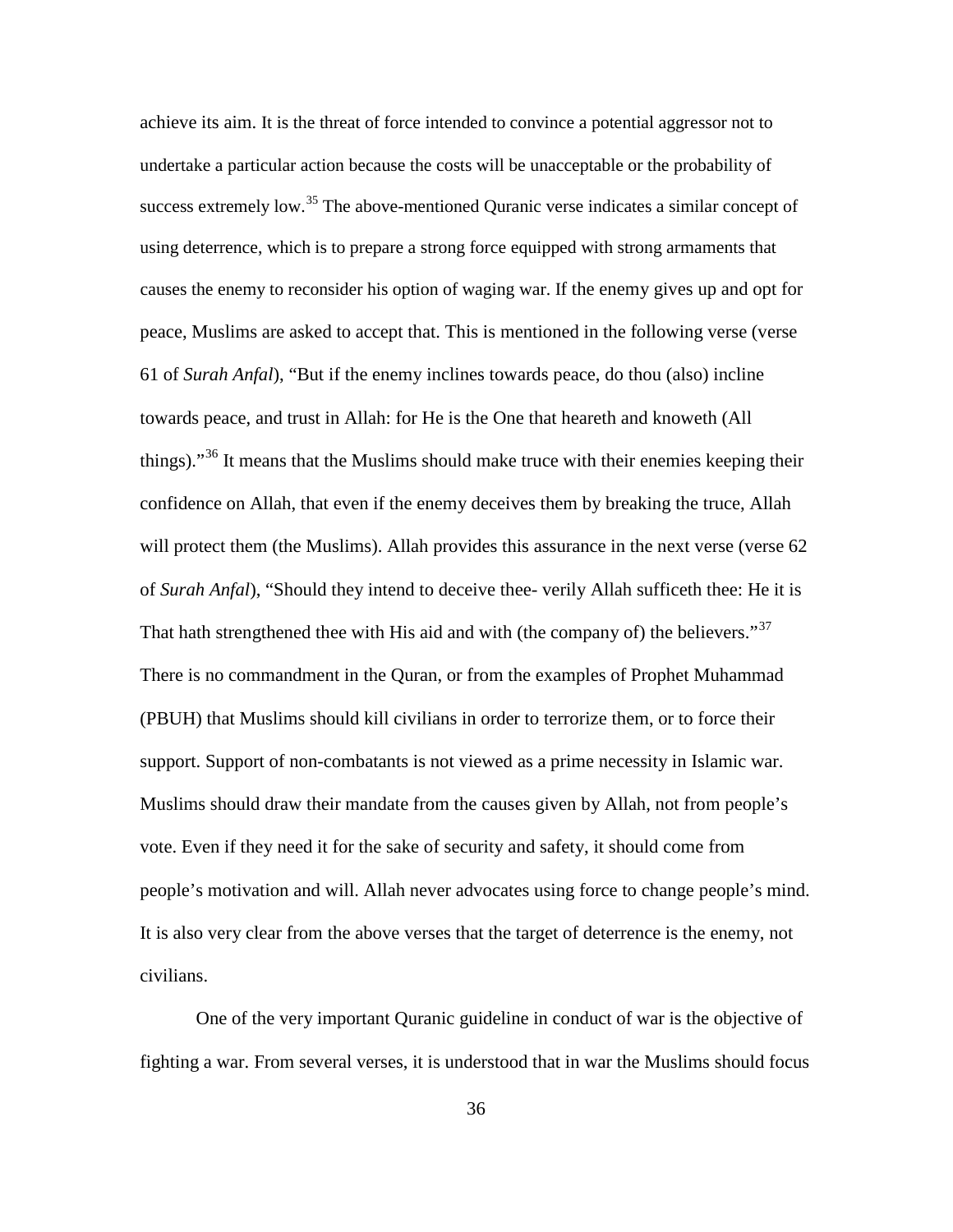achieve its aim. It is the threat of force intended to convince a potential aggressor not to undertake a particular action because the costs will be unacceptable or the probability of success extremely low.[35] The above-mentioned Quranic verse indicates a similar concept of using deterrence, which is to prepare a strong force equipped with strong armaments that causes the enemy to reconsider his option of waging war. If the enemy gives up and opt for peace, Muslims are asked to accept that. This is mentioned in the following verse (verse 61 of *Surah Anfal*), "But if the enemy inclines towards peace, do thou (also) incline towards peace, and trust in Allah: for He is the One that heareth and knoweth (All things)."[36] It means that the Muslims should make truce with their enemies keeping their confidence on Allah, that even if the enemy deceives them by breaking the truce, Allah will protect them (the Muslims). Allah provides this assurance in the next verse (verse 62 of *Surah Anfal*), "Should they intend to deceive thee- verily Allah sufficeth thee: He it is That hath strengthened thee with His aid and with (the company of) the believers."[37] There is no commandment in the Quran, or from the examples of Prophet Muhammad (PBUH) that Muslims should kill civilians in order to terrorize them, or to force their support. Support of non-combatants is not viewed as a prime necessity in Islamic war. Muslims should draw their mandate from the causes given by Allah, not from people's vote. Even if they need it for the sake of security and safety, it should come from people's motivation and will. Allah never advocates using force to change people's mind. It is also very clear from the above verses that the target of deterrence is the enemy, not civilians.

One of the very important Quranic guideline in conduct of war is the objective of fighting a war. From several verses, it is understood that in war the Muslims should focus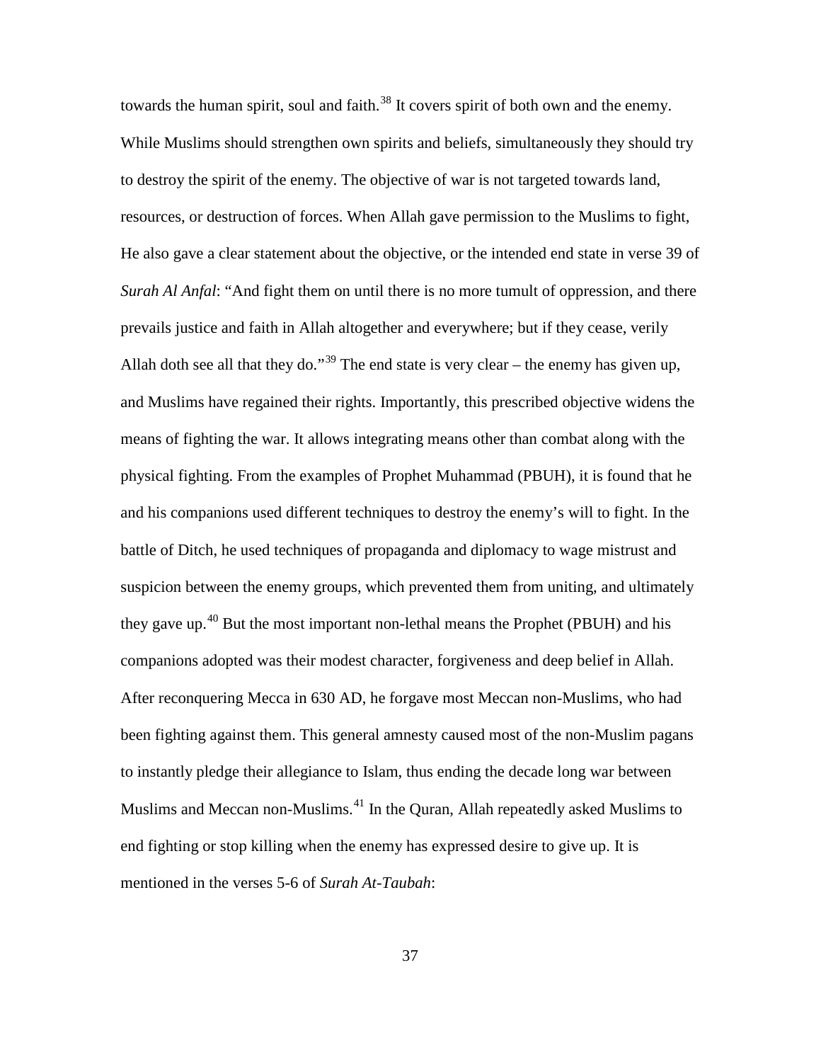towards the human spirit, soul and faith.[38] It covers spirit of both own and the enemy. While Muslims should strengthen own spirits and beliefs, simultaneously they should try to destroy the spirit of the enemy. The objective of war is not targeted towards land, resources, or destruction of forces. When Allah gave permission to the Muslims to fight, He also gave a clear statement about the objective, or the intended end state in verse 39 of *Surah Al Anfal*: "And fight them on until there is no more tumult of oppression, and there prevails justice and faith in Allah altogether and everywhere; but if they cease, verily Allah doth see all that they do."[39] The end state is very clear – the enemy has given up, and Muslims have regained their rights. Importantly, this prescribed objective widens the means of fighting the war. It allows integrating means other than combat along with the physical fighting. From the examples of Prophet Muhammad (PBUH), it is found that he and his companions used different techniques to destroy the enemy's will to fight. In the battle of Ditch, he used techniques of propaganda and diplomacy to wage mistrust and suspicion between the enemy groups, which prevented them from uniting, and ultimately they gave up.[40] But the most important non-lethal means the Prophet (PBUH) and his companions adopted was their modest character, forgiveness and deep belief in Allah. After reconquering Mecca in 630 AD, he forgave most Meccan non-Muslims, who had been fighting against them. This general amnesty caused most of the non-Muslim pagans to instantly pledge their allegiance to Islam, thus ending the decade long war between Muslims and Meccan non-Muslims.[41] In the Quran, Allah repeatedly asked Muslims to end fighting or stop killing when the enemy has expressed desire to give up. It is mentioned in the verses 5-6 of *Surah At-Taubah*: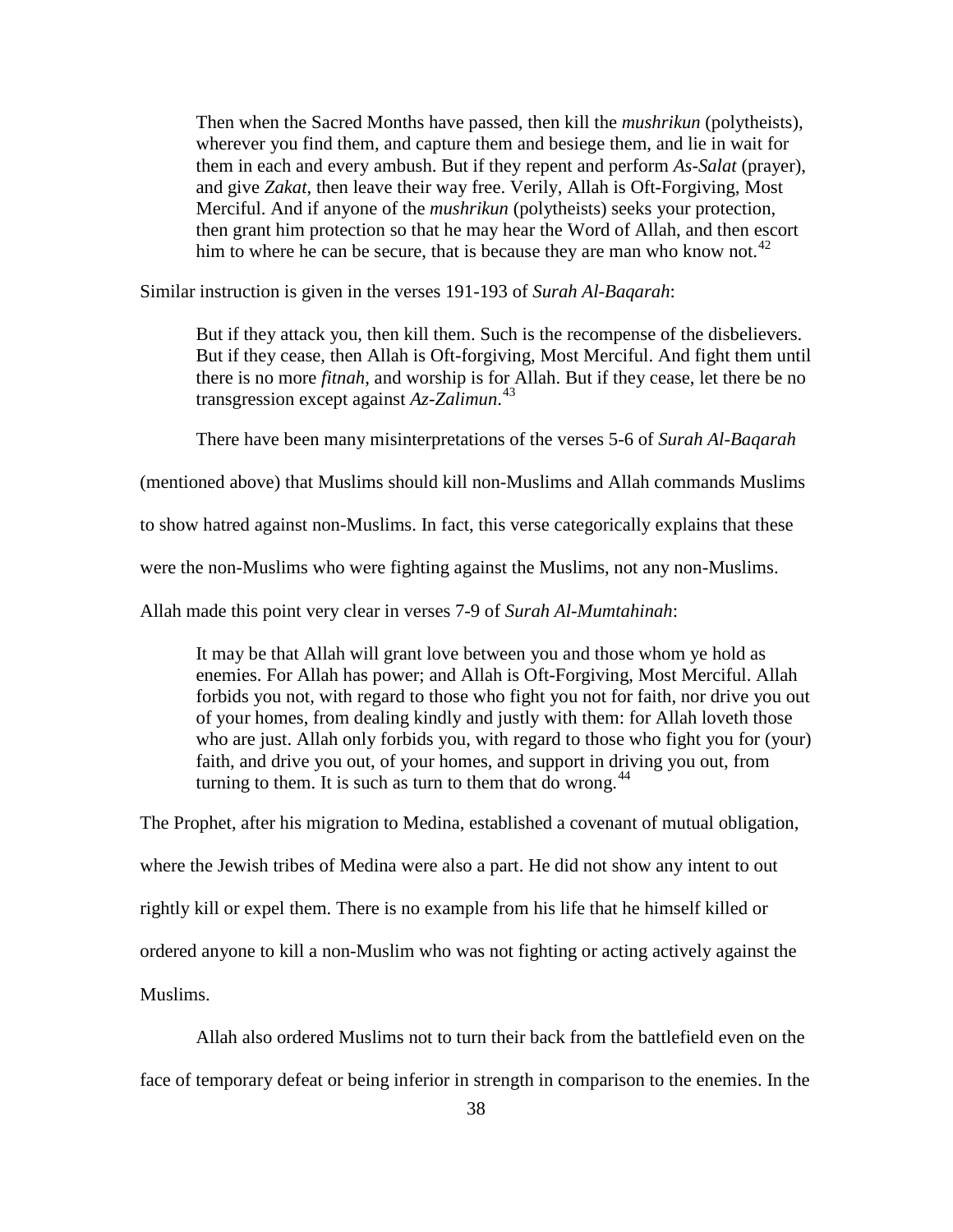> Then when the Sacred Months have passed, then kill the *mushrikun* (polytheists), wherever you find them, and capture them and besiege them, and lie in wait for them in each and every ambush. But if they repent and perform *As-Salat* (prayer), and give *Zakat*, then leave their way free. Verily, Allah is Oft-Forgiving, Most Merciful. And if anyone of the *mushrikun* (polytheists) seeks your protection, then grant him protection so that he may hear the Word of Allah, and then escort him to where he can be secure, that is because they are man who know not.[42]

Similar instruction is given in the verses 191-193 of *Surah Al-Baqarah*:

> But if they attack you, then kill them. Such is the recompense of the disbelievers. But if they cease, then Allah is Oft-forgiving, Most Merciful. And fight them until there is no more *fitnah*, and worship is for Allah. But if they cease, let there be no transgression except against *Az-Zalimun*.[43]

There have been many misinterpretations of the verses 5-6 of *Surah Al-Baqarah* (mentioned above) that Muslims should kill non-Muslims and Allah commands Muslims to show hatred against non-Muslims. In fact, this verse categorically explains that these were the non-Muslims who were fighting against the Muslims, not any non-Muslims. Allah made this point very clear in verses 7-9 of *Surah Al-Mumtahinah*:

> It may be that Allah will grant love between you and those whom ye hold as enemies. For Allah has power; and Allah is Oft-Forgiving, Most Merciful. Allah forbids you not, with regard to those who fight you not for faith, nor drive you out of your homes, from dealing kindly and justly with them: for Allah loveth those who are just. Allah only forbids you, with regard to those who fight you for (your) faith, and drive you out, of your homes, and support in driving you out, from turning to them. It is such as turn to them that do wrong.[44]

The Prophet, after his migration to Medina, established a covenant of mutual obligation, where the Jewish tribes of Medina were also a part. He did not show any intent to out rightly kill or expel them. There is no example from his life that he himself killed or ordered anyone to kill a non-Muslim who was not fighting or acting actively against the Muslims.

Allah also ordered Muslims not to turn their back from the battlefield even on the face of temporary defeat or being inferior in strength in comparison to the enemies. In the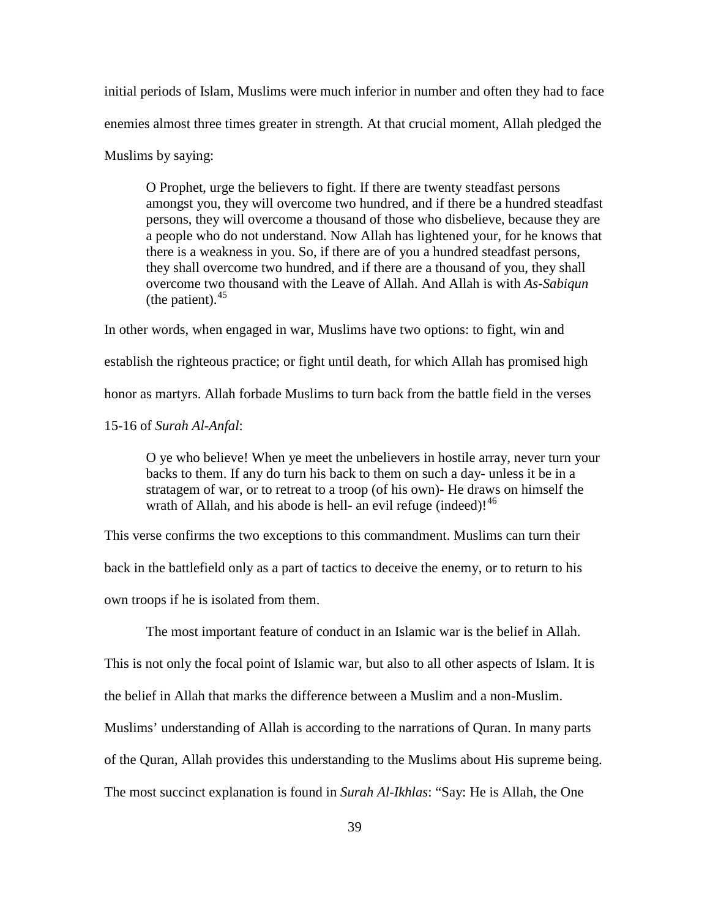initial periods of Islam, Muslims were much inferior in number and often they had to face enemies almost three times greater in strength. At that crucial moment, Allah pledged the Muslims by saying:

> O Prophet, urge the believers to fight. If there are twenty steadfast persons amongst you, they will overcome two hundred, and if there be a hundred steadfast persons, they will overcome a thousand of those who disbelieve, because they are a people who do not understand. Now Allah has lightened your, for he knows that there is a weakness in you. So, if there are of you a hundred steadfast persons, they shall overcome two hundred, and if there are a thousand of you, they shall overcome two thousand with the Leave of Allah. And Allah is with *As-Sabiqun* (the patient).[45]

In other words, when engaged in war, Muslims have two options: to fight, win and establish the righteous practice; or fight until death, for which Allah has promised high honor as martyrs. Allah forbade Muslims to turn back from the battle field in the verses 15-16 of *Surah Al-Anfal*:

> O ye who believe! When ye meet the unbelievers in hostile array, never turn your backs to them. If any do turn his back to them on such a day- unless it be in a stratagem of war, or to retreat to a troop (of his own)- He draws on himself the wrath of Allah, and his abode is hell- an evil refuge (indeed)![46]

This verse confirms the two exceptions to this commandment. Muslims can turn their back in the battlefield only as a part of tactics to deceive the enemy, or to return to his own troops if he is isolated from them.

The most important feature of conduct in an Islamic war is the belief in Allah. This is not only the focal point of Islamic war, but also to all other aspects of Islam. It is the belief in Allah that marks the difference between a Muslim and a non-Muslim. Muslims' understanding of Allah is according to the narrations of Quran. In many parts of the Quran, Allah provides this understanding to the Muslims about His supreme being. The most succinct explanation is found in *Surah Al-Ikhlas*: "Say: He is Allah, the One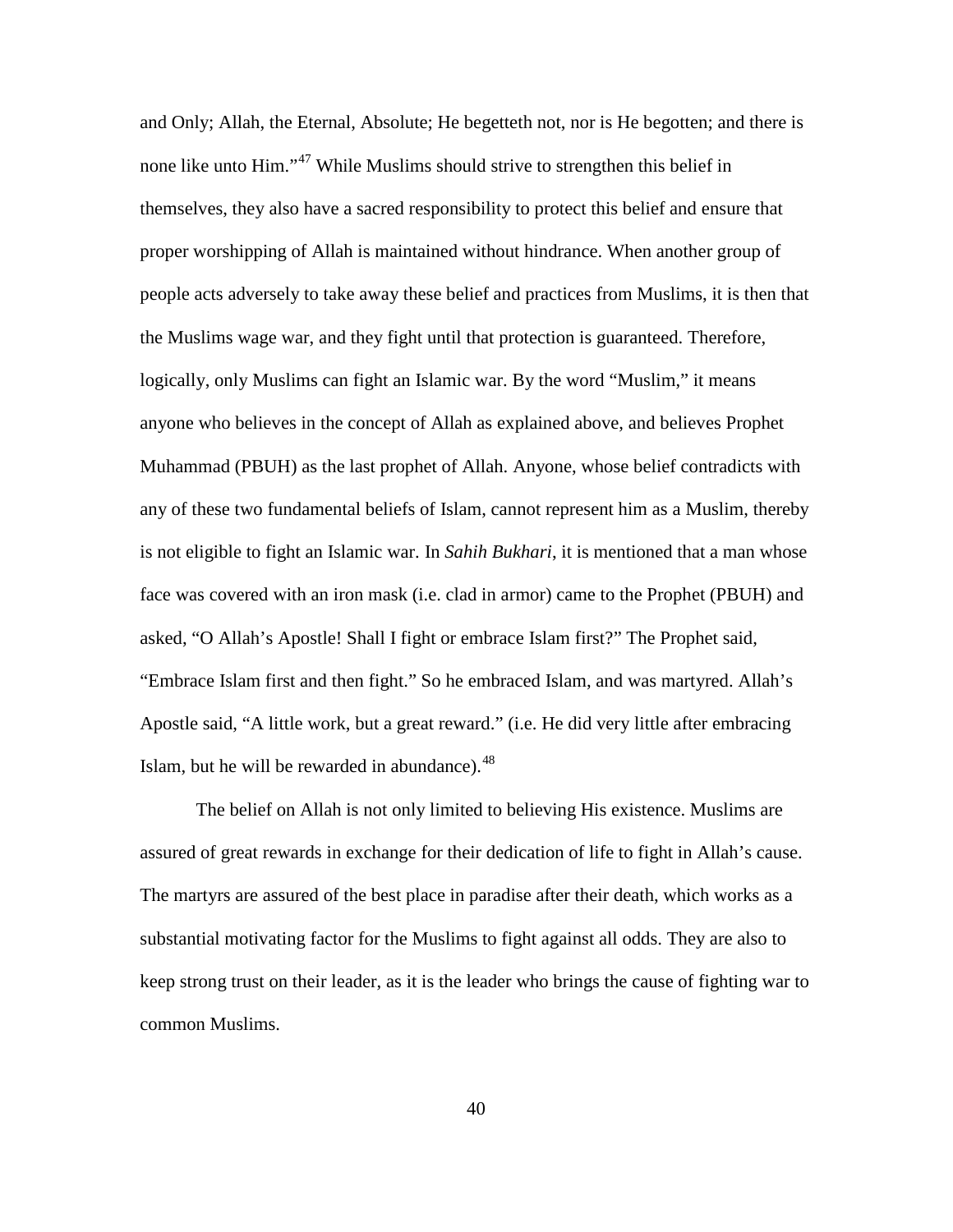and Only; Allah, the Eternal, Absolute; He begetteth not, nor is He begotten; and there is none like unto Him."[47] While Muslims should strive to strengthen this belief in themselves, they also have a sacred responsibility to protect this belief and ensure that proper worshipping of Allah is maintained without hindrance. When another group of people acts adversely to take away these belief and practices from Muslims, it is then that the Muslims wage war, and they fight until that protection is guaranteed. Therefore, logically, only Muslims can fight an Islamic war. By the word "Muslim," it means anyone who believes in the concept of Allah as explained above, and believes Prophet Muhammad (PBUH) as the last prophet of Allah. Anyone, whose belief contradicts with any of these two fundamental beliefs of Islam, cannot represent him as a Muslim, thereby is not eligible to fight an Islamic war. In *Sahih Bukhari*, it is mentioned that a man whose face was covered with an iron mask (i.e. clad in armor) came to the Prophet (PBUH) and asked, "O Allah's Apostle! Shall I fight or embrace Islam first?" The Prophet said, "Embrace Islam first and then fight." So he embraced Islam, and was martyred. Allah's Apostle said, "A little work, but a great reward." (i.e. He did very little after embracing Islam, but he will be rewarded in abundance).[48]

The belief on Allah is not only limited to believing His existence. Muslims are assured of great rewards in exchange for their dedication of life to fight in Allah's cause. The martyrs are assured of the best place in paradise after their death, which works as a substantial motivating factor for the Muslims to fight against all odds. They are also to keep strong trust on their leader, as it is the leader who brings the cause of fighting war to common Muslims.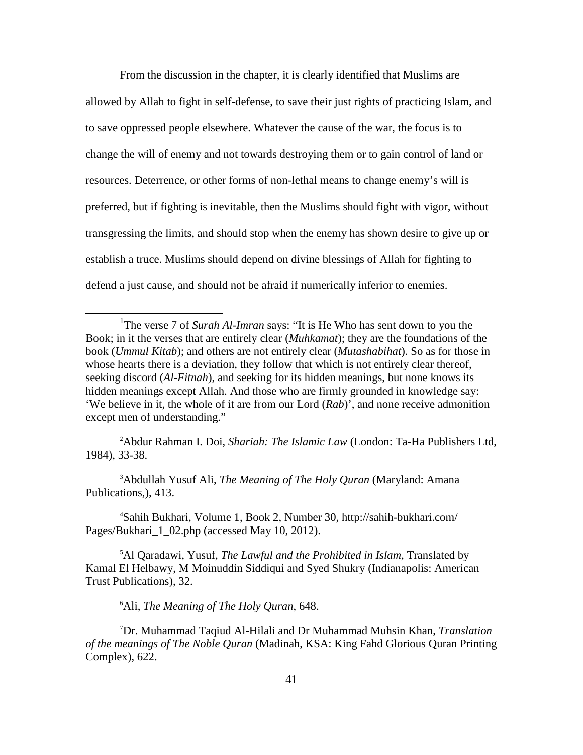From the discussion in the chapter, it is clearly identified that Muslims are allowed by Allah to fight in self-defense, to save their just rights of practicing Islam, and to save oppressed people elsewhere. Whatever the cause of the war, the focus is to change the will of enemy and not towards destroying them or to gain control of land or resources. Deterrence, or other forms of non-lethal means to change enemy's will is preferred, but if fighting is inevitable, then the Muslims should fight with vigor, without transgressing the limits, and should stop when the enemy has shown desire to give up or establish a truce. Muslims should depend on divine blessings of Allah for fighting to defend a just cause, and should not be afraid if numerically inferior to enemies.

---

[1]The verse 7 of *Surah Al-Imran* says: "It is He Who has sent down to you the Book; in it the verses that are entirely clear (*Muhkamat*); they are the foundations of the book (*Ummul Kitab*); and others are not entirely clear (*Mutashabihat*). So as for those in whose hearts there is a deviation, they follow that which is not entirely clear thereof, seeking discord (*Al-Fitnah*), and seeking for its hidden meanings, but none knows its hidden meanings except Allah. And those who are firmly grounded in knowledge say: 'We believe in it, the whole of it are from our Lord (*Rab*)', and none receive admonition except men of understanding."

[2]Abdur Rahman I. Doi, *Shariah: The Islamic Law* (London: Ta-Ha Publishers Ltd, 1984), 33-38.

[3]Abdullah Yusuf Ali, *The Meaning of The Holy Quran* (Maryland: Amana Publications,), 413.

[4]Sahih Bukhari, Volume 1, Book 2, Number 30, http://sahih-bukhari.com/Pages/Bukhari_1_02.php (accessed May 10, 2012).

[5]Al Qaradawi, Yusuf, *The Lawful and the Prohibited in Islam*, Translated by Kamal El Helbawy, M Moinuddin Siddiqui and Syed Shukry (Indianapolis: American Trust Publications), 32.

[6]Ali, *The Meaning of The Holy Quran*, 648.

[7]Dr. Muhammad Taqiud Al-Hilali and Dr Muhammad Muhsin Khan, *Translation of the meanings of The Noble Quran* (Madinah, KSA: King Fahd Glorious Quran Printing Complex), 622.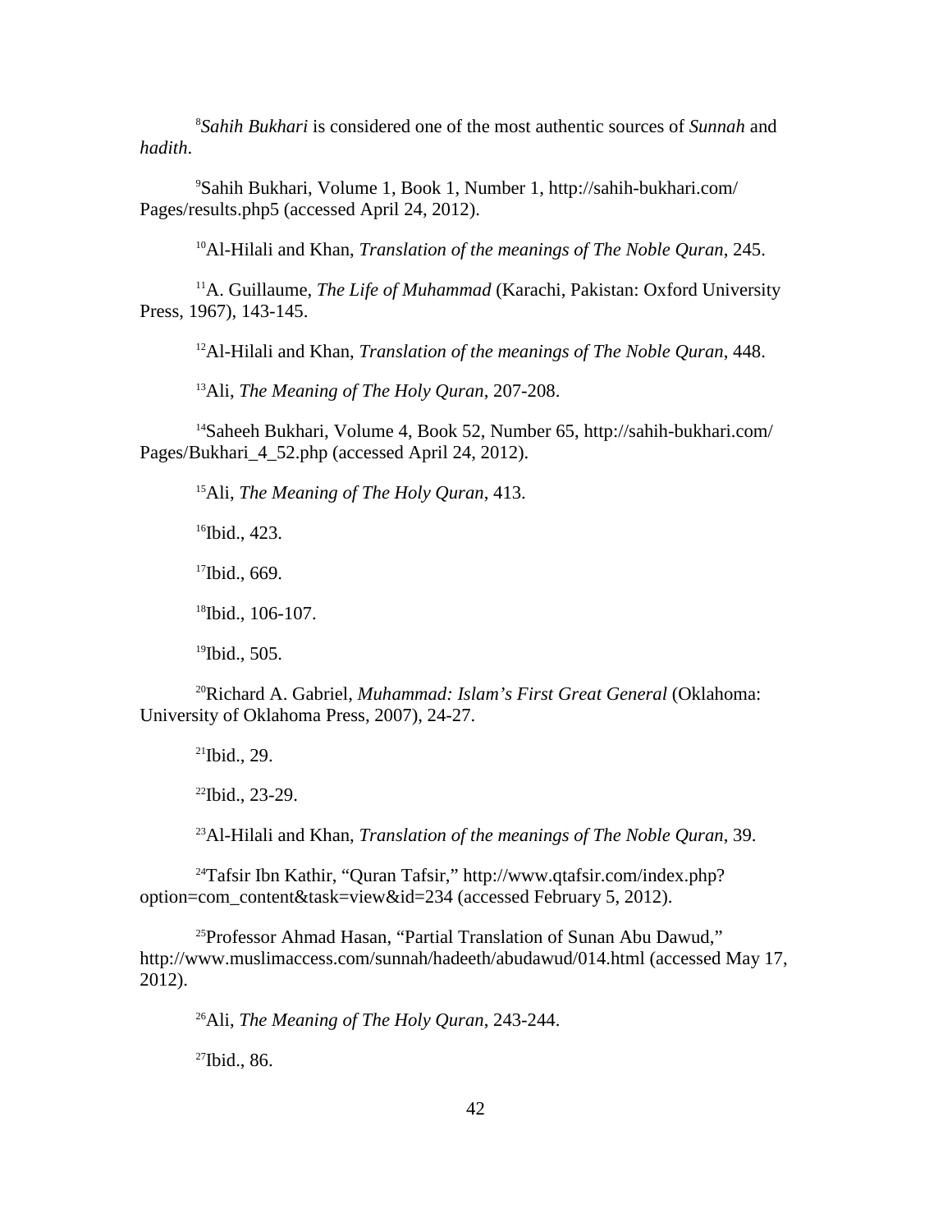[8]*Sahih Bukhari* is considered one of the most authentic sources of *Sunnah* and *hadith*.

[9]Sahih Bukhari, Volume 1, Book 1, Number 1, http://sahih-bukhari.com/Pages/results.php5 (accessed April 24, 2012).

[10]Al-Hilali and Khan, *Translation of the meanings of The Noble Quran*, 245.

[11]A. Guillaume, *The Life of Muhammad* (Karachi, Pakistan: Oxford University Press, 1967), 143-145.

[12]Al-Hilali and Khan, *Translation of the meanings of The Noble Quran*, 448.

[13]Ali, *The Meaning of The Holy Quran*, 207-208.

[14]Saheeh Bukhari, Volume 4, Book 52, Number 65, http://sahih-bukhari.com/Pages/Bukhari_4_52.php (accessed April 24, 2012).

[15]Ali, *The Meaning of The Holy Quran*, 413.

[16]Ibid., 423.

[17]Ibid., 669.

[18]Ibid., 106-107.

[19]Ibid., 505.

[20]Richard A. Gabriel, *Muhammad: Islam's First Great General* (Oklahoma: University of Oklahoma Press, 2007), 24-27.

[21]Ibid., 29.

[22]Ibid., 23-29.

[23]Al-Hilali and Khan, *Translation of the meanings of The Noble Quran*, 39.

[24]Tafsir Ibn Kathir, "Quran Tafsir," http://www.qtafsir.com/index.php?option=com_content&task=view&id=234 (accessed February 5, 2012).

[25]Professor Ahmad Hasan, "Partial Translation of Sunan Abu Dawud," http://www.muslimaccess.com/sunnah/hadeeth/abudawud/014.html (accessed May 17, 2012).

[26]Ali, *The Meaning of The Holy Quran*, 243-244.

[27]Ibid., 86.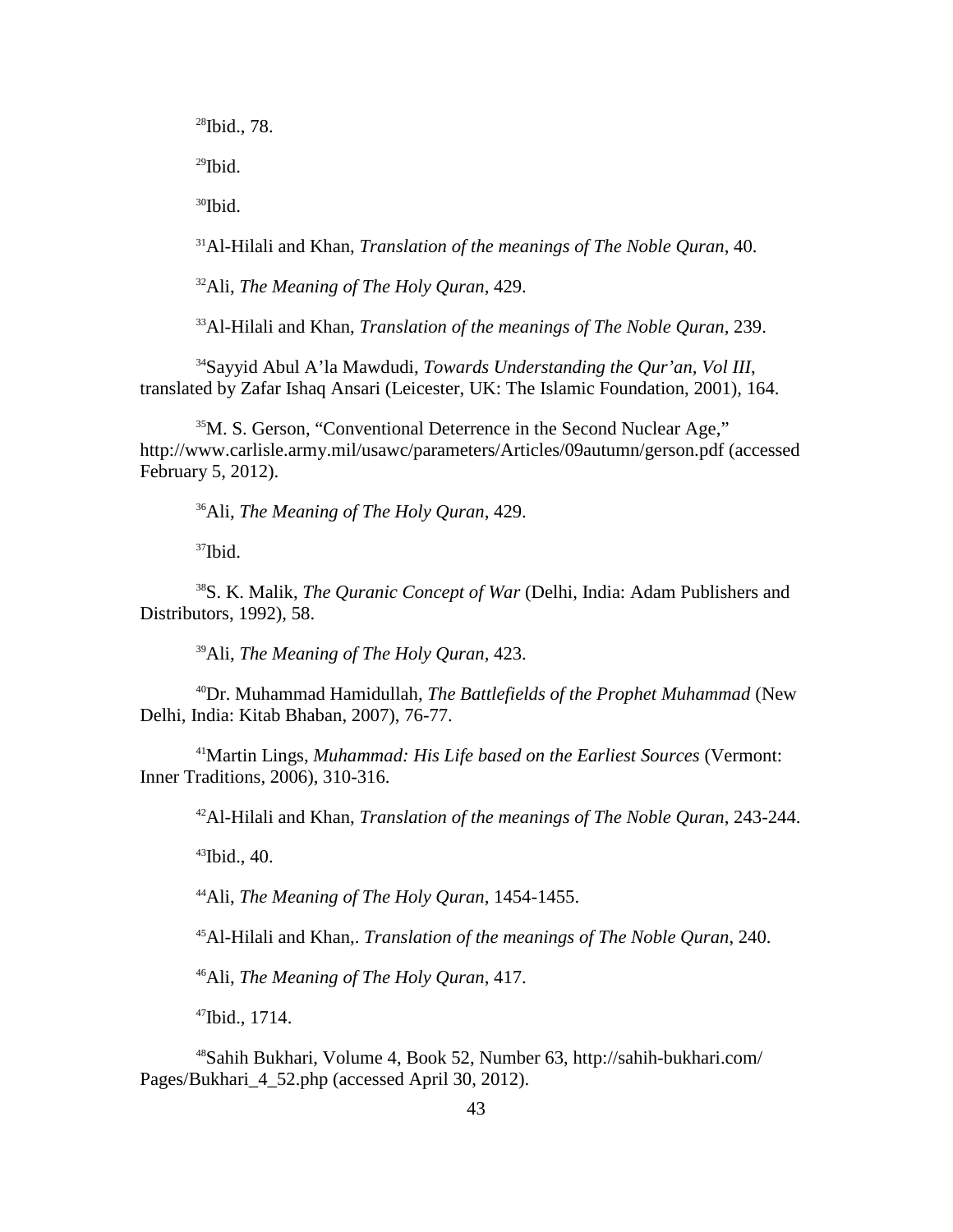[28]Ibid., 78.

[29]Ibid.

[30]Ibid.

[31]Al-Hilali and Khan, *Translation of the meanings of The Noble Quran*, 40.

[32]Ali, *The Meaning of The Holy Quran*, 429.

[33]Al-Hilali and Khan, *Translation of the meanings of The Noble Quran*, 239.

[34]Sayyid Abul A'la Mawdudi, *Towards Understanding the Qur'an, Vol III*, translated by Zafar Ishaq Ansari (Leicester, UK: The Islamic Foundation, 2001), 164.

[35]M. S. Gerson, "Conventional Deterrence in the Second Nuclear Age," http://www.carlisle.army.mil/usawc/parameters/Articles/09autumn/gerson.pdf (accessed February 5, 2012).

[36]Ali, *The Meaning of The Holy Quran*, 429.

[37]Ibid.

[38]S. K. Malik, *The Quranic Concept of War* (Delhi, India: Adam Publishers and Distributors, 1992), 58.

[39]Ali, *The Meaning of The Holy Quran*, 423.

[40]Dr. Muhammad Hamidullah, *The Battlefields of the Prophet Muhammad* (New Delhi, India: Kitab Bhaban, 2007), 76-77.

[41]Martin Lings, *Muhammad: His Life based on the Earliest Sources* (Vermont: Inner Traditions, 2006), 310-316.

[42]Al-Hilali and Khan, *Translation of the meanings of The Noble Quran*, 243-244.

[43]Ibid., 40.

[44]Ali, *The Meaning of The Holy Quran*, 1454-1455.

[45]Al-Hilali and Khan,. *Translation of the meanings of The Noble Quran*, 240.

[46]Ali, *The Meaning of The Holy Quran*, 417.

[47]Ibid., 1714.

[48]Sahih Bukhari, Volume 4, Book 52, Number 63, http://sahih-bukhari.com/Pages/Bukhari_4_52.php (accessed April 30, 2012).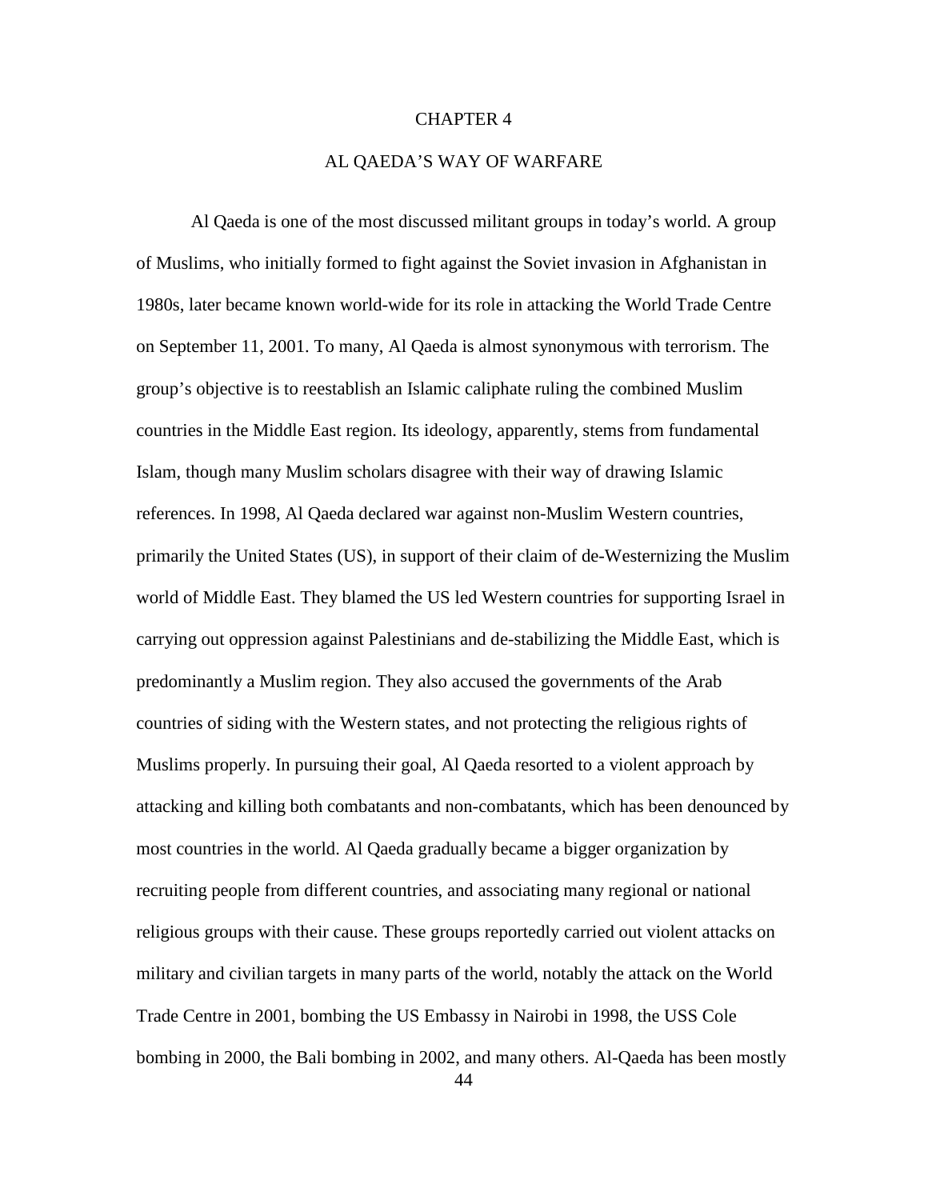# CHAPTER 4

## AL QAEDA'S WAY OF WARFARE

Al Qaeda is one of the most discussed militant groups in today's world. A group of Muslims, who initially formed to fight against the Soviet invasion in Afghanistan in 1980s, later became known world-wide for its role in attacking the World Trade Centre on September 11, 2001. To many, Al Qaeda is almost synonymous with terrorism. The group's objective is to reestablish an Islamic caliphate ruling the combined Muslim countries in the Middle East region. Its ideology, apparently, stems from fundamental Islam, though many Muslim scholars disagree with their way of drawing Islamic references. In 1998, Al Qaeda declared war against non-Muslim Western countries, primarily the United States (US), in support of their claim of de-Westernizing the Muslim world of Middle East. They blamed the US led Western countries for supporting Israel in carrying out oppression against Palestinians and de-stabilizing the Middle East, which is predominantly a Muslim region. They also accused the governments of the Arab countries of siding with the Western states, and not protecting the religious rights of Muslims properly. In pursuing their goal, Al Qaeda resorted to a violent approach by attacking and killing both combatants and non-combatants, which has been denounced by most countries in the world. Al Qaeda gradually became a bigger organization by recruiting people from different countries, and associating many regional or national religious groups with their cause. These groups reportedly carried out violent attacks on military and civilian targets in many parts of the world, notably the attack on the World Trade Centre in 2001, bombing the US Embassy in Nairobi in 1998, the USS Cole bombing in 2000, the Bali bombing in 2002, and many others. Al-Qaeda has been mostly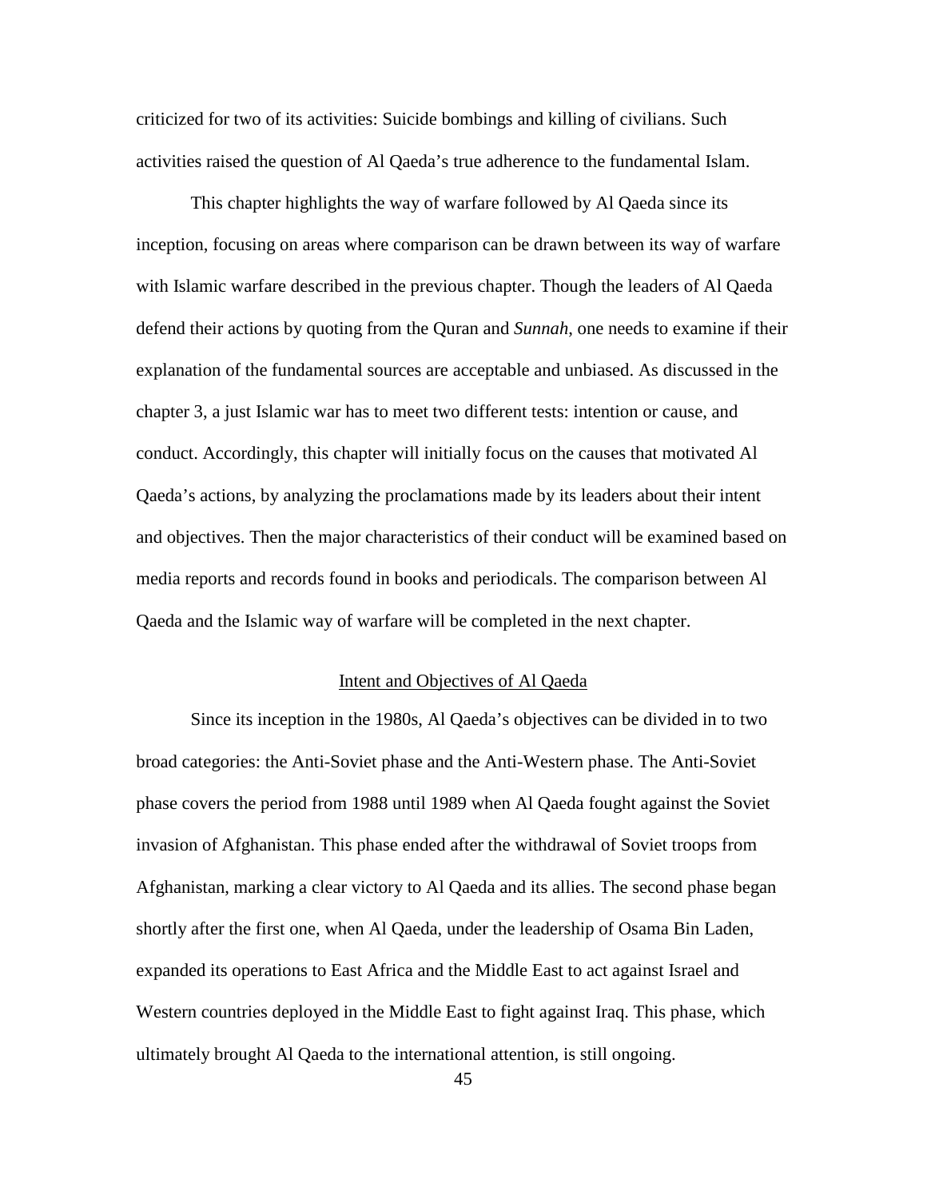criticized for two of its activities: Suicide bombings and killing of civilians. Such activities raised the question of Al Qaeda's true adherence to the fundamental Islam.

This chapter highlights the way of warfare followed by Al Qaeda since its inception, focusing on areas where comparison can be drawn between its way of warfare with Islamic warfare described in the previous chapter. Though the leaders of Al Qaeda defend their actions by quoting from the Quran and *Sunnah*, one needs to examine if their explanation of the fundamental sources are acceptable and unbiased. As discussed in the chapter 3, a just Islamic war has to meet two different tests: intention or cause, and conduct. Accordingly, this chapter will initially focus on the causes that motivated Al Qaeda's actions, by analyzing the proclamations made by its leaders about their intent and objectives. Then the major characteristics of their conduct will be examined based on media reports and records found in books and periodicals. The comparison between Al Qaeda and the Islamic way of warfare will be completed in the next chapter.

## Intent and Objectives of Al Qaeda

Since its inception in the 1980s, Al Qaeda's objectives can be divided in to two broad categories: the Anti-Soviet phase and the Anti-Western phase. The Anti-Soviet phase covers the period from 1988 until 1989 when Al Qaeda fought against the Soviet invasion of Afghanistan. This phase ended after the withdrawal of Soviet troops from Afghanistan, marking a clear victory to Al Qaeda and its allies. The second phase began shortly after the first one, when Al Qaeda, under the leadership of Osama Bin Laden, expanded its operations to East Africa and the Middle East to act against Israel and Western countries deployed in the Middle East to fight against Iraq. This phase, which ultimately brought Al Qaeda to the international attention, is still ongoing.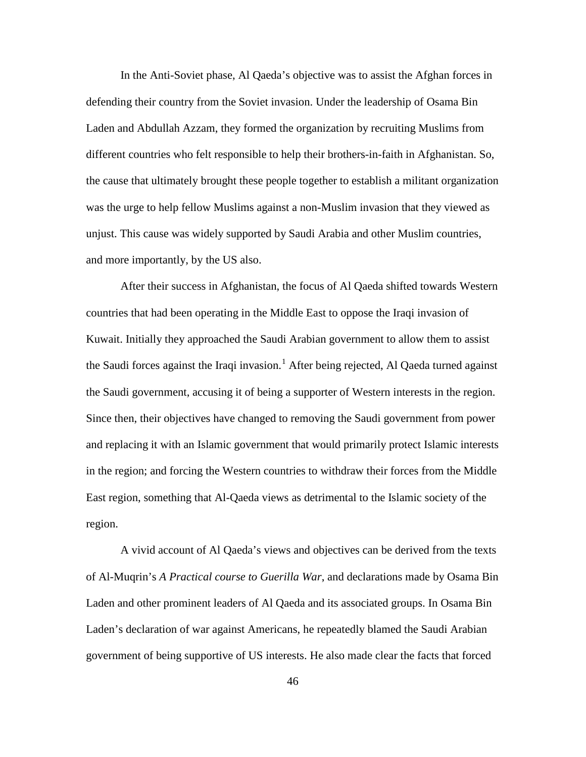In the Anti-Soviet phase, Al Qaeda's objective was to assist the Afghan forces in defending their country from the Soviet invasion. Under the leadership of Osama Bin Laden and Abdullah Azzam, they formed the organization by recruiting Muslims from different countries who felt responsible to help their brothers-in-faith in Afghanistan. So, the cause that ultimately brought these people together to establish a militant organization was the urge to help fellow Muslims against a non-Muslim invasion that they viewed as unjust. This cause was widely supported by Saudi Arabia and other Muslim countries, and more importantly, by the US also.

After their success in Afghanistan, the focus of Al Qaeda shifted towards Western countries that had been operating in the Middle East to oppose the Iraqi invasion of Kuwait. Initially they approached the Saudi Arabian government to allow them to assist the Saudi forces against the Iraqi invasion.[1] After being rejected, Al Qaeda turned against the Saudi government, accusing it of being a supporter of Western interests in the region. Since then, their objectives have changed to removing the Saudi government from power and replacing it with an Islamic government that would primarily protect Islamic interests in the region; and forcing the Western countries to withdraw their forces from the Middle East region, something that Al-Qaeda views as detrimental to the Islamic society of the region.

A vivid account of Al Qaeda's views and objectives can be derived from the texts of Al-Muqrin's *A Practical course to Guerilla War*, and declarations made by Osama Bin Laden and other prominent leaders of Al Qaeda and its associated groups. In Osama Bin Laden's declaration of war against Americans, he repeatedly blamed the Saudi Arabian government of being supportive of US interests. He also made clear the facts that forced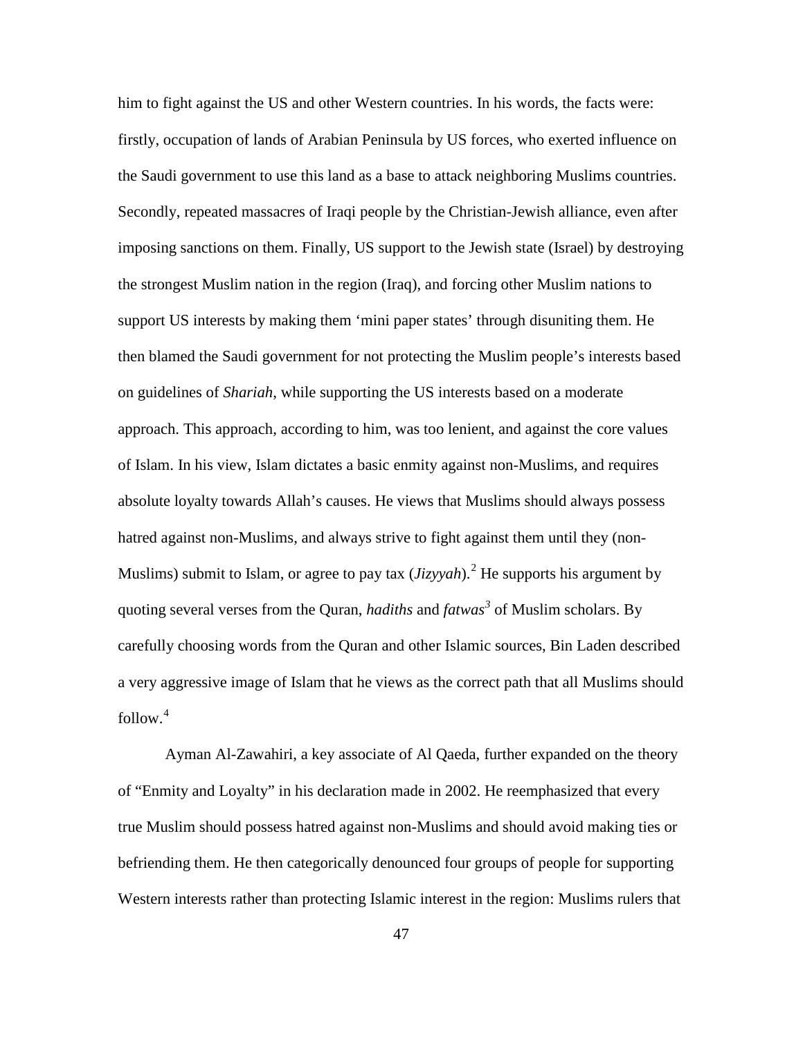him to fight against the US and other Western countries. In his words, the facts were: firstly, occupation of lands of Arabian Peninsula by US forces, who exerted influence on the Saudi government to use this land as a base to attack neighboring Muslims countries. Secondly, repeated massacres of Iraqi people by the Christian-Jewish alliance, even after imposing sanctions on them. Finally, US support to the Jewish state (Israel) by destroying the strongest Muslim nation in the region (Iraq), and forcing other Muslim nations to support US interests by making them 'mini paper states' through disuniting them. He then blamed the Saudi government for not protecting the Muslim people's interests based on guidelines of *Shariah*, while supporting the US interests based on a moderate approach. This approach, according to him, was too lenient, and against the core values of Islam. In his view, Islam dictates a basic enmity against non-Muslims, and requires absolute loyalty towards Allah's causes. He views that Muslims should always possess hatred against non-Muslims, and always strive to fight against them until they (non-Muslims) submit to Islam, or agree to pay tax (*Jizyyah*).[2] He supports his argument by quoting several verses from the Quran, *hadiths* and *fatwas*[3] of Muslim scholars. By carefully choosing words from the Quran and other Islamic sources, Bin Laden described a very aggressive image of Islam that he views as the correct path that all Muslims should follow.[4]

Ayman Al-Zawahiri, a key associate of Al Qaeda, further expanded on the theory of "Enmity and Loyalty" in his declaration made in 2002. He reemphasized that every true Muslim should possess hatred against non-Muslims and should avoid making ties or befriending them. He then categorically denounced four groups of people for supporting Western interests rather than protecting Islamic interest in the region: Muslims rulers that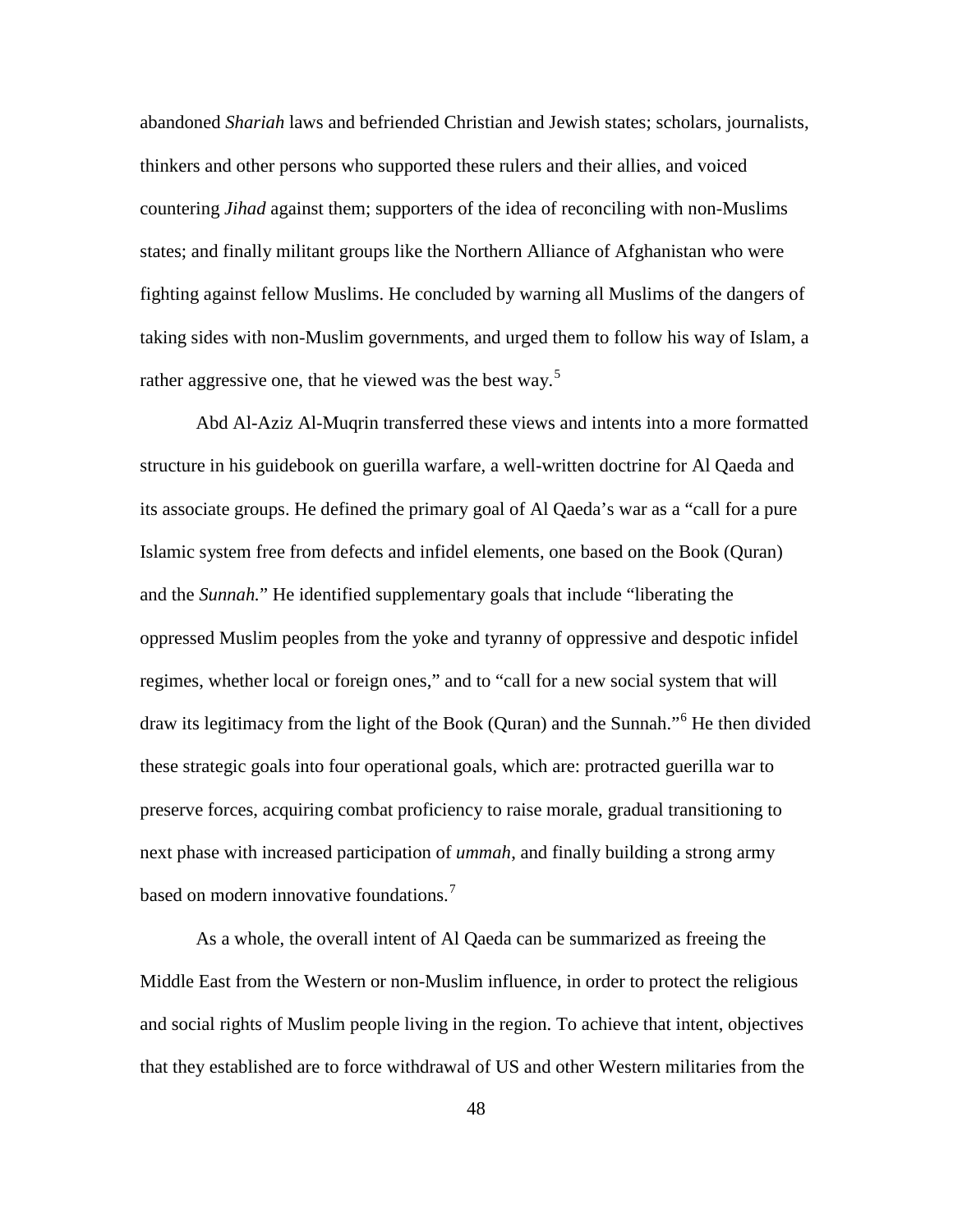abandoned *Shariah* laws and befriended Christian and Jewish states; scholars, journalists, thinkers and other persons who supported these rulers and their allies, and voiced countering *Jihad* against them; supporters of the idea of reconciling with non-Muslims states; and finally militant groups like the Northern Alliance of Afghanistan who were fighting against fellow Muslims. He concluded by warning all Muslims of the dangers of taking sides with non-Muslim governments, and urged them to follow his way of Islam, a rather aggressive one, that he viewed was the best way.[5]

Abd Al-Aziz Al-Muqrin transferred these views and intents into a more formatted structure in his guidebook on guerilla warfare, a well-written doctrine for Al Qaeda and its associate groups. He defined the primary goal of Al Qaeda's war as a "call for a pure Islamic system free from defects and infidel elements, one based on the Book (Quran) and the *Sunnah.*" He identified supplementary goals that include "liberating the oppressed Muslim peoples from the yoke and tyranny of oppressive and despotic infidel regimes, whether local or foreign ones," and to "call for a new social system that will draw its legitimacy from the light of the Book (Quran) and the Sunnah."[6] He then divided these strategic goals into four operational goals, which are: protracted guerilla war to preserve forces, acquiring combat proficiency to raise morale, gradual transitioning to next phase with increased participation of *ummah*, and finally building a strong army based on modern innovative foundations.[7]

As a whole, the overall intent of Al Qaeda can be summarized as freeing the Middle East from the Western or non-Muslim influence, in order to protect the religious and social rights of Muslim people living in the region. To achieve that intent, objectives that they established are to force withdrawal of US and other Western militaries from the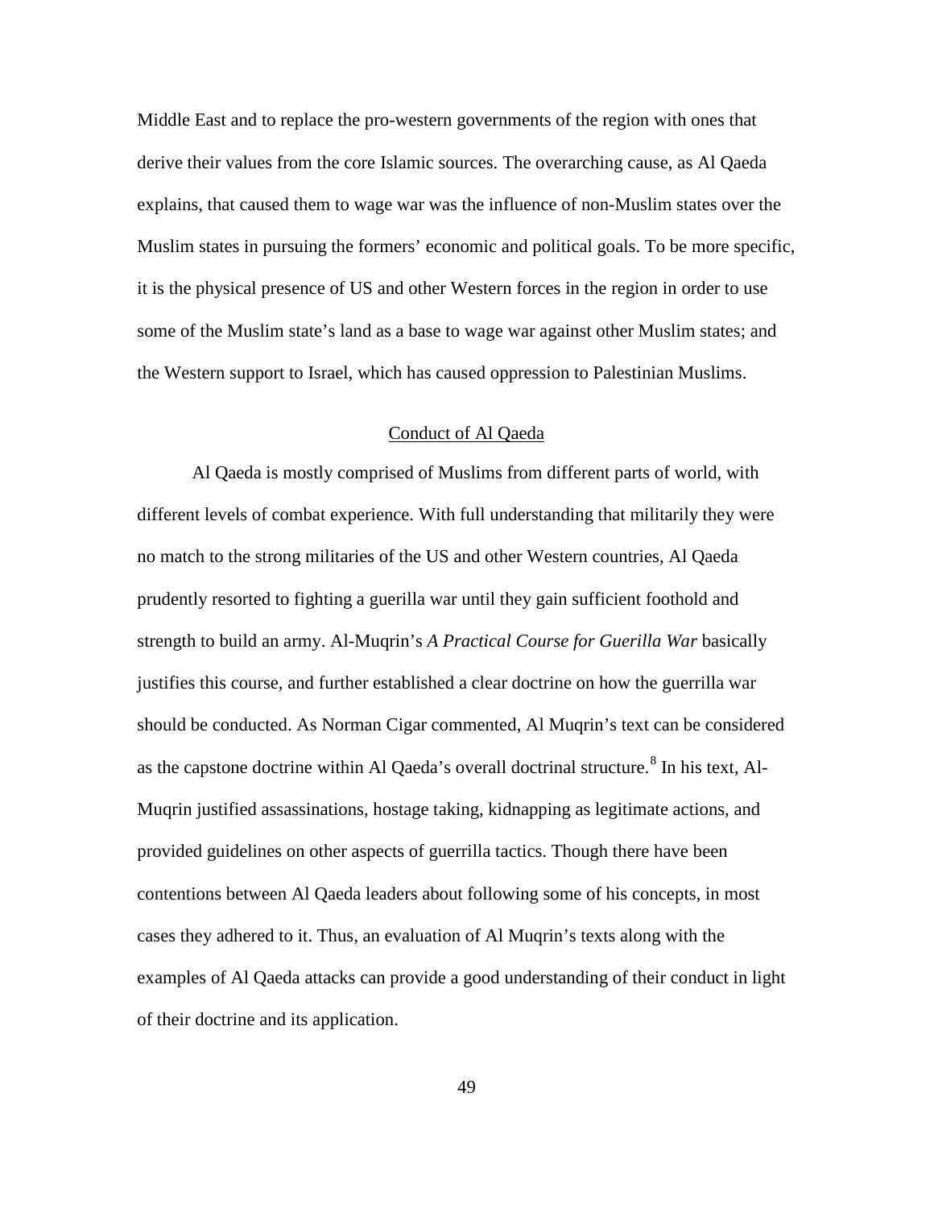Middle East and to replace the pro-western governments of the region with ones that derive their values from the core Islamic sources. The overarching cause, as Al Qaeda explains, that caused them to wage war was the influence of non-Muslim states over the Muslim states in pursuing the formers' economic and political goals. To be more specific, it is the physical presence of US and other Western forces in the region in order to use some of the Muslim state's land as a base to wage war against other Muslim states; and the Western support to Israel, which has caused oppression to Palestinian Muslims.

## Conduct of Al Qaeda

Al Qaeda is mostly comprised of Muslims from different parts of world, with different levels of combat experience. With full understanding that militarily they were no match to the strong militaries of the US and other Western countries, Al Qaeda prudently resorted to fighting a guerilla war until they gain sufficient foothold and strength to build an army. Al-Muqrin's *A Practical Course for Guerilla War* basically justifies this course, and further established a clear doctrine on how the guerrilla war should be conducted. As Norman Cigar commented, Al Muqrin's text can be considered as the capstone doctrine within Al Qaeda's overall doctrinal structure.[8] In his text, Al-Muqrin justified assassinations, hostage taking, kidnapping as legitimate actions, and provided guidelines on other aspects of guerrilla tactics. Though there have been contentions between Al Qaeda leaders about following some of his concepts, in most cases they adhered to it. Thus, an evaluation of Al Muqrin's texts along with the examples of Al Qaeda attacks can provide a good understanding of their conduct in light of their doctrine and its application.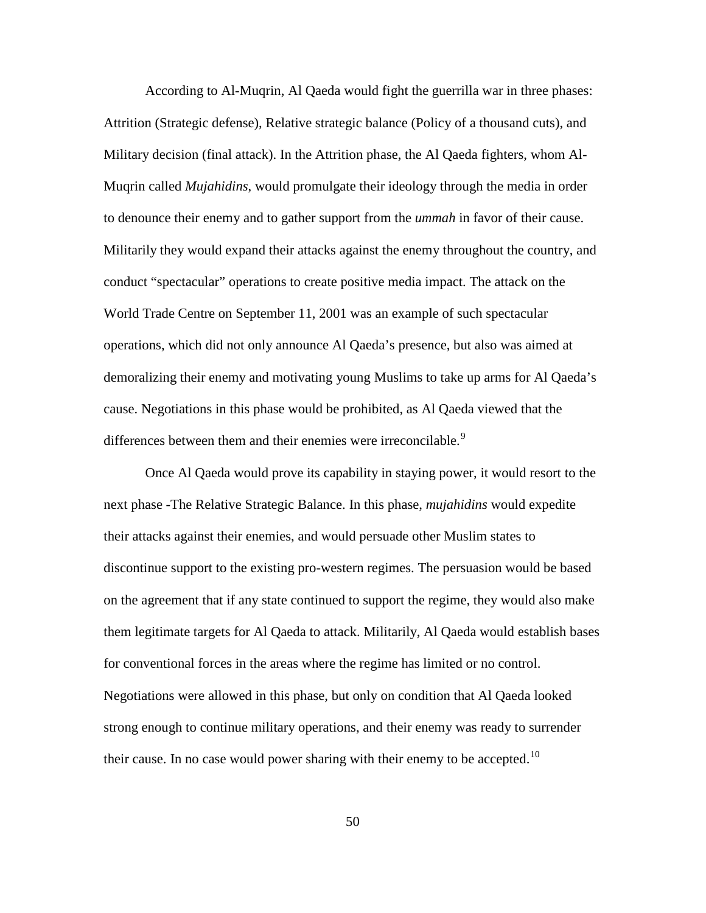According to Al-Muqrin, Al Qaeda would fight the guerrilla war in three phases: Attrition (Strategic defense), Relative strategic balance (Policy of a thousand cuts), and Military decision (final attack). In the Attrition phase, the Al Qaeda fighters, whom Al-Muqrin called *Mujahidins*, would promulgate their ideology through the media in order to denounce their enemy and to gather support from the *ummah* in favor of their cause. Militarily they would expand their attacks against the enemy throughout the country, and conduct "spectacular" operations to create positive media impact. The attack on the World Trade Centre on September 11, 2001 was an example of such spectacular operations, which did not only announce Al Qaeda's presence, but also was aimed at demoralizing their enemy and motivating young Muslims to take up arms for Al Qaeda's cause. Negotiations in this phase would be prohibited, as Al Qaeda viewed that the differences between them and their enemies were irreconcilable.[9]

Once Al Qaeda would prove its capability in staying power, it would resort to the next phase -The Relative Strategic Balance. In this phase, *mujahidins* would expedite their attacks against their enemies, and would persuade other Muslim states to discontinue support to the existing pro-western regimes. The persuasion would be based on the agreement that if any state continued to support the regime, they would also make them legitimate targets for Al Qaeda to attack. Militarily, Al Qaeda would establish bases for conventional forces in the areas where the regime has limited or no control. Negotiations were allowed in this phase, but only on condition that Al Qaeda looked strong enough to continue military operations, and their enemy was ready to surrender their cause. In no case would power sharing with their enemy to be accepted.[10]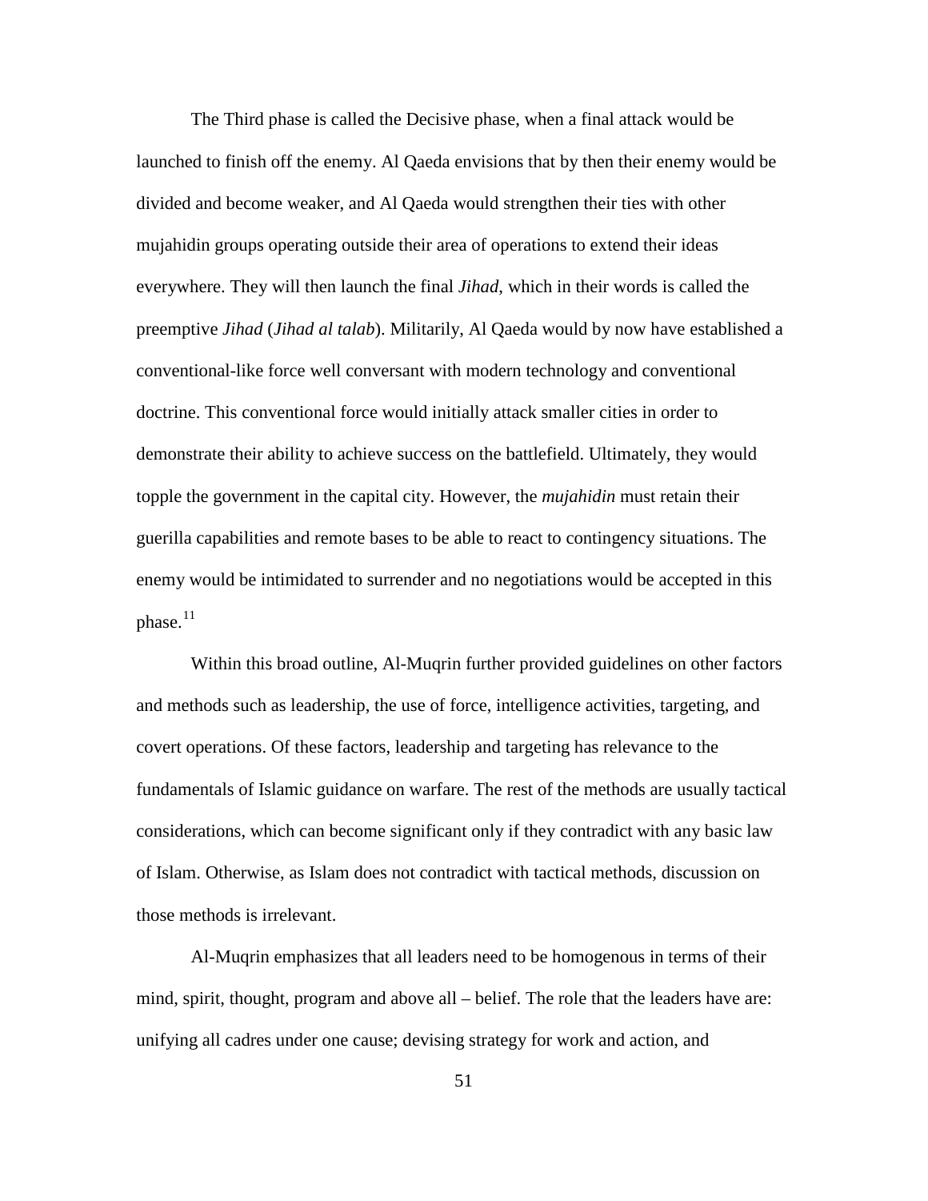The Third phase is called the Decisive phase, when a final attack would be launched to finish off the enemy. Al Qaeda envisions that by then their enemy would be divided and become weaker, and Al Qaeda would strengthen their ties with other mujahidin groups operating outside their area of operations to extend their ideas everywhere. They will then launch the final *Jihad*, which in their words is called the preemptive *Jihad* (*Jihad al talab*). Militarily, Al Qaeda would by now have established a conventional-like force well conversant with modern technology and conventional doctrine. This conventional force would initially attack smaller cities in order to demonstrate their ability to achieve success on the battlefield. Ultimately, they would topple the government in the capital city. However, the *mujahidin* must retain their guerilla capabilities and remote bases to be able to react to contingency situations. The enemy would be intimidated to surrender and no negotiations would be accepted in this phase.[11]

Within this broad outline, Al-Muqrin further provided guidelines on other factors and methods such as leadership, the use of force, intelligence activities, targeting, and covert operations. Of these factors, leadership and targeting has relevance to the fundamentals of Islamic guidance on warfare. The rest of the methods are usually tactical considerations, which can become significant only if they contradict with any basic law of Islam. Otherwise, as Islam does not contradict with tactical methods, discussion on those methods is irrelevant.

Al-Muqrin emphasizes that all leaders need to be homogenous in terms of their mind, spirit, thought, program and above all – belief. The role that the leaders have are: unifying all cadres under one cause; devising strategy for work and action, and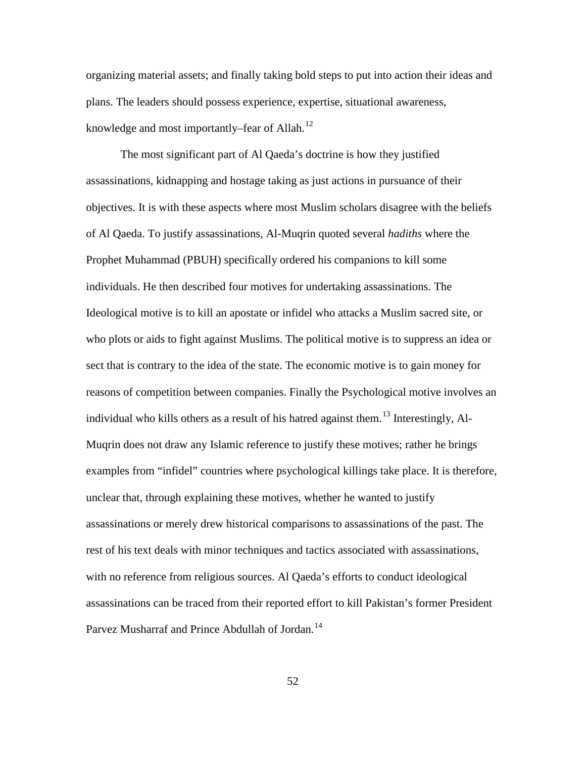organizing material assets; and finally taking bold steps to put into action their ideas and plans. The leaders should possess experience, expertise, situational awareness, knowledge and most importantly–fear of Allah.[12]

The most significant part of Al Qaeda's doctrine is how they justified assassinations, kidnapping and hostage taking as just actions in pursuance of their objectives. It is with these aspects where most Muslim scholars disagree with the beliefs of Al Qaeda. To justify assassinations, Al-Muqrin quoted several *hadiths* where the Prophet Muhammad (PBUH) specifically ordered his companions to kill some individuals. He then described four motives for undertaking assassinations. The Ideological motive is to kill an apostate or infidel who attacks a Muslim sacred site, or who plots or aids to fight against Muslims. The political motive is to suppress an idea or sect that is contrary to the idea of the state. The economic motive is to gain money for reasons of competition between companies. Finally the Psychological motive involves an individual who kills others as a result of his hatred against them.[13] Interestingly, Al-Muqrin does not draw any Islamic reference to justify these motives; rather he brings examples from "infidel" countries where psychological killings take place. It is therefore, unclear that, through explaining these motives, whether he wanted to justify assassinations or merely drew historical comparisons to assassinations of the past. The rest of his text deals with minor techniques and tactics associated with assassinations, with no reference from religious sources. Al Qaeda's efforts to conduct ideological assassinations can be traced from their reported effort to kill Pakistan's former President Parvez Musharraf and Prince Abdullah of Jordan.[14]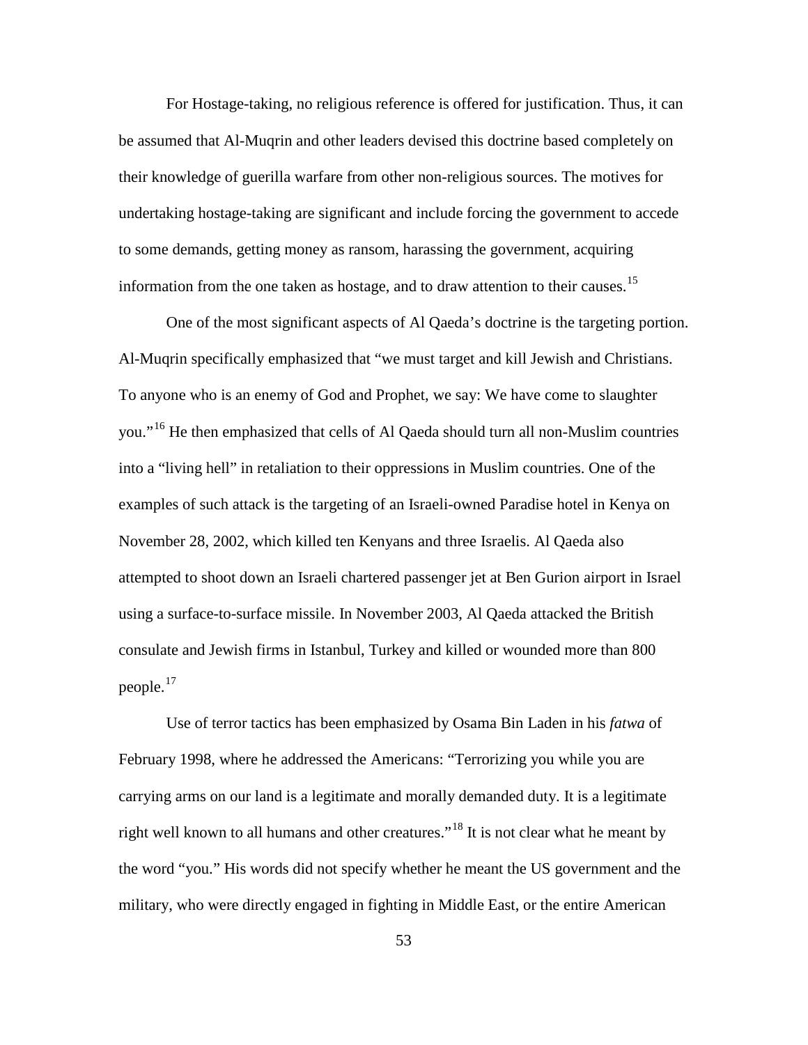For Hostage-taking, no religious reference is offered for justification. Thus, it can be assumed that Al-Muqrin and other leaders devised this doctrine based completely on their knowledge of guerilla warfare from other non-religious sources. The motives for undertaking hostage-taking are significant and include forcing the government to accede to some demands, getting money as ransom, harassing the government, acquiring information from the one taken as hostage, and to draw attention to their causes.[15]

One of the most significant aspects of Al Qaeda's doctrine is the targeting portion. Al-Muqrin specifically emphasized that "we must target and kill Jewish and Christians. To anyone who is an enemy of God and Prophet, we say: We have come to slaughter you."[16] He then emphasized that cells of Al Qaeda should turn all non-Muslim countries into a "living hell" in retaliation to their oppressions in Muslim countries. One of the examples of such attack is the targeting of an Israeli-owned Paradise hotel in Kenya on November 28, 2002, which killed ten Kenyans and three Israelis. Al Qaeda also attempted to shoot down an Israeli chartered passenger jet at Ben Gurion airport in Israel using a surface-to-surface missile. In November 2003, Al Qaeda attacked the British consulate and Jewish firms in Istanbul, Turkey and killed or wounded more than 800 people.[17]

Use of terror tactics has been emphasized by Osama Bin Laden in his *fatwa* of February 1998, where he addressed the Americans: "Terrorizing you while you are carrying arms on our land is a legitimate and morally demanded duty. It is a legitimate right well known to all humans and other creatures."[18] It is not clear what he meant by the word "you." His words did not specify whether he meant the US government and the military, who were directly engaged in fighting in Middle East, or the entire American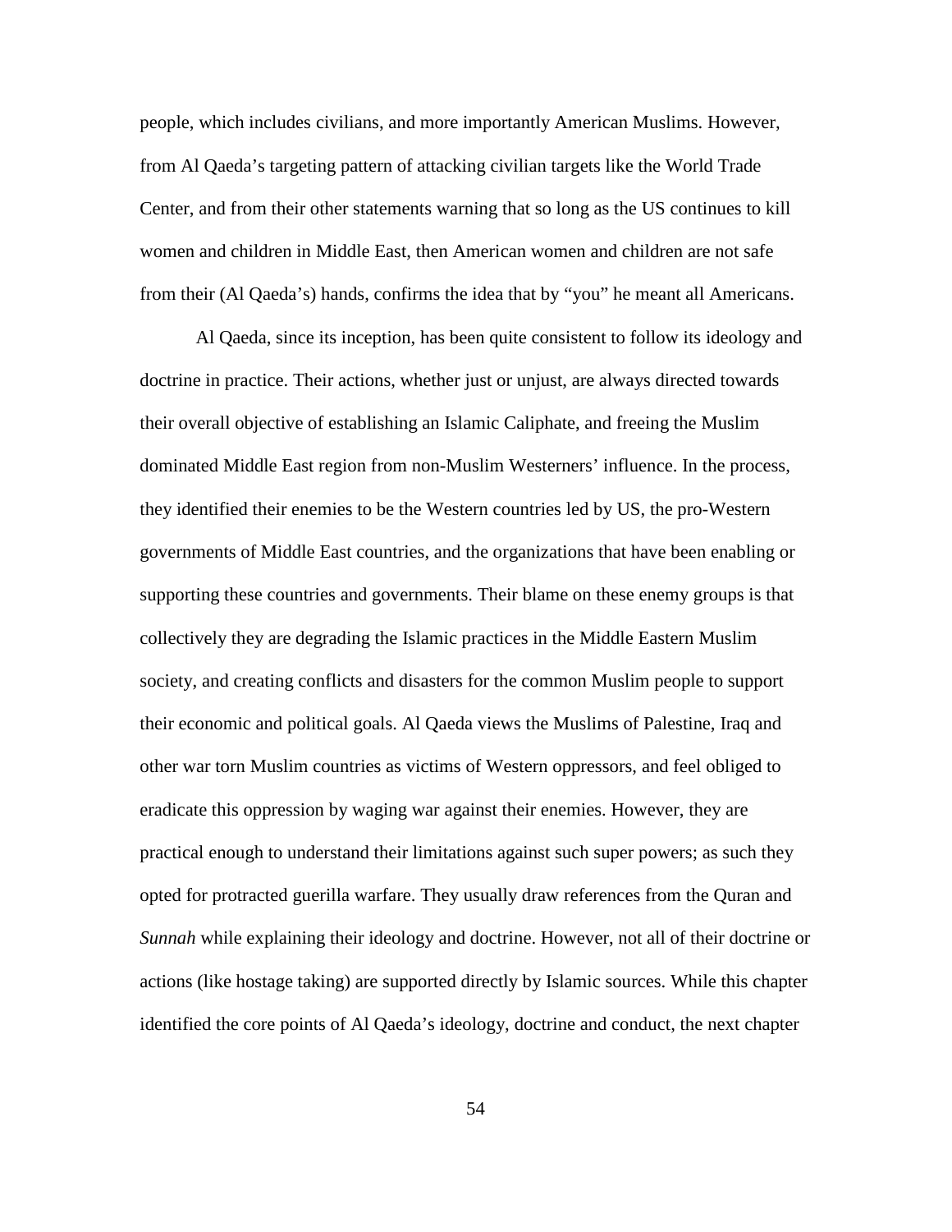people, which includes civilians, and more importantly American Muslims. However, from Al Qaeda's targeting pattern of attacking civilian targets like the World Trade Center, and from their other statements warning that so long as the US continues to kill women and children in Middle East, then American women and children are not safe from their (Al Qaeda's) hands, confirms the idea that by "you" he meant all Americans.

Al Qaeda, since its inception, has been quite consistent to follow its ideology and doctrine in practice. Their actions, whether just or unjust, are always directed towards their overall objective of establishing an Islamic Caliphate, and freeing the Muslim dominated Middle East region from non-Muslim Westerners' influence. In the process, they identified their enemies to be the Western countries led by US, the pro-Western governments of Middle East countries, and the organizations that have been enabling or supporting these countries and governments. Their blame on these enemy groups is that collectively they are degrading the Islamic practices in the Middle Eastern Muslim society, and creating conflicts and disasters for the common Muslim people to support their economic and political goals. Al Qaeda views the Muslims of Palestine, Iraq and other war torn Muslim countries as victims of Western oppressors, and feel obliged to eradicate this oppression by waging war against their enemies. However, they are practical enough to understand their limitations against such super powers; as such they opted for protracted guerilla warfare. They usually draw references from the Quran and *Sunnah* while explaining their ideology and doctrine. However, not all of their doctrine or actions (like hostage taking) are supported directly by Islamic sources. While this chapter identified the core points of Al Qaeda's ideology, doctrine and conduct, the next chapter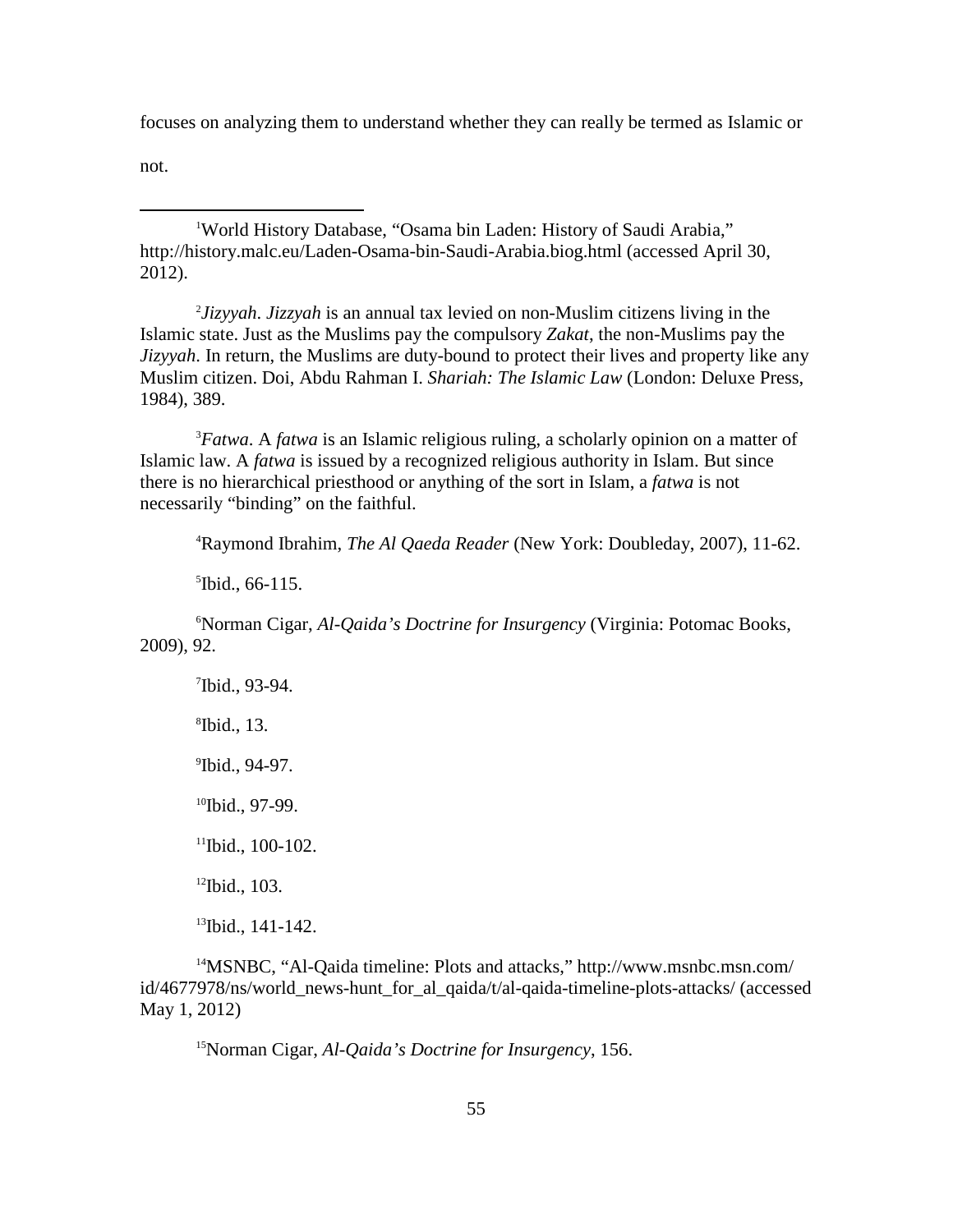focuses on analyzing them to understand whether they can really be termed as Islamic or not.

---

[1]World History Database, "Osama bin Laden: History of Saudi Arabia," http://history.malc.eu/Laden-Osama-bin-Saudi-Arabia.biog.html (accessed April 30, 2012).

[2]*Jizyyah*. *Jizzyah* is an annual tax levied on non-Muslim citizens living in the Islamic state. Just as the Muslims pay the compulsory *Zakat*, the non-Muslims pay the *Jizyyah*. In return, the Muslims are duty-bound to protect their lives and property like any Muslim citizen. Doi, Abdu Rahman I. *Shariah: The Islamic Law* (London: Deluxe Press, 1984), 389.

[3]*Fatwa*. A *fatwa* is an Islamic religious ruling, a scholarly opinion on a matter of Islamic law. A *fatwa* is issued by a recognized religious authority in Islam. But since there is no hierarchical priesthood or anything of the sort in Islam, a *fatwa* is not necessarily "binding" on the faithful.

[4]Raymond Ibrahim, *The Al Qaeda Reader* (New York: Doubleday, 2007), 11-62.

[5]Ibid., 66-115.

[6]Norman Cigar, *Al-Qaida's Doctrine for Insurgency* (Virginia: Potomac Books, 2009), 92.

[7]Ibid., 93-94.

[8]Ibid., 13.

[9]Ibid., 94-97.

[10]Ibid., 97-99.

[11]Ibid., 100-102.

[12]Ibid., 103.

[13]Ibid., 141-142.

[14]MSNBC, "Al-Qaida timeline: Plots and attacks," http://www.msnbc.msn.com/id/4677978/ns/world_news-hunt_for_al_qaida/t/al-qaida-timeline-plots-attacks/ (accessed May 1, 2012)

[15]Norman Cigar, *Al-Qaida's Doctrine for Insurgency*, 156.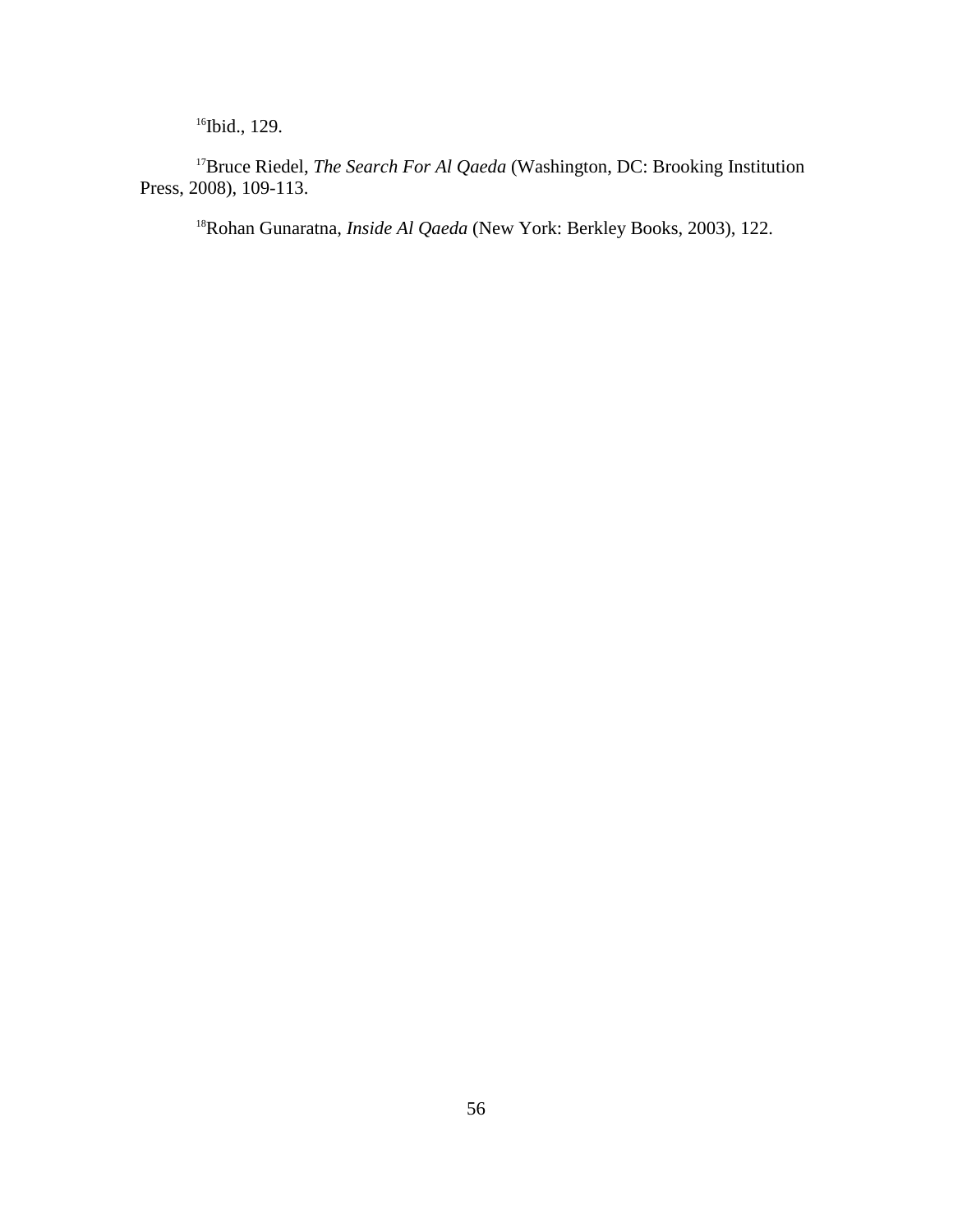[16]Ibid., 129.

[17]Bruce Riedel, *The Search For Al Qaeda* (Washington, DC: Brooking Institution Press, 2008), 109-113.

[18]Rohan Gunaratna, *Inside Al Qaeda* (New York: Berkley Books, 2003), 122.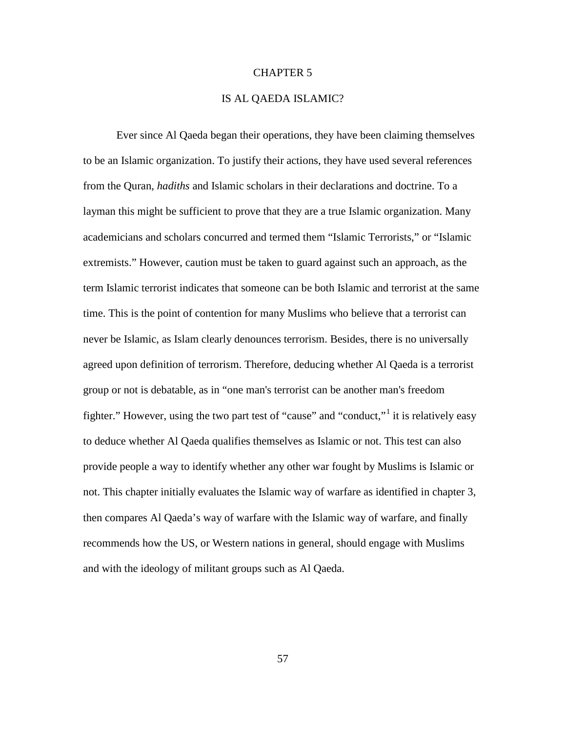# CHAPTER 5

# IS AL QAEDA ISLAMIC?

Ever since Al Qaeda began their operations, they have been claiming themselves to be an Islamic organization. To justify their actions, they have used several references from the Quran, *hadiths* and Islamic scholars in their declarations and doctrine. To a layman this might be sufficient to prove that they are a true Islamic organization. Many academicians and scholars concurred and termed them "Islamic Terrorists," or "Islamic extremists." However, caution must be taken to guard against such an approach, as the term Islamic terrorist indicates that someone can be both Islamic and terrorist at the same time. This is the point of contention for many Muslims who believe that a terrorist can never be Islamic, as Islam clearly denounces terrorism. Besides, there is no universally agreed upon definition of terrorism. Therefore, deducing whether Al Qaeda is a terrorist group or not is debatable, as in "one man's terrorist can be another man's freedom fighter." However, using the two part test of "cause" and "conduct,"[1] it is relatively easy to deduce whether Al Qaeda qualifies themselves as Islamic or not. This test can also provide people a way to identify whether any other war fought by Muslims is Islamic or not. This chapter initially evaluates the Islamic way of warfare as identified in chapter 3, then compares Al Qaeda's way of warfare with the Islamic way of warfare, and finally recommends how the US, or Western nations in general, should engage with Muslims and with the ideology of militant groups such as Al Qaeda.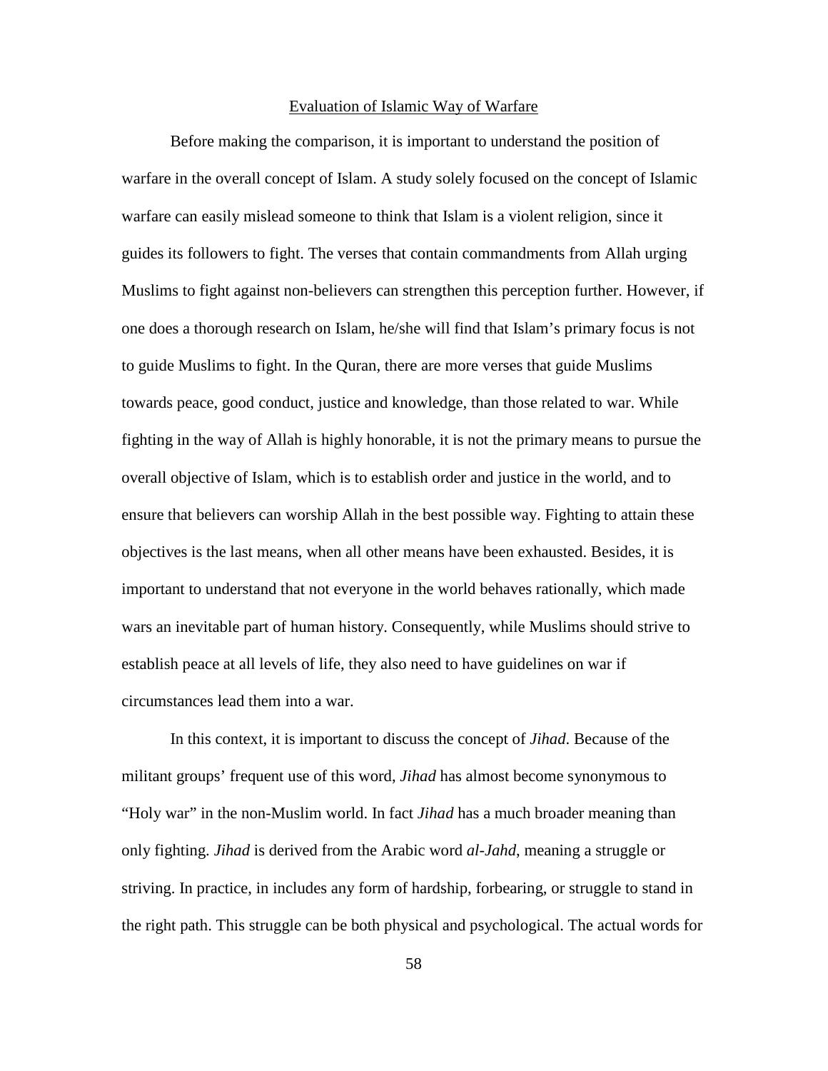## Evaluation of Islamic Way of Warfare

Before making the comparison, it is important to understand the position of warfare in the overall concept of Islam. A study solely focused on the concept of Islamic warfare can easily mislead someone to think that Islam is a violent religion, since it guides its followers to fight. The verses that contain commandments from Allah urging Muslims to fight against non-believers can strengthen this perception further. However, if one does a thorough research on Islam, he/she will find that Islam's primary focus is not to guide Muslims to fight. In the Quran, there are more verses that guide Muslims towards peace, good conduct, justice and knowledge, than those related to war. While fighting in the way of Allah is highly honorable, it is not the primary means to pursue the overall objective of Islam, which is to establish order and justice in the world, and to ensure that believers can worship Allah in the best possible way. Fighting to attain these objectives is the last means, when all other means have been exhausted. Besides, it is important to understand that not everyone in the world behaves rationally, which made wars an inevitable part of human history. Consequently, while Muslims should strive to establish peace at all levels of life, they also need to have guidelines on war if circumstances lead them into a war.

In this context, it is important to discuss the concept of *Jihad*. Because of the militant groups' frequent use of this word, *Jihad* has almost become synonymous to "Holy war" in the non-Muslim world. In fact *Jihad* has a much broader meaning than only fighting. *Jihad* is derived from the Arabic word *al-Jahd*, meaning a struggle or striving. In practice, in includes any form of hardship, forbearing, or struggle to stand in the right path. This struggle can be both physical and psychological. The actual words for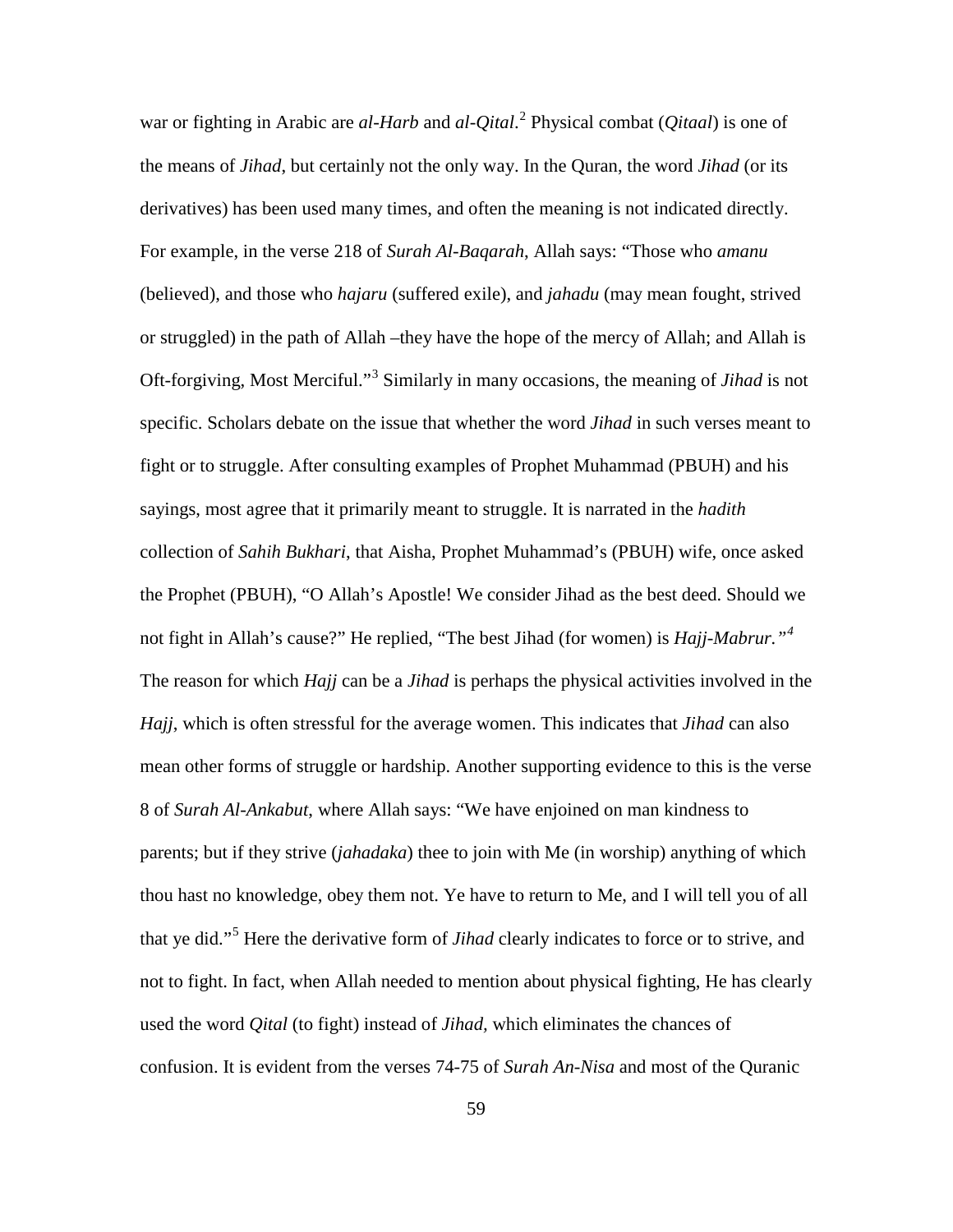war or fighting in Arabic are *al-Harb* and *al-Qital*.[2] Physical combat (*Qitaal*) is one of the means of *Jihad*, but certainly not the only way. In the Quran, the word *Jihad* (or its derivatives) has been used many times, and often the meaning is not indicated directly. For example, in the verse 218 of *Surah Al-Baqarah*, Allah says: "Those who *amanu* (believed), and those who *hajaru* (suffered exile), and *jahadu* (may mean fought, strived or struggled) in the path of Allah –they have the hope of the mercy of Allah; and Allah is Oft-forgiving, Most Merciful."[3] Similarly in many occasions, the meaning of *Jihad* is not specific. Scholars debate on the issue that whether the word *Jihad* in such verses meant to fight or to struggle. After consulting examples of Prophet Muhammad (PBUH) and his sayings, most agree that it primarily meant to struggle. It is narrated in the *hadith* collection of *Sahih Bukhari*, that Aisha, Prophet Muhammad's (PBUH) wife, once asked the Prophet (PBUH), "O Allah's Apostle! We consider Jihad as the best deed. Should we not fight in Allah's cause?" He replied, "The best Jihad (for women) is *Hajj-Mabrur."*[4] The reason for which *Hajj* can be a *Jihad* is perhaps the physical activities involved in the *Hajj*, which is often stressful for the average women. This indicates that *Jihad* can also mean other forms of struggle or hardship. Another supporting evidence to this is the verse 8 of *Surah Al-Ankabut*, where Allah says: "We have enjoined on man kindness to parents; but if they strive (*jahadaka*) thee to join with Me (in worship) anything of which thou hast no knowledge, obey them not. Ye have to return to Me, and I will tell you of all that ye did."[5] Here the derivative form of *Jihad* clearly indicates to force or to strive, and not to fight. In fact, when Allah needed to mention about physical fighting, He has clearly used the word *Qital* (to fight) instead of *Jihad,* which eliminates the chances of confusion. It is evident from the verses 74-75 of *Surah An-Nisa* and most of the Quranic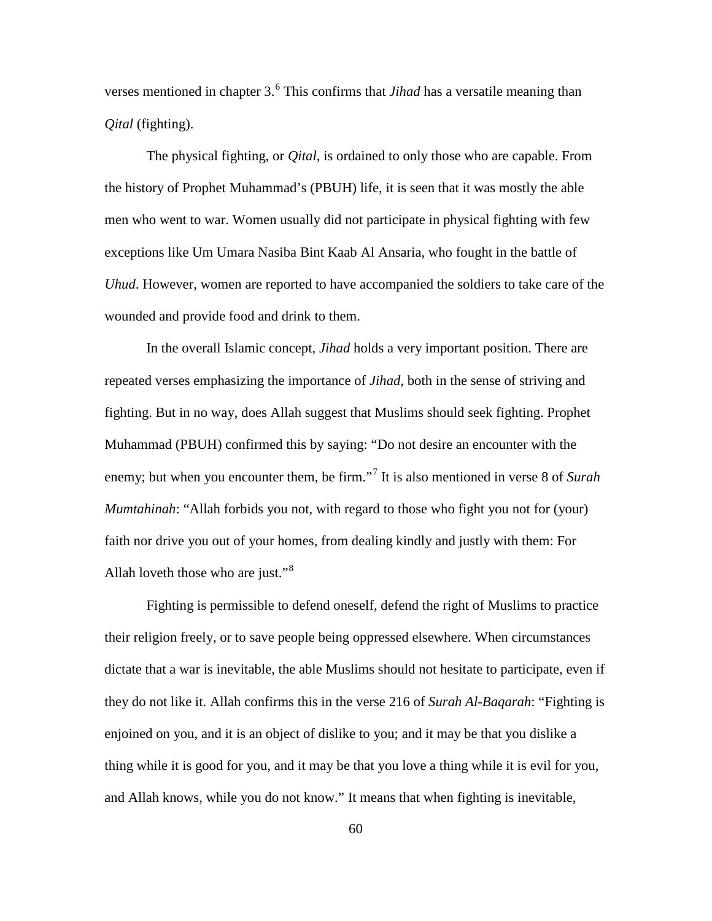verses mentioned in chapter 3.[6] This confirms that *Jihad* has a versatile meaning than *Qital* (fighting).

The physical fighting, or *Qital*, is ordained to only those who are capable. From the history of Prophet Muhammad's (PBUH) life, it is seen that it was mostly the able men who went to war. Women usually did not participate in physical fighting with few exceptions like Um Umara Nasiba Bint Kaab Al Ansaria, who fought in the battle of *Uhud*. However, women are reported to have accompanied the soldiers to take care of the wounded and provide food and drink to them.

In the overall Islamic concept, *Jihad* holds a very important position. There are repeated verses emphasizing the importance of *Jihad*, both in the sense of striving and fighting. But in no way, does Allah suggest that Muslims should seek fighting. Prophet Muhammad (PBUH) confirmed this by saying: "Do not desire an encounter with the enemy; but when you encounter them, be firm."[7] It is also mentioned in verse 8 of *Surah Mumtahinah*: "Allah forbids you not, with regard to those who fight you not for (your) faith nor drive you out of your homes, from dealing kindly and justly with them: For Allah loveth those who are just."[8]

Fighting is permissible to defend oneself, defend the right of Muslims to practice their religion freely, or to save people being oppressed elsewhere. When circumstances dictate that a war is inevitable, the able Muslims should not hesitate to participate, even if they do not like it. Allah confirms this in the verse 216 of *Surah Al-Baqarah*: "Fighting is enjoined on you, and it is an object of dislike to you; and it may be that you dislike a thing while it is good for you, and it may be that you love a thing while it is evil for you, and Allah knows, while you do not know." It means that when fighting is inevitable,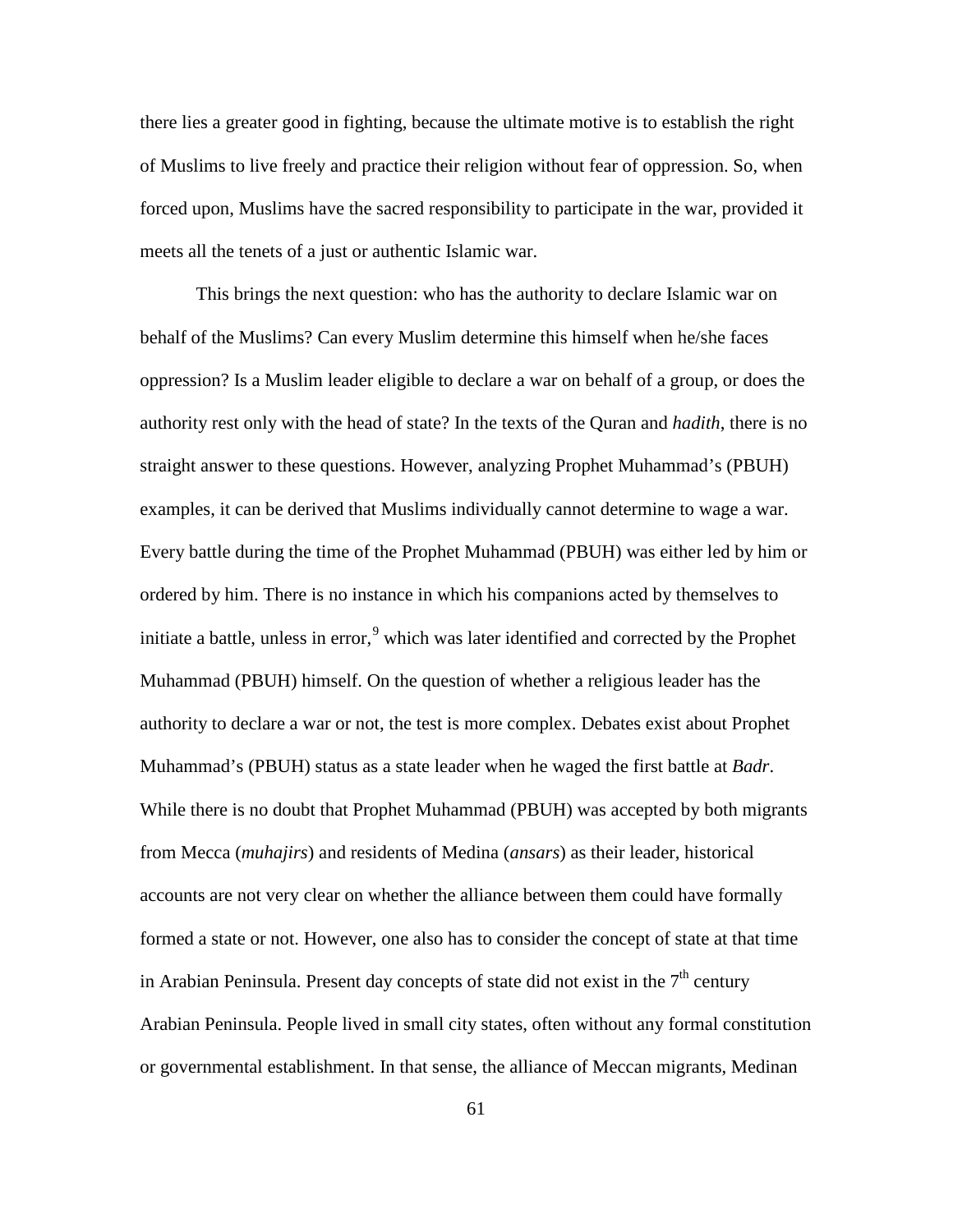there lies a greater good in fighting, because the ultimate motive is to establish the right of Muslims to live freely and practice their religion without fear of oppression. So, when forced upon, Muslims have the sacred responsibility to participate in the war, provided it meets all the tenets of a just or authentic Islamic war.

This brings the next question: who has the authority to declare Islamic war on behalf of the Muslims? Can every Muslim determine this himself when he/she faces oppression? Is a Muslim leader eligible to declare a war on behalf of a group, or does the authority rest only with the head of state? In the texts of the Quran and *hadith*, there is no straight answer to these questions. However, analyzing Prophet Muhammad's (PBUH) examples, it can be derived that Muslims individually cannot determine to wage a war. Every battle during the time of the Prophet Muhammad (PBUH) was either led by him or ordered by him. There is no instance in which his companions acted by themselves to initiate a battle, unless in error,[9] which was later identified and corrected by the Prophet Muhammad (PBUH) himself. On the question of whether a religious leader has the authority to declare a war or not, the test is more complex. Debates exist about Prophet Muhammad's (PBUH) status as a state leader when he waged the first battle at *Badr*. While there is no doubt that Prophet Muhammad (PBUH) was accepted by both migrants from Mecca (*muhajirs*) and residents of Medina (*ansars*) as their leader, historical accounts are not very clear on whether the alliance between them could have formally formed a state or not. However, one also has to consider the concept of state at that time in Arabian Peninsula. Present day concepts of state did not exist in the 7th century Arabian Peninsula. People lived in small city states, often without any formal constitution or governmental establishment. In that sense, the alliance of Meccan migrants, Medinan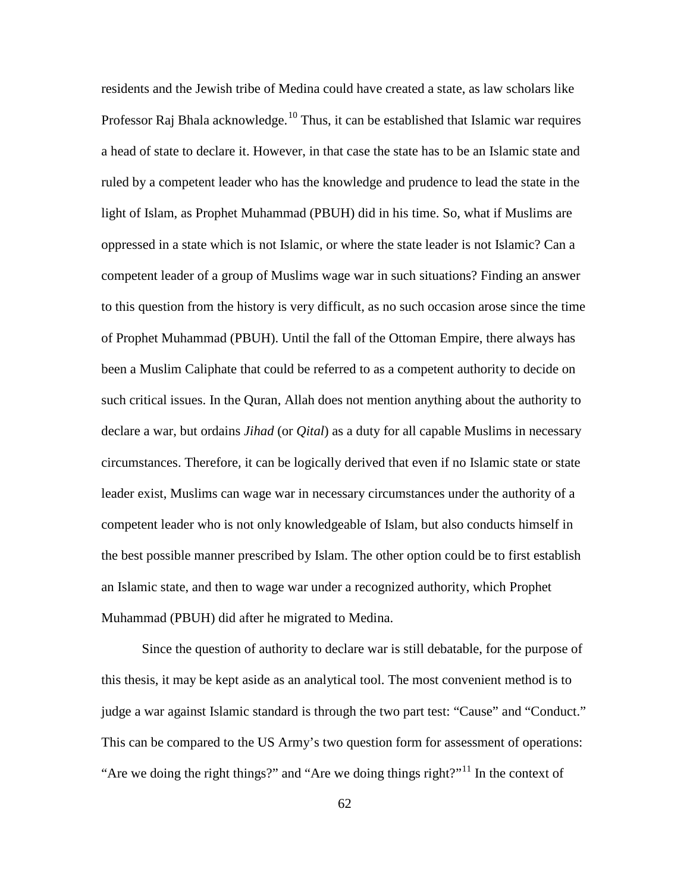residents and the Jewish tribe of Medina could have created a state, as law scholars like Professor Raj Bhala acknowledge.[10] Thus, it can be established that Islamic war requires a head of state to declare it. However, in that case the state has to be an Islamic state and ruled by a competent leader who has the knowledge and prudence to lead the state in the light of Islam, as Prophet Muhammad (PBUH) did in his time. So, what if Muslims are oppressed in a state which is not Islamic, or where the state leader is not Islamic? Can a competent leader of a group of Muslims wage war in such situations? Finding an answer to this question from the history is very difficult, as no such occasion arose since the time of Prophet Muhammad (PBUH). Until the fall of the Ottoman Empire, there always has been a Muslim Caliphate that could be referred to as a competent authority to decide on such critical issues. In the Quran, Allah does not mention anything about the authority to declare a war, but ordains *Jihad* (or *Qital*) as a duty for all capable Muslims in necessary circumstances. Therefore, it can be logically derived that even if no Islamic state or state leader exist, Muslims can wage war in necessary circumstances under the authority of a competent leader who is not only knowledgeable of Islam, but also conducts himself in the best possible manner prescribed by Islam. The other option could be to first establish an Islamic state, and then to wage war under a recognized authority, which Prophet Muhammad (PBUH) did after he migrated to Medina.

Since the question of authority to declare war is still debatable, for the purpose of this thesis, it may be kept aside as an analytical tool. The most convenient method is to judge a war against Islamic standard is through the two part test: "Cause" and "Conduct." This can be compared to the US Army's two question form for assessment of operations: "Are we doing the right things?" and "Are we doing things right?"[11] In the context of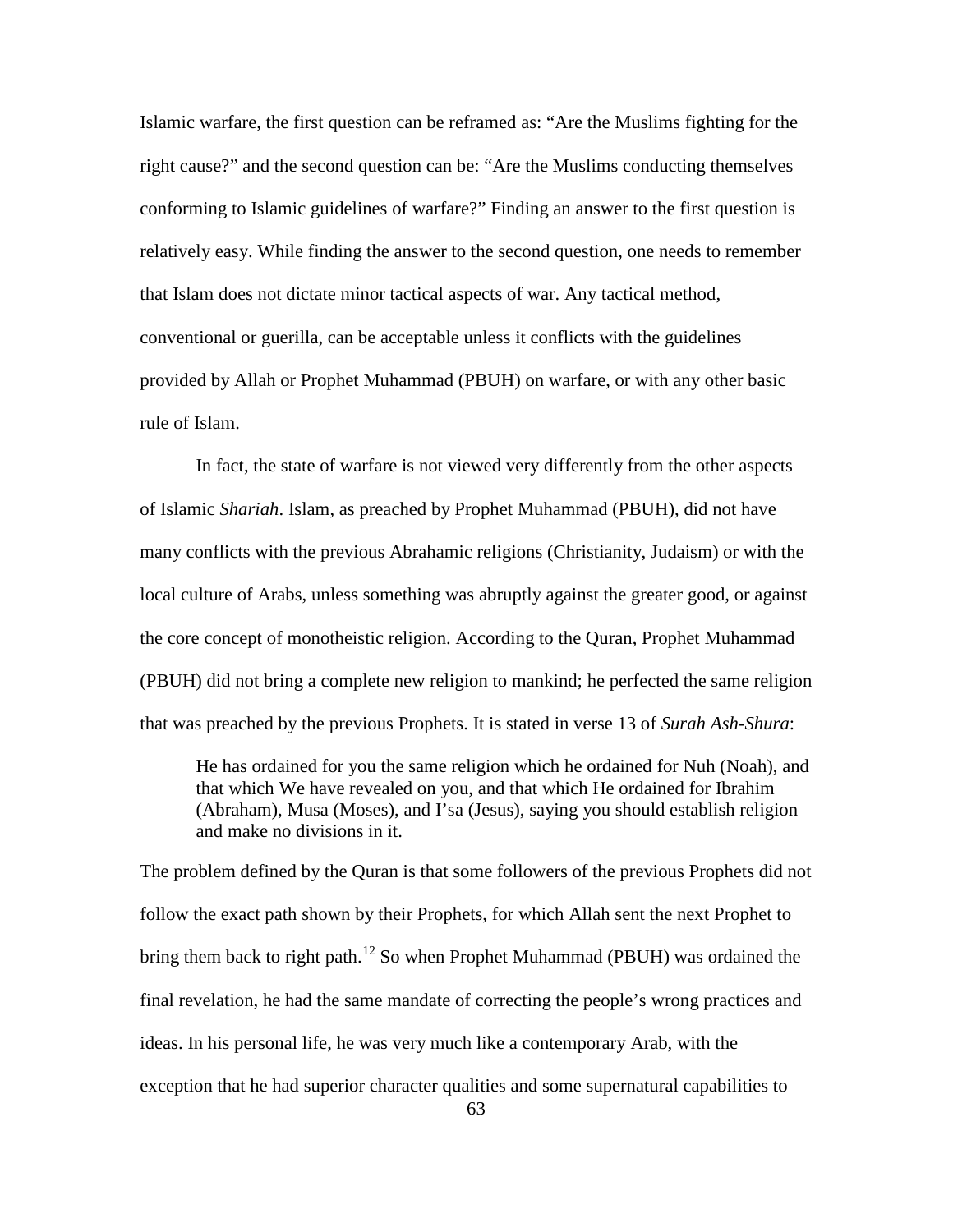Islamic warfare, the first question can be reframed as: "Are the Muslims fighting for the right cause?" and the second question can be: "Are the Muslims conducting themselves conforming to Islamic guidelines of warfare?" Finding an answer to the first question is relatively easy. While finding the answer to the second question, one needs to remember that Islam does not dictate minor tactical aspects of war. Any tactical method, conventional or guerilla, can be acceptable unless it conflicts with the guidelines provided by Allah or Prophet Muhammad (PBUH) on warfare, or with any other basic rule of Islam.

In fact, the state of warfare is not viewed very differently from the other aspects of Islamic *Shariah*. Islam, as preached by Prophet Muhammad (PBUH), did not have many conflicts with the previous Abrahamic religions (Christianity, Judaism) or with the local culture of Arabs, unless something was abruptly against the greater good, or against the core concept of monotheistic religion. According to the Quran, Prophet Muhammad (PBUH) did not bring a complete new religion to mankind; he perfected the same religion that was preached by the previous Prophets. It is stated in verse 13 of *Surah Ash-Shura*:

> He has ordained for you the same religion which he ordained for Nuh (Noah), and that which We have revealed on you, and that which He ordained for Ibrahim (Abraham), Musa (Moses), and I'sa (Jesus), saying you should establish religion and make no divisions in it.

The problem defined by the Quran is that some followers of the previous Prophets did not follow the exact path shown by their Prophets, for which Allah sent the next Prophet to bring them back to right path.[12] So when Prophet Muhammad (PBUH) was ordained the final revelation, he had the same mandate of correcting the people's wrong practices and ideas. In his personal life, he was very much like a contemporary Arab, with the exception that he had superior character qualities and some supernatural capabilities to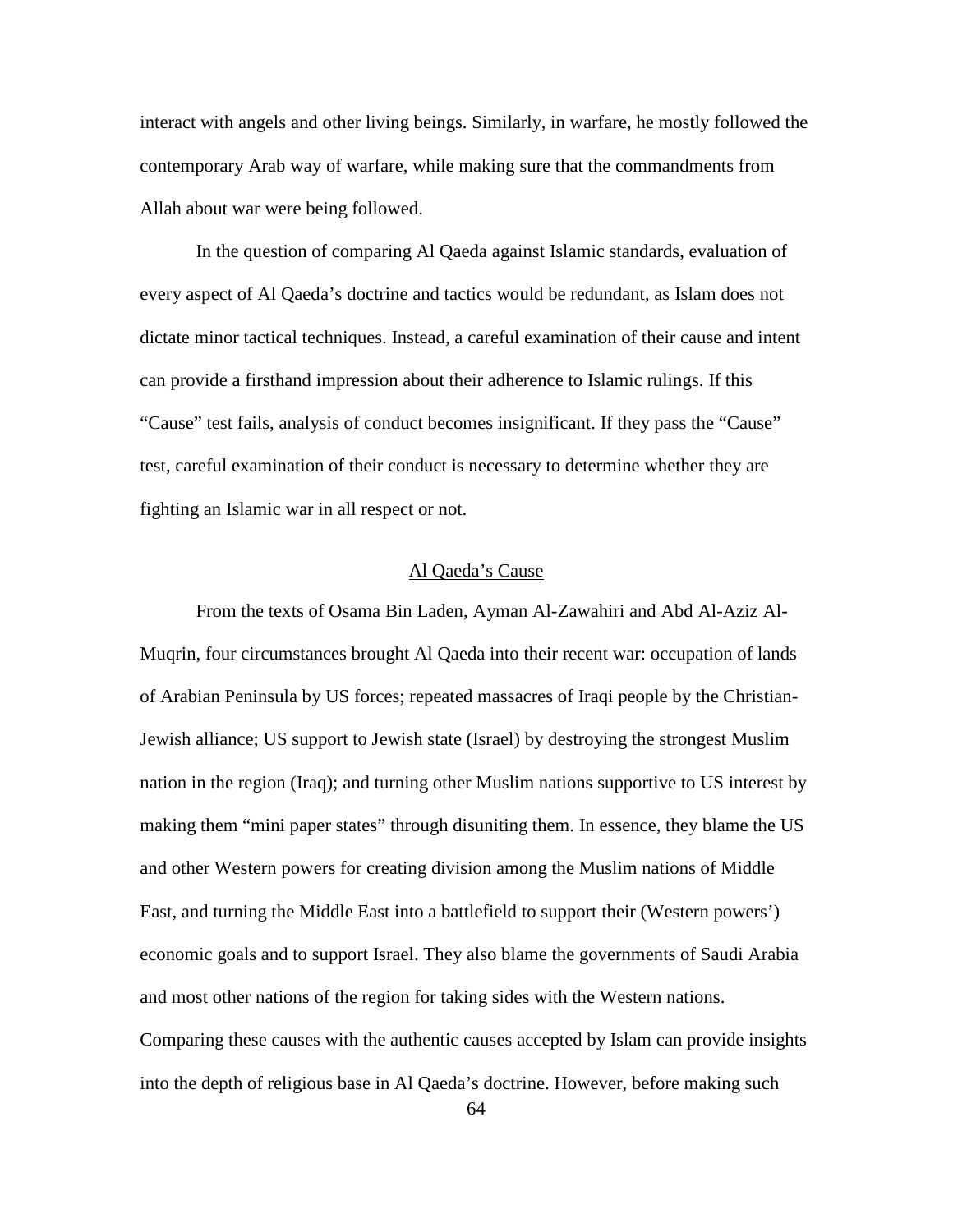interact with angels and other living beings. Similarly, in warfare, he mostly followed the contemporary Arab way of warfare, while making sure that the commandments from Allah about war were being followed.

In the question of comparing Al Qaeda against Islamic standards, evaluation of every aspect of Al Qaeda's doctrine and tactics would be redundant, as Islam does not dictate minor tactical techniques. Instead, a careful examination of their cause and intent can provide a firsthand impression about their adherence to Islamic rulings. If this "Cause" test fails, analysis of conduct becomes insignificant. If they pass the "Cause" test, careful examination of their conduct is necessary to determine whether they are fighting an Islamic war in all respect or not.

## Al Qaeda's Cause

From the texts of Osama Bin Laden, Ayman Al-Zawahiri and Abd Al-Aziz Al-Muqrin, four circumstances brought Al Qaeda into their recent war: occupation of lands of Arabian Peninsula by US forces; repeated massacres of Iraqi people by the Christian-Jewish alliance; US support to Jewish state (Israel) by destroying the strongest Muslim nation in the region (Iraq); and turning other Muslim nations supportive to US interest by making them "mini paper states" through disuniting them. In essence, they blame the US and other Western powers for creating division among the Muslim nations of Middle East, and turning the Middle East into a battlefield to support their (Western powers') economic goals and to support Israel. They also blame the governments of Saudi Arabia and most other nations of the region for taking sides with the Western nations. Comparing these causes with the authentic causes accepted by Islam can provide insights into the depth of religious base in Al Qaeda's doctrine. However, before making such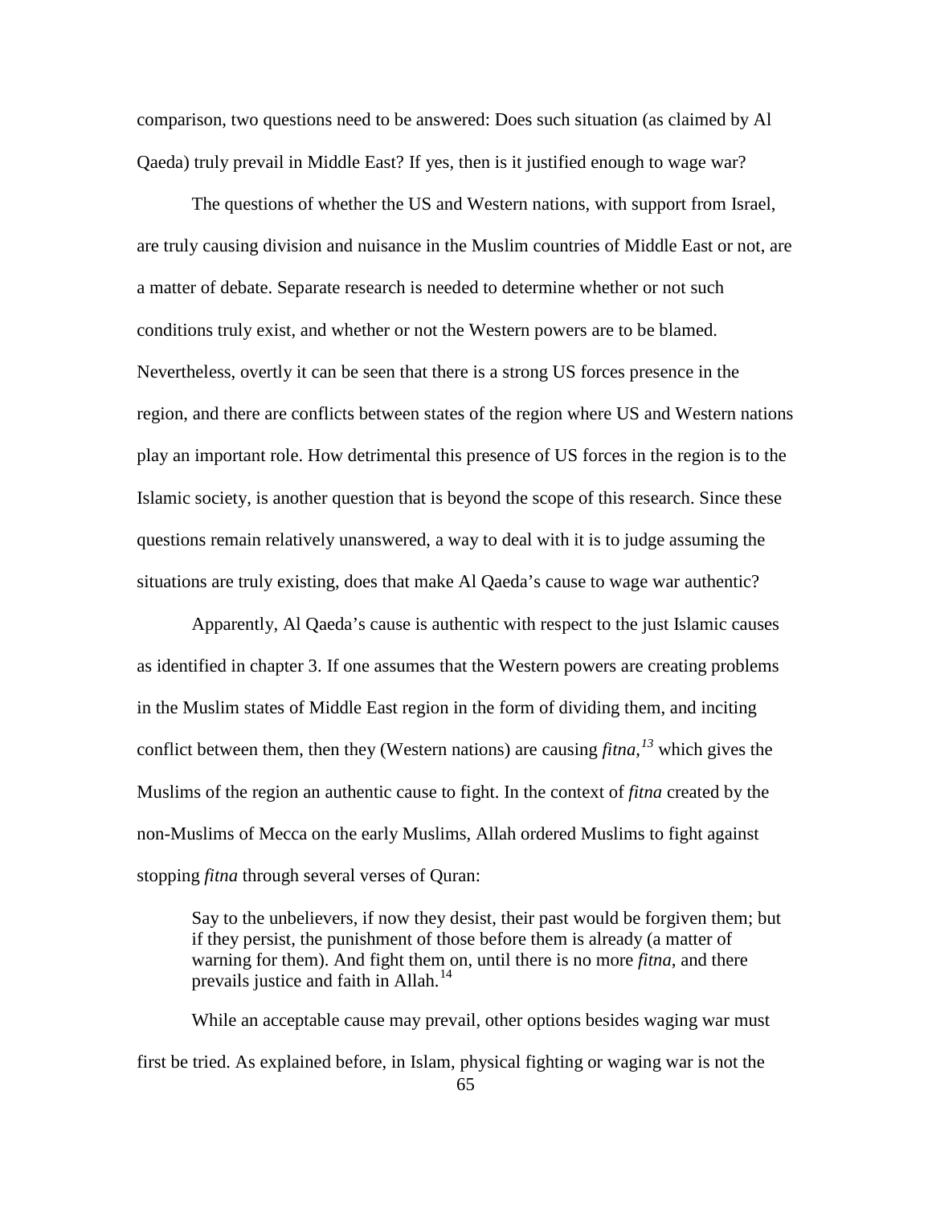comparison, two questions need to be answered: Does such situation (as claimed by Al Qaeda) truly prevail in Middle East? If yes, then is it justified enough to wage war?

The questions of whether the US and Western nations, with support from Israel, are truly causing division and nuisance in the Muslim countries of Middle East or not, are a matter of debate. Separate research is needed to determine whether or not such conditions truly exist, and whether or not the Western powers are to be blamed. Nevertheless, overtly it can be seen that there is a strong US forces presence in the region, and there are conflicts between states of the region where US and Western nations play an important role. How detrimental this presence of US forces in the region is to the Islamic society, is another question that is beyond the scope of this research. Since these questions remain relatively unanswered, a way to deal with it is to judge assuming the situations are truly existing, does that make Al Qaeda's cause to wage war authentic?

Apparently, Al Qaeda's cause is authentic with respect to the just Islamic causes as identified in chapter 3. If one assumes that the Western powers are creating problems in the Muslim states of Middle East region in the form of dividing them, and inciting conflict between them, then they (Western nations) are causing *fitna*,[13] which gives the Muslims of the region an authentic cause to fight. In the context of *fitna* created by the non-Muslims of Mecca on the early Muslims, Allah ordered Muslims to fight against stopping *fitna* through several verses of Quran:

> Say to the unbelievers, if now they desist, their past would be forgiven them; but if they persist, the punishment of those before them is already (a matter of warning for them). And fight them on, until there is no more *fitna*, and there prevails justice and faith in Allah.[14]

While an acceptable cause may prevail, other options besides waging war must first be tried. As explained before, in Islam, physical fighting or waging war is not the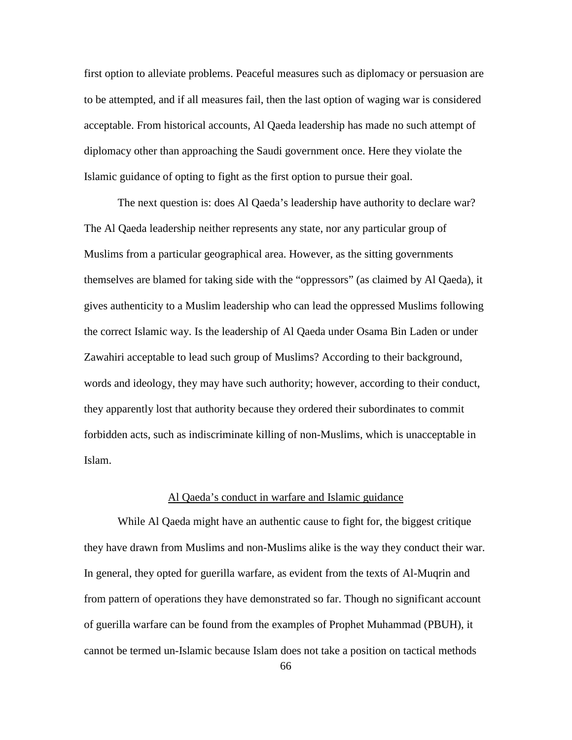first option to alleviate problems. Peaceful measures such as diplomacy or persuasion are to be attempted, and if all measures fail, then the last option of waging war is considered acceptable. From historical accounts, Al Qaeda leadership has made no such attempt of diplomacy other than approaching the Saudi government once. Here they violate the Islamic guidance of opting to fight as the first option to pursue their goal.

The next question is: does Al Qaeda's leadership have authority to declare war? The Al Qaeda leadership neither represents any state, nor any particular group of Muslims from a particular geographical area. However, as the sitting governments themselves are blamed for taking side with the "oppressors" (as claimed by Al Qaeda), it gives authenticity to a Muslim leadership who can lead the oppressed Muslims following the correct Islamic way. Is the leadership of Al Qaeda under Osama Bin Laden or under Zawahiri acceptable to lead such group of Muslims? According to their background, words and ideology, they may have such authority; however, according to their conduct, they apparently lost that authority because they ordered their subordinates to commit forbidden acts, such as indiscriminate killing of non-Muslims, which is unacceptable in Islam.

## Al Qaeda's conduct in warfare and Islamic guidance

While Al Qaeda might have an authentic cause to fight for, the biggest critique they have drawn from Muslims and non-Muslims alike is the way they conduct their war. In general, they opted for guerilla warfare, as evident from the texts of Al-Muqrin and from pattern of operations they have demonstrated so far. Though no significant account of guerilla warfare can be found from the examples of Prophet Muhammad (PBUH), it cannot be termed un-Islamic because Islam does not take a position on tactical methods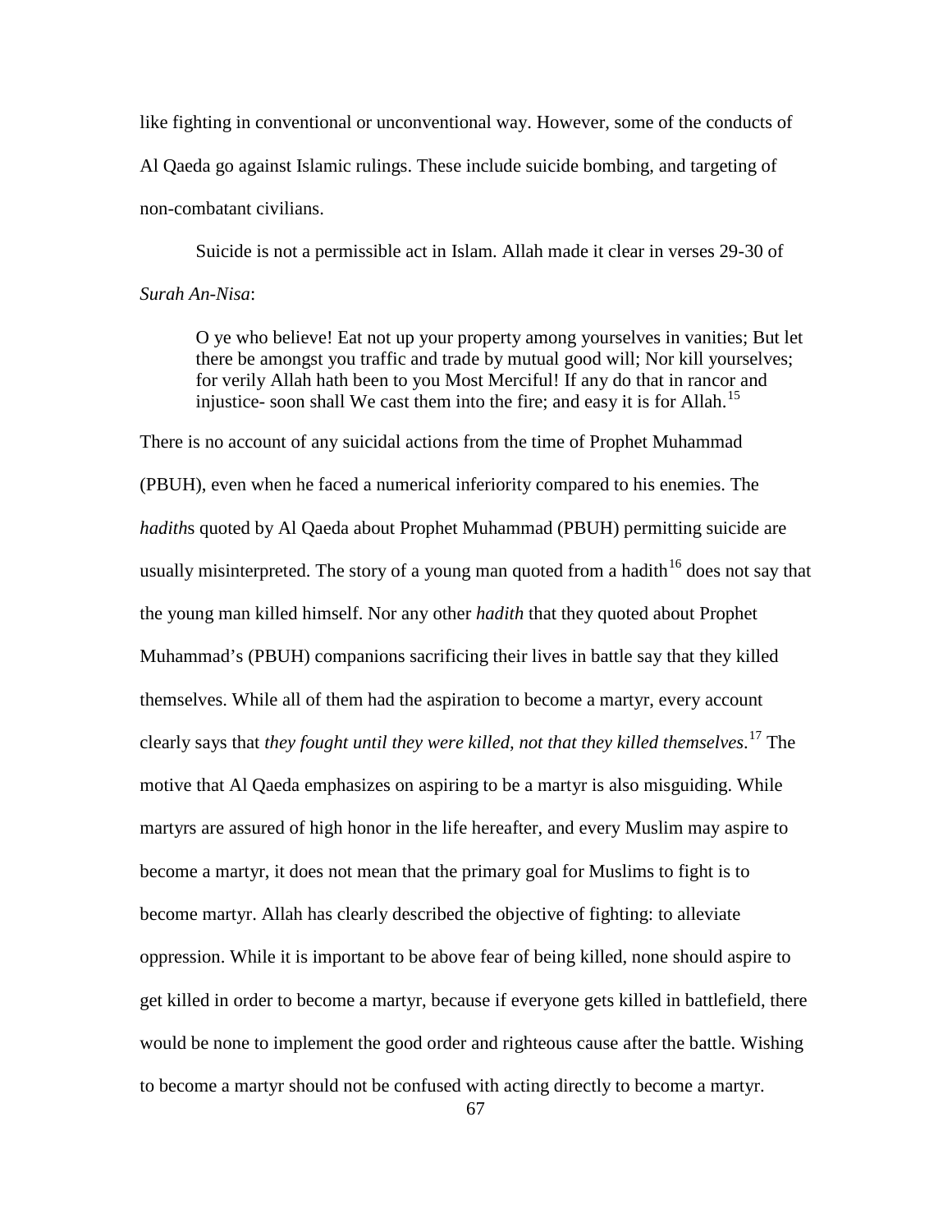like fighting in conventional or unconventional way. However, some of the conducts of Al Qaeda go against Islamic rulings. These include suicide bombing, and targeting of non-combatant civilians.

Suicide is not a permissible act in Islam. Allah made it clear in verses 29-30 of *Surah An-Nisa*:

> O ye who believe! Eat not up your property among yourselves in vanities; But let there be amongst you traffic and trade by mutual good will; Nor kill yourselves; for verily Allah hath been to you Most Merciful! If any do that in rancor and injustice- soon shall We cast them into the fire; and easy it is for Allah.[15]

There is no account of any suicidal actions from the time of Prophet Muhammad (PBUH), even when he faced a numerical inferiority compared to his enemies. The *hadith*s quoted by Al Qaeda about Prophet Muhammad (PBUH) permitting suicide are usually misinterpreted. The story of a young man quoted from a hadith[16] does not say that the young man killed himself. Nor any other *hadith* that they quoted about Prophet Muhammad's (PBUH) companions sacrificing their lives in battle say that they killed themselves. While all of them had the aspiration to become a martyr, every account clearly says that *they fought until they were killed, not that they killed themselves*.[17] The motive that Al Qaeda emphasizes on aspiring to be a martyr is also misguiding. While martyrs are assured of high honor in the life hereafter, and every Muslim may aspire to become a martyr, it does not mean that the primary goal for Muslims to fight is to become martyr. Allah has clearly described the objective of fighting: to alleviate oppression. While it is important to be above fear of being killed, none should aspire to get killed in order to become a martyr, because if everyone gets killed in battlefield, there would be none to implement the good order and righteous cause after the battle. Wishing to become a martyr should not be confused with acting directly to become a martyr.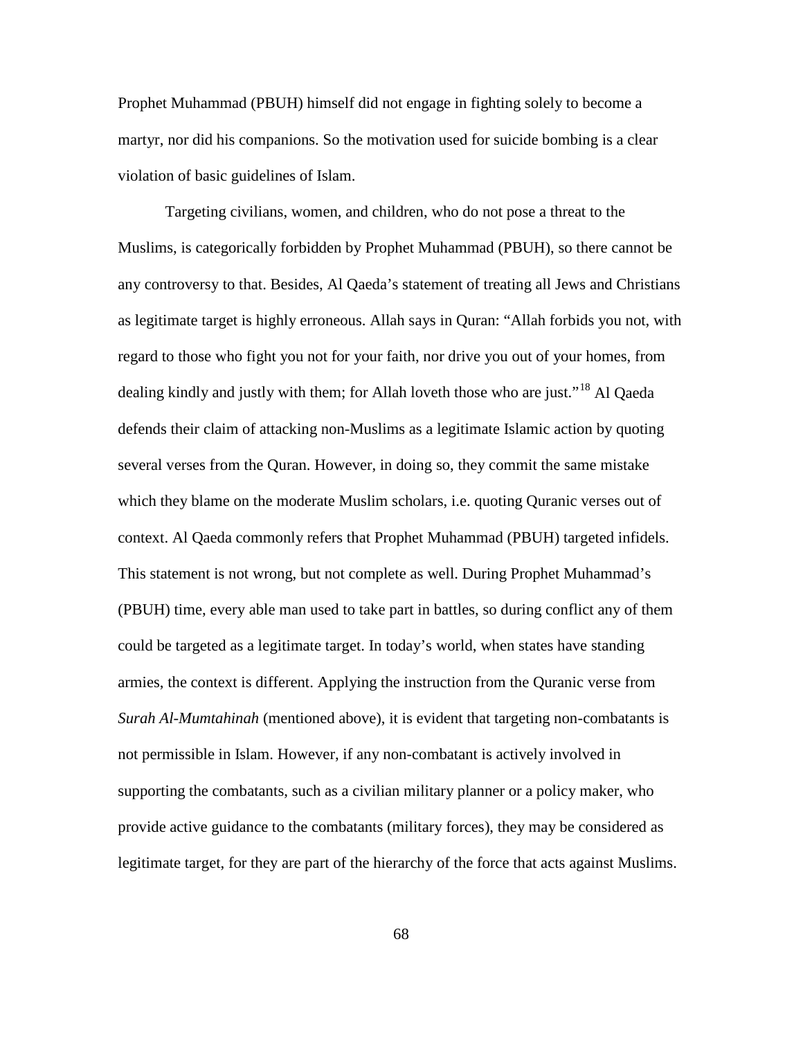Prophet Muhammad (PBUH) himself did not engage in fighting solely to become a martyr, nor did his companions. So the motivation used for suicide bombing is a clear violation of basic guidelines of Islam.

Targeting civilians, women, and children, who do not pose a threat to the Muslims, is categorically forbidden by Prophet Muhammad (PBUH), so there cannot be any controversy to that. Besides, Al Qaeda's statement of treating all Jews and Christians as legitimate target is highly erroneous. Allah says in Quran: "Allah forbids you not, with regard to those who fight you not for your faith, nor drive you out of your homes, from dealing kindly and justly with them; for Allah loveth those who are just."[18] Al Qaeda defends their claim of attacking non-Muslims as a legitimate Islamic action by quoting several verses from the Quran. However, in doing so, they commit the same mistake which they blame on the moderate Muslim scholars, i.e. quoting Quranic verses out of context. Al Qaeda commonly refers that Prophet Muhammad (PBUH) targeted infidels. This statement is not wrong, but not complete as well. During Prophet Muhammad's (PBUH) time, every able man used to take part in battles, so during conflict any of them could be targeted as a legitimate target. In today's world, when states have standing armies, the context is different. Applying the instruction from the Quranic verse from *Surah Al-Mumtahinah* (mentioned above), it is evident that targeting non-combatants is not permissible in Islam. However, if any non-combatant is actively involved in supporting the combatants, such as a civilian military planner or a policy maker, who provide active guidance to the combatants (military forces), they may be considered as legitimate target, for they are part of the hierarchy of the force that acts against Muslims.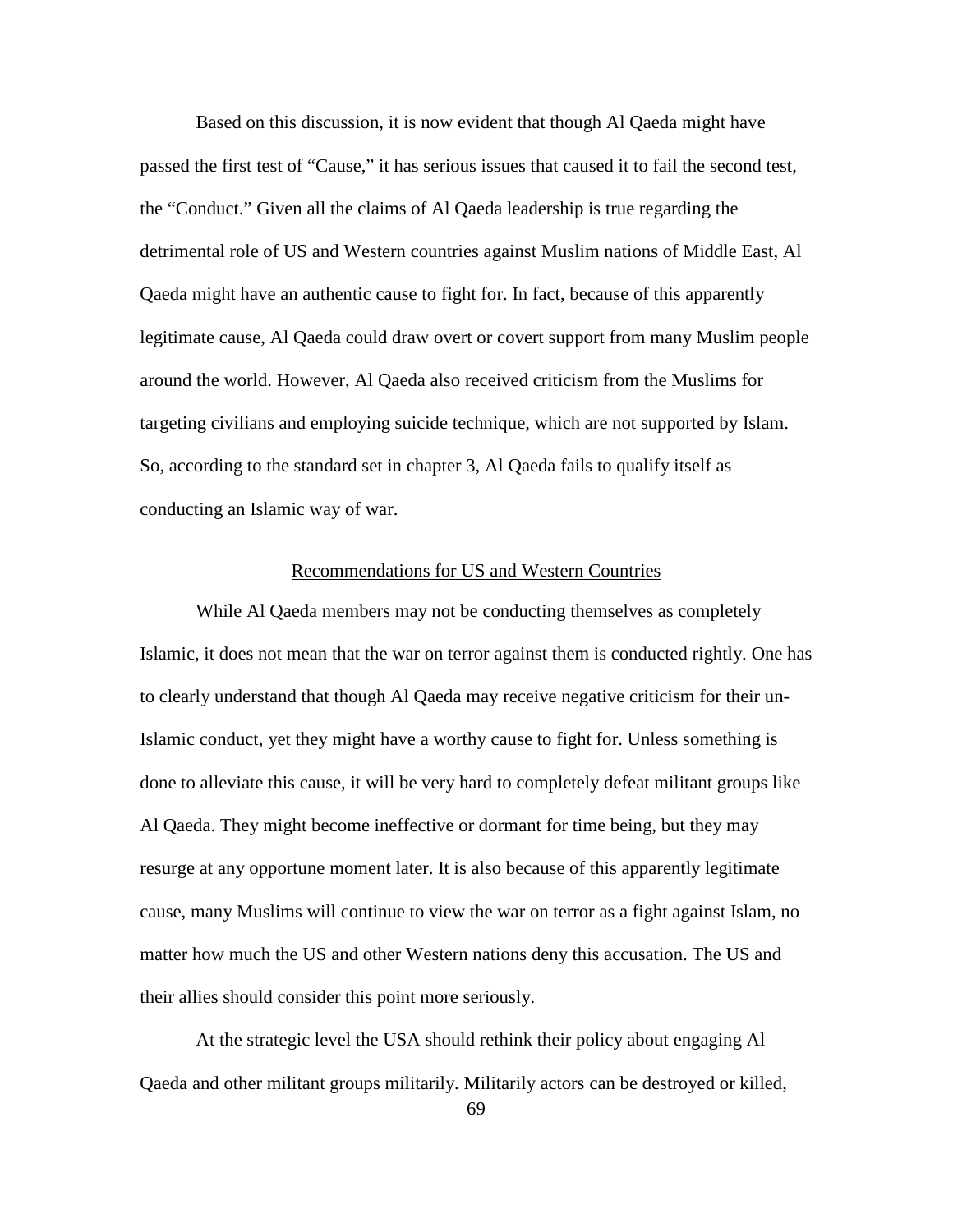Based on this discussion, it is now evident that though Al Qaeda might have passed the first test of "Cause," it has serious issues that caused it to fail the second test, the "Conduct." Given all the claims of Al Qaeda leadership is true regarding the detrimental role of US and Western countries against Muslim nations of Middle East, Al Qaeda might have an authentic cause to fight for. In fact, because of this apparently legitimate cause, Al Qaeda could draw overt or covert support from many Muslim people around the world. However, Al Qaeda also received criticism from the Muslims for targeting civilians and employing suicide technique, which are not supported by Islam. So, according to the standard set in chapter 3, Al Qaeda fails to qualify itself as conducting an Islamic way of war.

## Recommendations for US and Western Countries

While Al Qaeda members may not be conducting themselves as completely Islamic, it does not mean that the war on terror against them is conducted rightly. One has to clearly understand that though Al Qaeda may receive negative criticism for their un-Islamic conduct, yet they might have a worthy cause to fight for. Unless something is done to alleviate this cause, it will be very hard to completely defeat militant groups like Al Qaeda. They might become ineffective or dormant for time being, but they may resurge at any opportune moment later. It is also because of this apparently legitimate cause, many Muslims will continue to view the war on terror as a fight against Islam, no matter how much the US and other Western nations deny this accusation. The US and their allies should consider this point more seriously.

At the strategic level the USA should rethink their policy about engaging Al Qaeda and other militant groups militarily. Militarily actors can be destroyed or killed,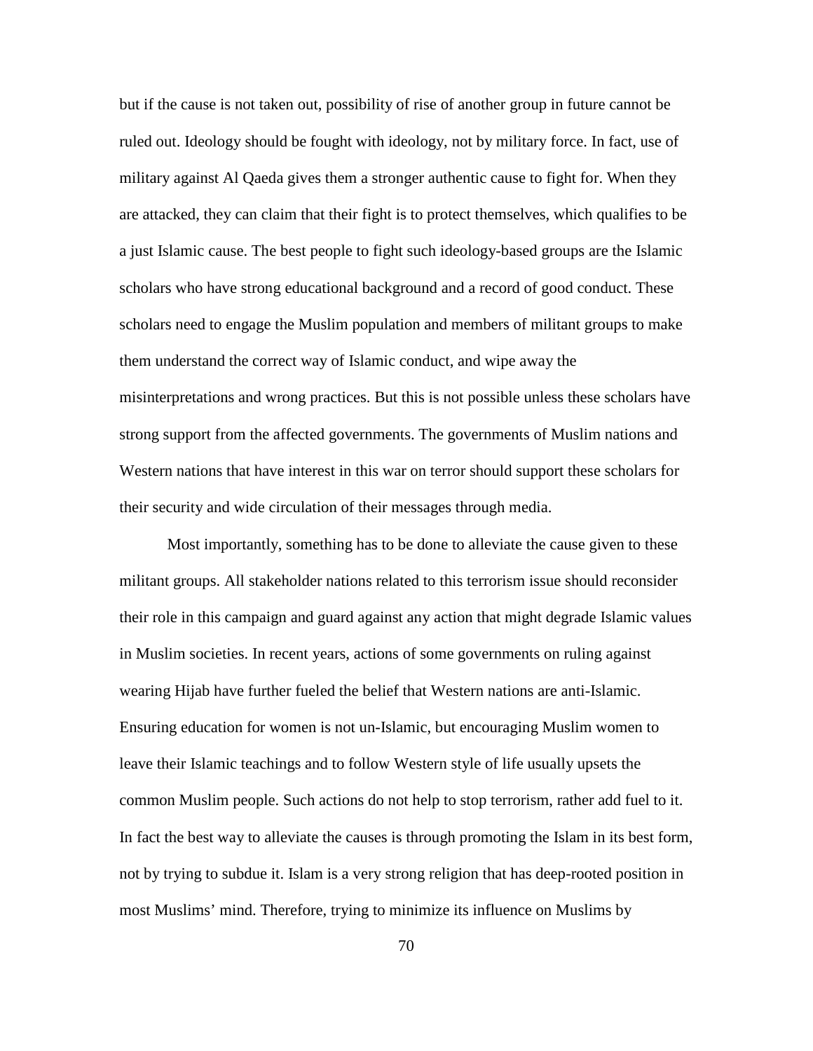but if the cause is not taken out, possibility of rise of another group in future cannot be ruled out. Ideology should be fought with ideology, not by military force. In fact, use of military against Al Qaeda gives them a stronger authentic cause to fight for. When they are attacked, they can claim that their fight is to protect themselves, which qualifies to be a just Islamic cause. The best people to fight such ideology-based groups are the Islamic scholars who have strong educational background and a record of good conduct. These scholars need to engage the Muslim population and members of militant groups to make them understand the correct way of Islamic conduct, and wipe away the misinterpretations and wrong practices. But this is not possible unless these scholars have strong support from the affected governments. The governments of Muslim nations and Western nations that have interest in this war on terror should support these scholars for their security and wide circulation of their messages through media.

Most importantly, something has to be done to alleviate the cause given to these militant groups. All stakeholder nations related to this terrorism issue should reconsider their role in this campaign and guard against any action that might degrade Islamic values in Muslim societies. In recent years, actions of some governments on ruling against wearing Hijab have further fueled the belief that Western nations are anti-Islamic. Ensuring education for women is not un-Islamic, but encouraging Muslim women to leave their Islamic teachings and to follow Western style of life usually upsets the common Muslim people. Such actions do not help to stop terrorism, rather add fuel to it. In fact the best way to alleviate the causes is through promoting the Islam in its best form, not by trying to subdue it. Islam is a very strong religion that has deep-rooted position in most Muslims' mind. Therefore, trying to minimize its influence on Muslims by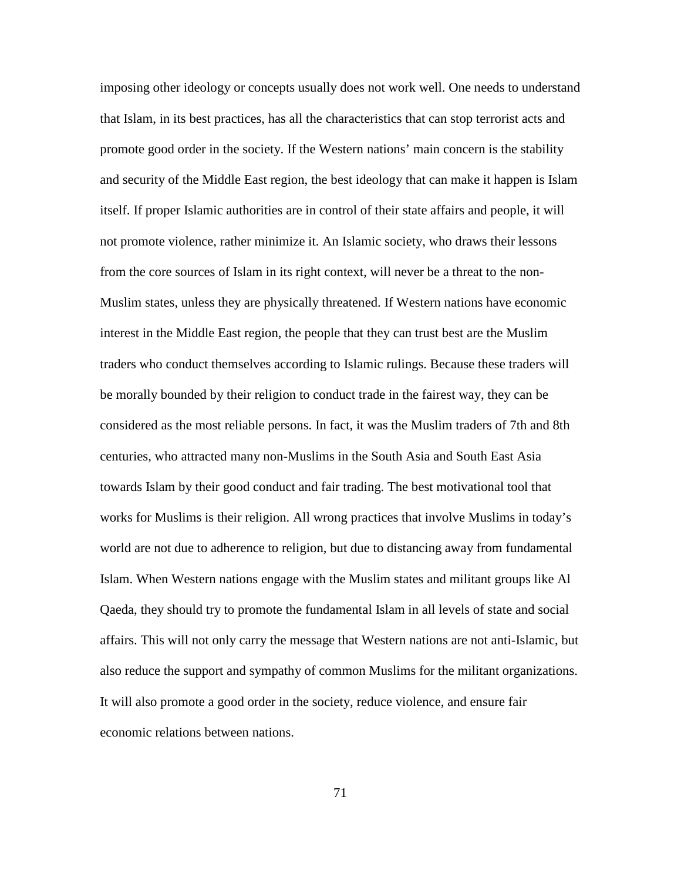imposing other ideology or concepts usually does not work well. One needs to understand that Islam, in its best practices, has all the characteristics that can stop terrorist acts and promote good order in the society. If the Western nations' main concern is the stability and security of the Middle East region, the best ideology that can make it happen is Islam itself. If proper Islamic authorities are in control of their state affairs and people, it will not promote violence, rather minimize it. An Islamic society, who draws their lessons from the core sources of Islam in its right context, will never be a threat to the non-Muslim states, unless they are physically threatened. If Western nations have economic interest in the Middle East region, the people that they can trust best are the Muslim traders who conduct themselves according to Islamic rulings. Because these traders will be morally bounded by their religion to conduct trade in the fairest way, they can be considered as the most reliable persons. In fact, it was the Muslim traders of 7th and 8th centuries, who attracted many non-Muslims in the South Asia and South East Asia towards Islam by their good conduct and fair trading. The best motivational tool that works for Muslims is their religion. All wrong practices that involve Muslims in today's world are not due to adherence to religion, but due to distancing away from fundamental Islam. When Western nations engage with the Muslim states and militant groups like Al Qaeda, they should try to promote the fundamental Islam in all levels of state and social affairs. This will not only carry the message that Western nations are not anti-Islamic, but also reduce the support and sympathy of common Muslims for the militant organizations. It will also promote a good order in the society, reduce violence, and ensure fair economic relations between nations.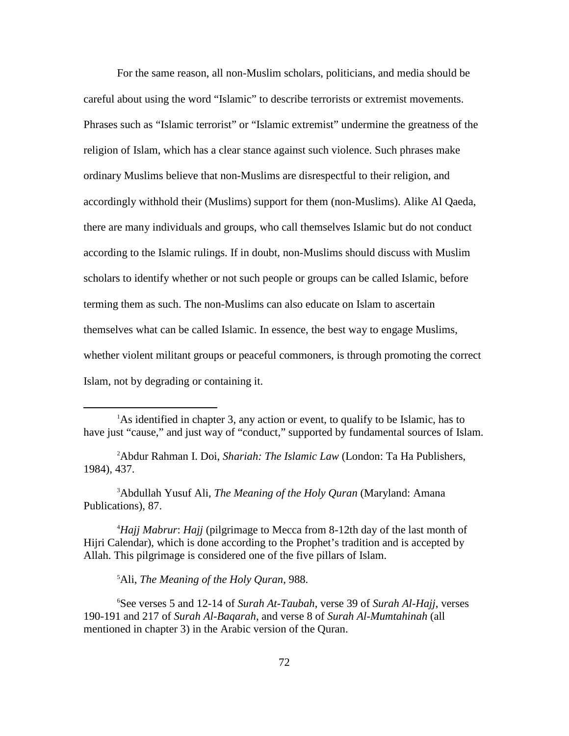For the same reason, all non-Muslim scholars, politicians, and media should be careful about using the word "Islamic" to describe terrorists or extremist movements. Phrases such as "Islamic terrorist" or "Islamic extremist" undermine the greatness of the religion of Islam, which has a clear stance against such violence. Such phrases make ordinary Muslims believe that non-Muslims are disrespectful to their religion, and accordingly withhold their (Muslims) support for them (non-Muslims). Alike Al Qaeda, there are many individuals and groups, who call themselves Islamic but do not conduct according to the Islamic rulings. If in doubt, non-Muslims should discuss with Muslim scholars to identify whether or not such people or groups can be called Islamic, before terming them as such. The non-Muslims can also educate on Islam to ascertain themselves what can be called Islamic. In essence, the best way to engage Muslims, whether violent militant groups or peaceful commoners, is through promoting the correct Islam, not by degrading or containing it.

---

[1]As identified in chapter 3, any action or event, to qualify to be Islamic, has to have just "cause," and just way of "conduct," supported by fundamental sources of Islam.

[2]Abdur Rahman I. Doi, *Shariah: The Islamic Law* (London: Ta Ha Publishers, 1984), 437.

[3]Abdullah Yusuf Ali, *The Meaning of the Holy Quran* (Maryland: Amana Publications), 87.

[4]*Hajj Mabrur*: *Hajj* (pilgrimage to Mecca from 8-12th day of the last month of Hijri Calendar), which is done according to the Prophet's tradition and is accepted by Allah. This pilgrimage is considered one of the five pillars of Islam.

[5]Ali, *The Meaning of the Holy Quran*, 988.

[6]See verses 5 and 12-14 of *Surah At-Taubah*, verse 39 of *Surah Al-Hajj*, verses 190-191 and 217 of *Surah Al-Baqarah*, and verse 8 of *Surah Al-Mumtahinah* (all mentioned in chapter 3) in the Arabic version of the Quran.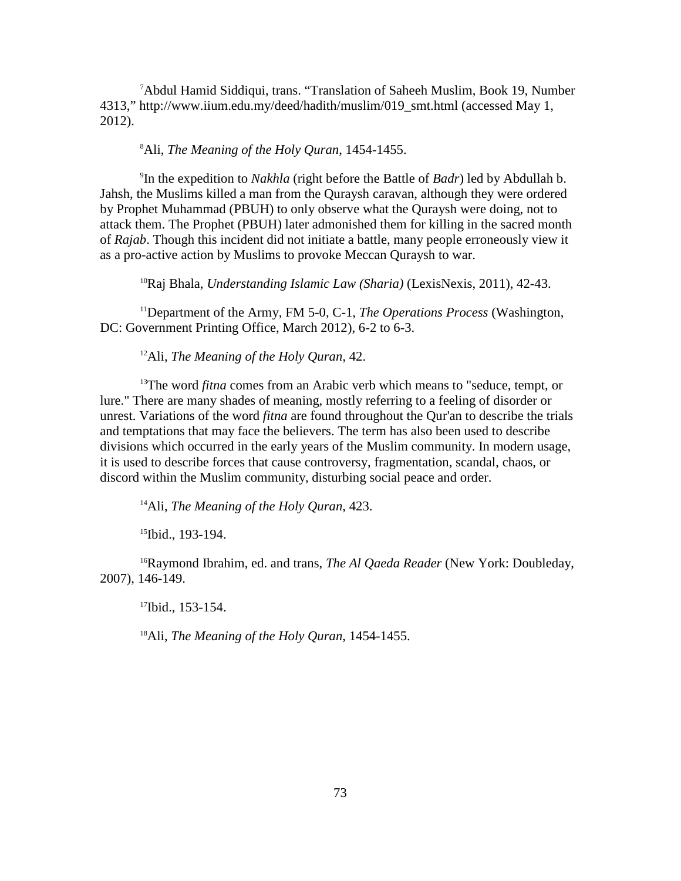[7]Abdul Hamid Siddiqui, trans. "Translation of Saheeh Muslim, Book 19, Number 4313," http://www.iium.edu.my/deed/hadith/muslim/019_smt.html (accessed May 1, 2012).

[8]Ali, *The Meaning of the Holy Quran*, 1454-1455.

[9]In the expedition to *Nakhla* (right before the Battle of *Badr*) led by Abdullah b. Jahsh, the Muslims killed a man from the Quraysh caravan, although they were ordered by Prophet Muhammad (PBUH) to only observe what the Quraysh were doing, not to attack them. The Prophet (PBUH) later admonished them for killing in the sacred month of *Rajab*. Though this incident did not initiate a battle, many people erroneously view it as a pro-active action by Muslims to provoke Meccan Quraysh to war.

[10]Raj Bhala, *Understanding Islamic Law (Sharia)* (LexisNexis, 2011), 42-43.

[11]Department of the Army, FM 5-0, C-1, *The Operations Process* (Washington, DC: Government Printing Office, March 2012), 6-2 to 6-3.

[12]Ali, *The Meaning of the Holy Quran*, 42.

[13]The word *fitna* comes from an Arabic verb which means to "seduce, tempt, or lure." There are many shades of meaning, mostly referring to a feeling of disorder or unrest. Variations of the word *fitna* are found throughout the Qur'an to describe the trials and temptations that may face the believers. The term has also been used to describe divisions which occurred in the early years of the Muslim community. In modern usage, it is used to describe forces that cause controversy, fragmentation, scandal, chaos, or discord within the Muslim community, disturbing social peace and order.

[14]Ali, *The Meaning of the Holy Quran*, 423.

[15]Ibid., 193-194.

[16]Raymond Ibrahim, ed. and trans, *The Al Qaeda Reader* (New York: Doubleday, 2007), 146-149.

[17]Ibid., 153-154.

[18]Ali, *The Meaning of the Holy Quran*, 1454-1455.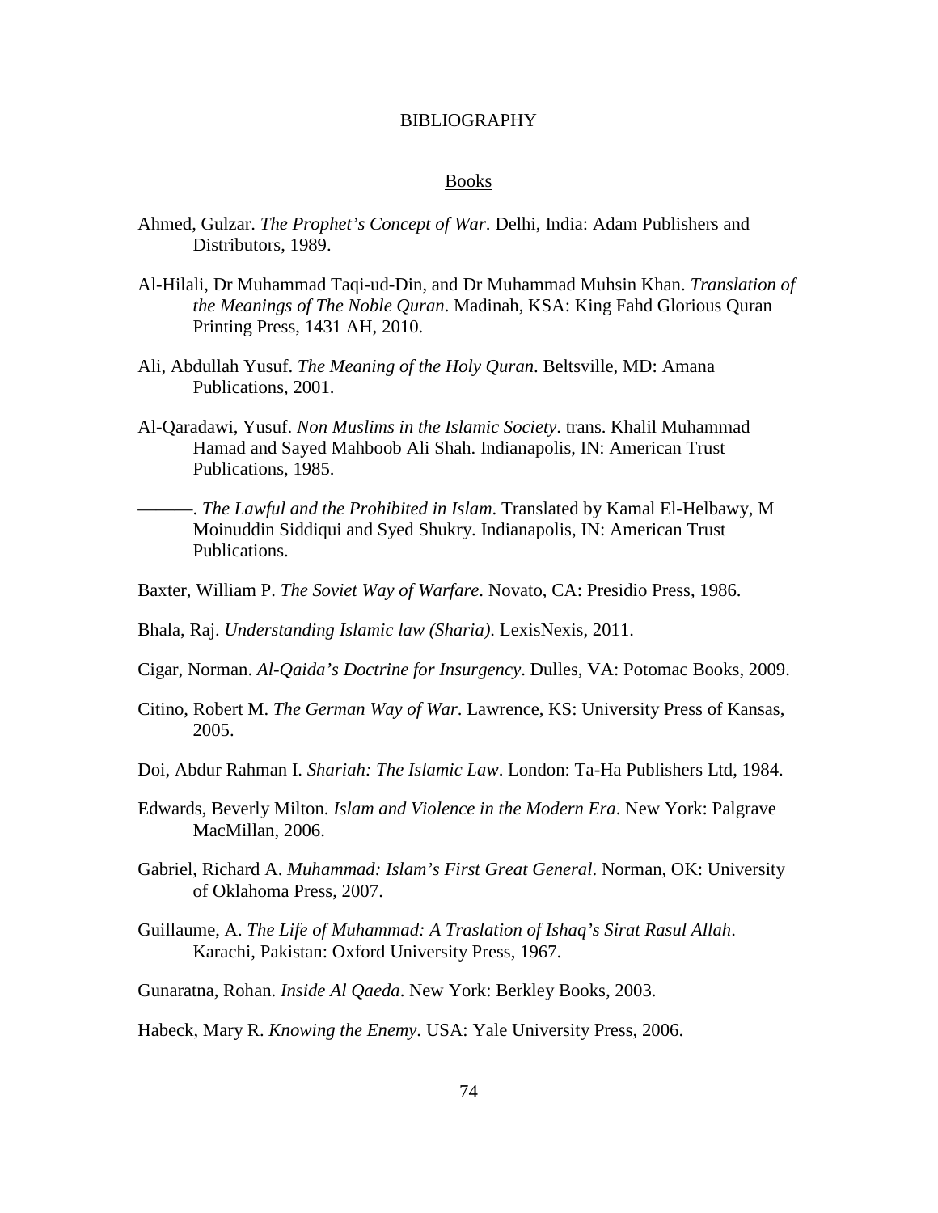# BIBLIOGRAPHY

## Books

Ahmed, Gulzar. *The Prophet's Concept of War*. Delhi, India: Adam Publishers and Distributors, 1989.

Al-Hilali, Dr Muhammad Taqi-ud-Din, and Dr Muhammad Muhsin Khan. *Translation of the Meanings of The Noble Quran*. Madinah, KSA: King Fahd Glorious Quran Printing Press, 1431 AH, 2010.

Ali, Abdullah Yusuf. *The Meaning of the Holy Quran*. Beltsville, MD: Amana Publications, 2001.

Al-Qaradawi, Yusuf. *Non Muslims in the Islamic Society*. trans. Khalil Muhammad Hamad and Sayed Mahboob Ali Shah. Indianapolis, IN: American Trust Publications, 1985.

———. *The Lawful and the Prohibited in Islam*. Translated by Kamal El-Helbawy, M Moinuddin Siddiqui and Syed Shukry. Indianapolis, IN: American Trust Publications.

Baxter, William P. *The Soviet Way of Warfare*. Novato, CA: Presidio Press, 1986.

Bhala, Raj. *Understanding Islamic law (Sharia)*. LexisNexis, 2011.

Cigar, Norman. *Al-Qaida's Doctrine for Insurgency*. Dulles, VA: Potomac Books, 2009.

Citino, Robert M. *The German Way of War*. Lawrence, KS: University Press of Kansas, 2005.

Doi, Abdur Rahman I. *Shariah: The Islamic Law*. London: Ta-Ha Publishers Ltd, 1984.

Edwards, Beverly Milton. *Islam and Violence in the Modern Era*. New York: Palgrave MacMillan, 2006.

Gabriel, Richard A. *Muhammad: Islam's First Great General*. Norman, OK: University of Oklahoma Press, 2007.

Guillaume, A. *The Life of Muhammad: A Traslation of Ishaq's Sirat Rasul Allah*. Karachi, Pakistan: Oxford University Press, 1967.

Gunaratna, Rohan. *Inside Al Qaeda*. New York: Berkley Books, 2003.

Habeck, Mary R. *Knowing the Enemy*. USA: Yale University Press, 2006.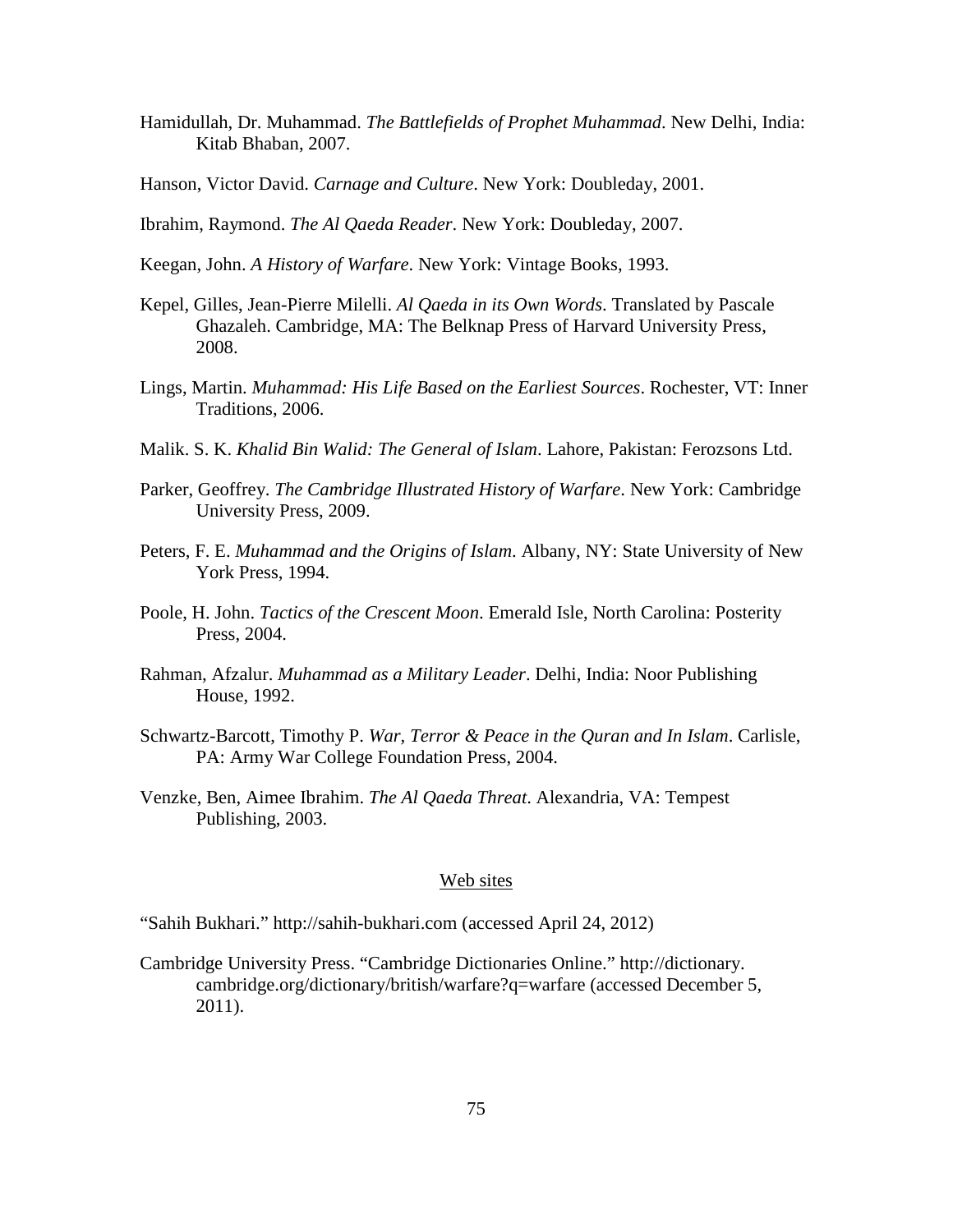Hamidullah, Dr. Muhammad. *The Battlefields of Prophet Muhammad*. New Delhi, India: Kitab Bhaban, 2007.

Hanson, Victor David. *Carnage and Culture*. New York: Doubleday, 2001.

Ibrahim, Raymond. *The Al Qaeda Reader*. New York: Doubleday, 2007.

Keegan, John. *A History of Warfare*. New York: Vintage Books, 1993.

Kepel, Gilles, Jean-Pierre Milelli. *Al Qaeda in its Own Words*. Translated by Pascale Ghazaleh. Cambridge, MA: The Belknap Press of Harvard University Press, 2008.

Lings, Martin. *Muhammad: His Life Based on the Earliest Sources*. Rochester, VT: Inner Traditions, 2006.

Malik. S. K. *Khalid Bin Walid: The General of Islam*. Lahore, Pakistan: Ferozsons Ltd.

Parker, Geoffrey. *The Cambridge Illustrated History of Warfare*. New York: Cambridge University Press, 2009.

Peters, F. E. *Muhammad and the Origins of Islam*. Albany, NY: State University of New York Press, 1994.

Poole, H. John. *Tactics of the Crescent Moon*. Emerald Isle, North Carolina: Posterity Press, 2004.

Rahman, Afzalur. *Muhammad as a Military Leader*. Delhi, India: Noor Publishing House, 1992.

Schwartz-Barcott, Timothy P. *War, Terror & Peace in the Quran and In Islam*. Carlisle, PA: Army War College Foundation Press, 2004.

Venzke, Ben, Aimee Ibrahim. *The Al Qaeda Threat*. Alexandria, VA: Tempest Publishing, 2003.

## Web sites

"Sahih Bukhari." http://sahih-bukhari.com (accessed April 24, 2012)

Cambridge University Press. "Cambridge Dictionaries Online." http://dictionary.cambridge.org/dictionary/british/warfare?q=warfare (accessed December 5, 2011).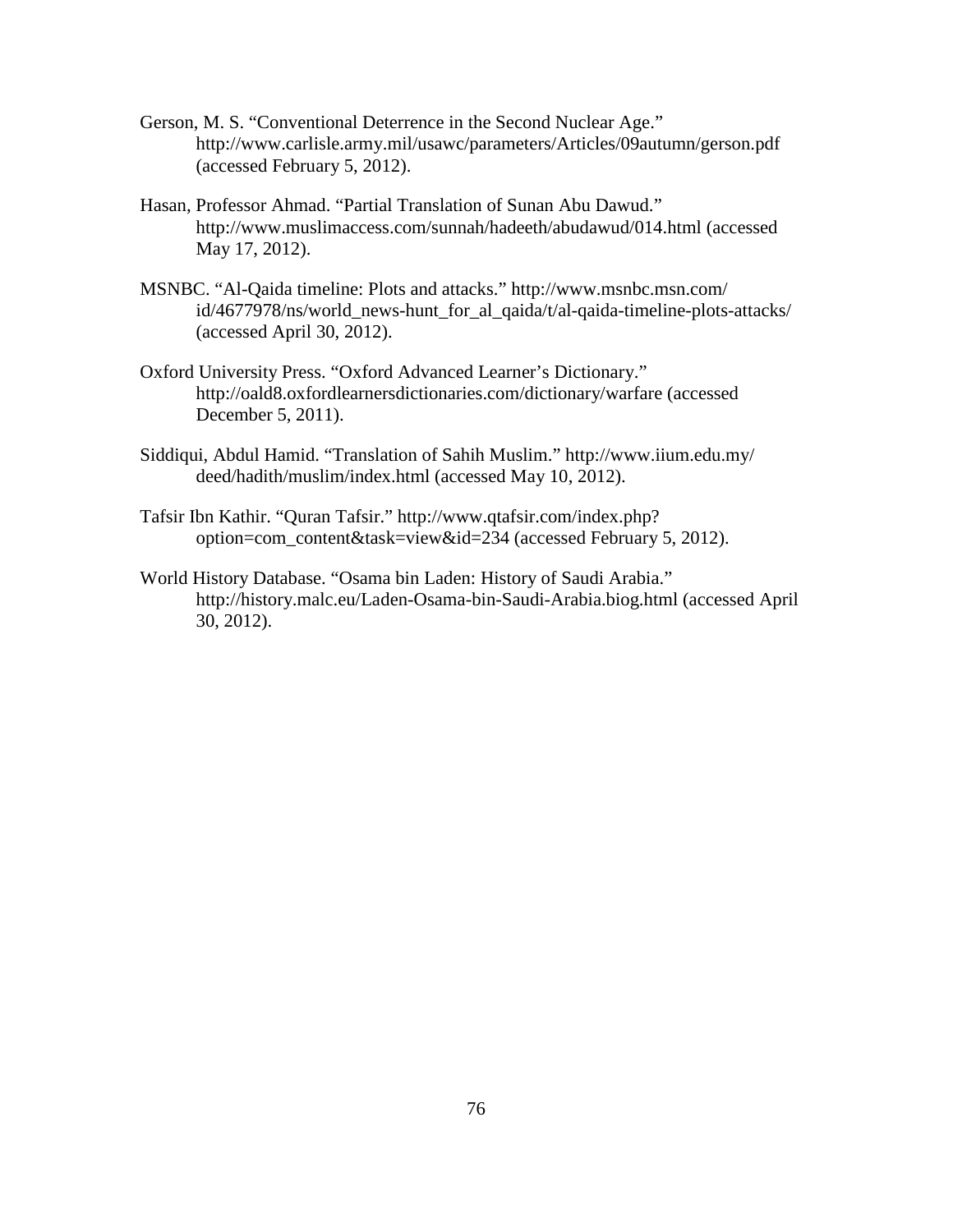Gerson, M. S. “Conventional Deterrence in the Second Nuclear Age.” http://www.carlisle.army.mil/usawc/parameters/Articles/09autumn/gerson.pdf (accessed February 5, 2012).

Hasan, Professor Ahmad. “Partial Translation of Sunan Abu Dawud.” http://www.muslimaccess.com/sunnah/hadeeth/abudawud/014.html (accessed May 17, 2012).

MSNBC. “Al-Qaida timeline: Plots and attacks.” http://www.msnbc.msn.com/id/4677978/ns/world_news-hunt_for_al_qaida/t/al-qaida-timeline-plots-attacks/ (accessed April 30, 2012).

Oxford University Press. “Oxford Advanced Learner’s Dictionary.” http://oald8.oxfordlearnersdictionaries.com/dictionary/warfare (accessed December 5, 2011).

Siddiqui, Abdul Hamid. “Translation of Sahih Muslim.” http://www.iium.edu.my/deed/hadith/muslim/index.html (accessed May 10, 2012).

Tafsir Ibn Kathir. “Quran Tafsir.” http://www.qtafsir.com/index.php?option=com_content&task=view&id=234 (accessed February 5, 2012).

World History Database. “Osama bin Laden: History of Saudi Arabia.” http://history.malc.eu/Laden-Osama-bin-Saudi-Arabia.biog.html (accessed April 30, 2012).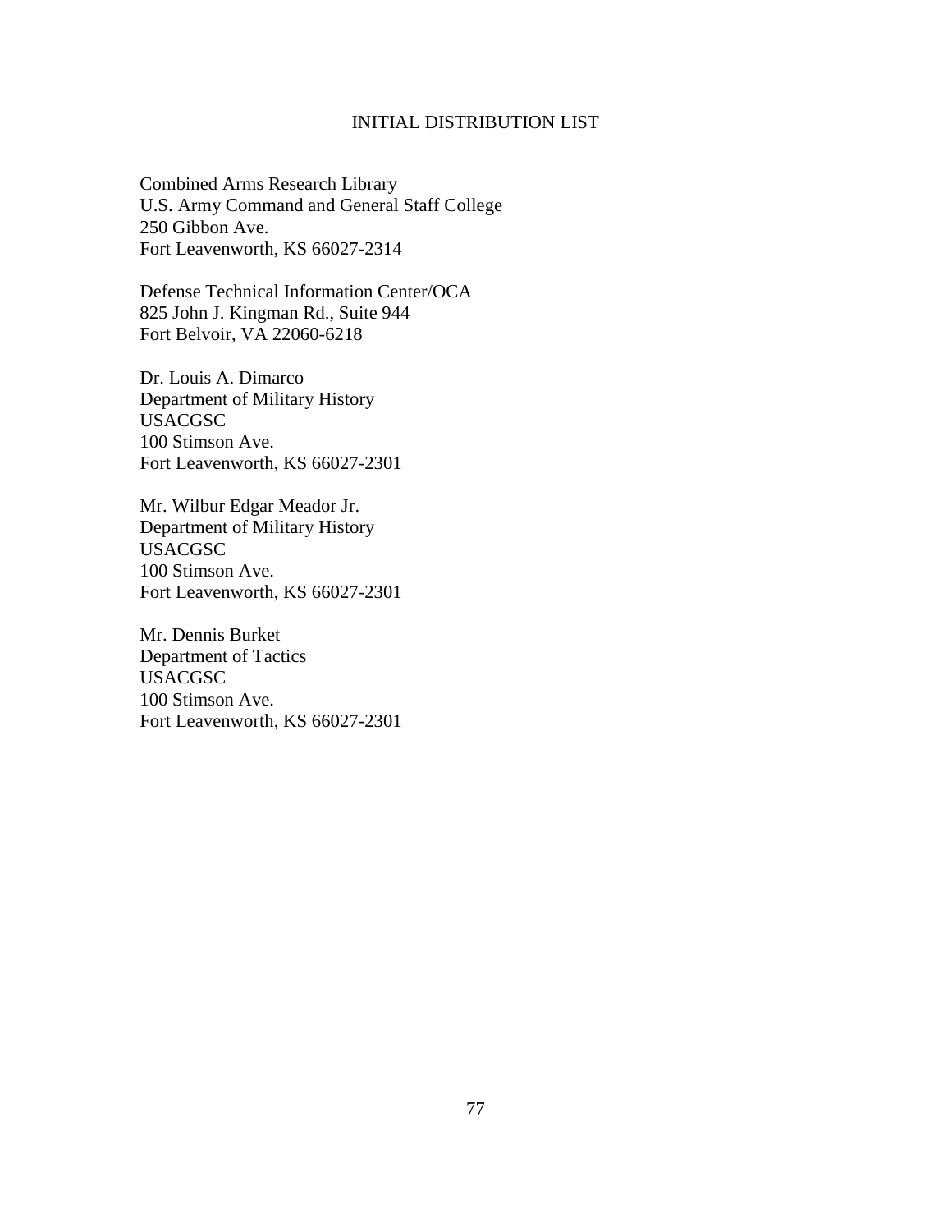# INITIAL DISTRIBUTION LIST

Combined Arms Research Library
U.S. Army Command and General Staff College
250 Gibbon Ave.
Fort Leavenworth, KS 66027-2314

Defense Technical Information Center/OCA
825 John J. Kingman Rd., Suite 944
Fort Belvoir, VA 22060-6218

Dr. Louis A. Dimarco
Department of Military History
USACGSC
100 Stimson Ave.
Fort Leavenworth, KS 66027-2301

Mr. Wilbur Edgar Meador Jr.
Department of Military History
USACGSC
100 Stimson Ave.
Fort Leavenworth, KS 66027-2301

Mr. Dennis Burket
Department of Tactics
USACGSC
100 Stimson Ave.
Fort Leavenworth, KS 66027-2301